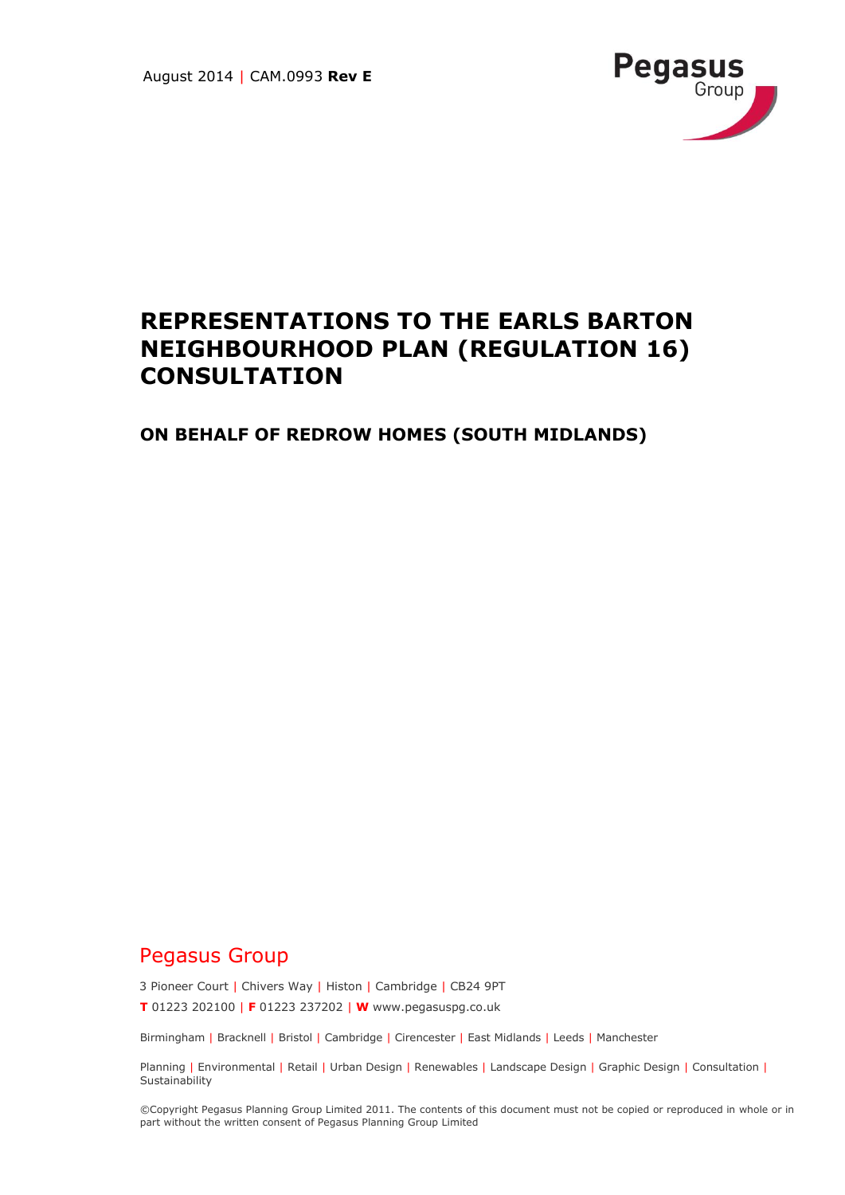August 2014 | CAM.0993 **Rev E**

Pegasus Group

# REPRESENTATIONS TO THE EARLS BARTON NEIGHBOURHOOD PLAN (REGULATION 16) CONSULTATION

## ON BEHALF OF REDROW HOMES (SOUTH MIDLANDS)

Pegasus Group

3 Pioneer Court | Chivers Way | Histon | Cambridge | CB24 9PT

**T** 01223 202100 | **F** 01223 237202 | **W** www.pegasuspg.co.uk

Birmingham | Bracknell | Bristol | Cambridge | Cirencester | East Midlands | Leeds | Manchester

Planning | Environmental | Retail | Urban Design | Renewables | Landscape Design | Graphic Design | Consultation | Sustainability

©Copyright Pegasus Planning Group Limited 2011. The contents of this document must not be copied or reproduced in whole or in part without the written consent of Pegasus Planning Group Limited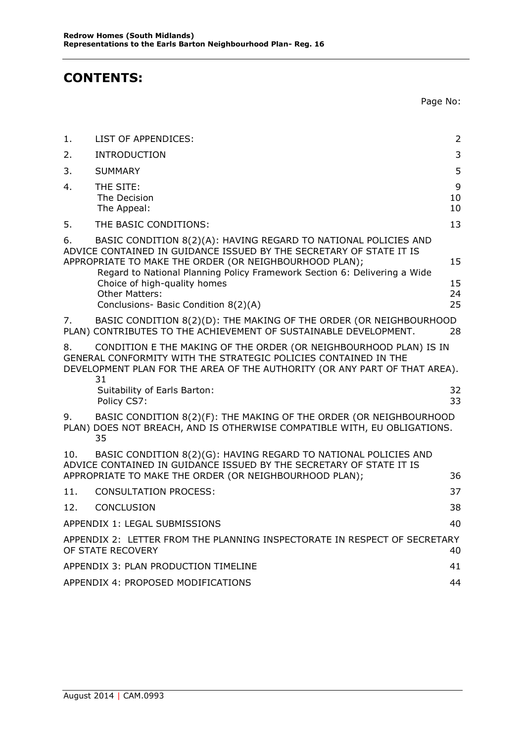# CONTENTS:

Page No:

| | | |
|---|---|---|
| 1. | LIST OF APPENDICES: | 2 |
| 2. | INTRODUCTION | 3 |
| 3. | SUMMARY | 5 |
| 4. | THE SITE: | 9 |
| | The Decision | 10 |
| | The Appeal: | 10 |
| 5. | THE BASIC CONDITIONS: | 13 |
| 6. | BASIC CONDITION 8(2)(A): HAVING REGARD TO NATIONAL POLICIES AND ADVICE CONTAINED IN GUIDANCE ISSUED BY THE SECRETARY OF STATE IT IS APPROPRIATE TO MAKE THE ORDER (OR NEIGHBOURHOOD PLAN); | 15 |
| | Regard to National Planning Policy Framework Section 6: Delivering a Wide Choice of high-quality homes | 15 |
| | Other Matters: | 24 |
| | Conclusions- Basic Condition 8(2)(A) | 25 |
| 7. | BASIC CONDITION 8(2)(D): THE MAKING OF THE ORDER (OR NEIGHBOURHOOD PLAN) CONTRIBUTES TO THE ACHIEVEMENT OF SUSTAINABLE DEVELOPMENT. | 28 |
| 8. | CONDITION E THE MAKING OF THE ORDER (OR NEIGHBOURHOOD PLAN) IS IN GENERAL CONFORMITY WITH THE STRATEGIC POLICIES CONTAINED IN THE DEVELOPMENT PLAN FOR THE AREA OF THE AUTHORITY (OR ANY PART OF THAT AREA). | 31 |
| | Suitability of Earls Barton: | 32 |
| | Policy CS7: | 33 |
| 9. | BASIC CONDITION 8(2)(F): THE MAKING OF THE ORDER (OR NEIGHBOURHOOD PLAN) DOES NOT BREACH, AND IS OTHERWISE COMPATIBLE WITH, EU OBLIGATIONS. | 35 |
| 10. | BASIC CONDITION 8(2)(G): HAVING REGARD TO NATIONAL POLICIES AND ADVICE CONTAINED IN GUIDANCE ISSUED BY THE SECRETARY OF STATE IT IS APPROPRIATE TO MAKE THE ORDER (OR NEIGHBOURHOOD PLAN); | 36 |
| 11. | CONSULTATION PROCESS: | 37 |
| 12. | CONCLUSION | 38 |
| | APPENDIX 1: LEGAL SUBMISSIONS | 40 |
| | APPENDIX 2: LETTER FROM THE PLANNING INSPECTORATE IN RESPECT OF SECRETARY OF STATE RECOVERY | 40 |
| | APPENDIX 3: PLAN PRODUCTION TIMELINE | 41 |
| | APPENDIX 4: PROPOSED MODIFICATIONS | 44 |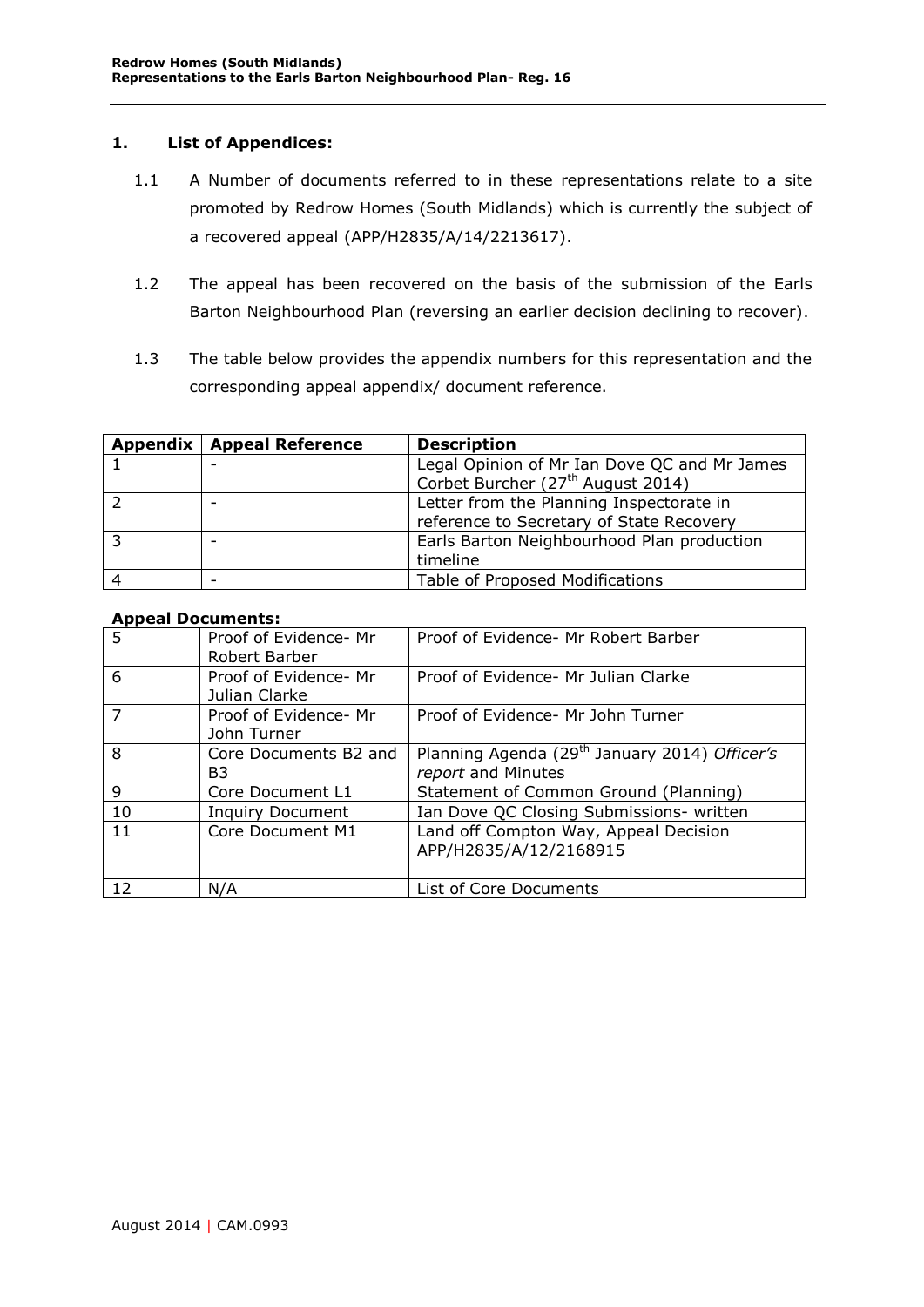## 1. List of Appendices:

1.1 A Number of documents referred to in these representations relate to a site promoted by Redrow Homes (South Midlands) which is currently the subject of a recovered appeal (APP/H2835/A/14/2213617).

1.2 The appeal has been recovered on the basis of the submission of the Earls Barton Neighbourhood Plan (reversing an earlier decision declining to recover).

1.3 The table below provides the appendix numbers for this representation and the corresponding appeal appendix/ document reference.

| Appendix | Appeal Reference | Description |
|---|---|---|
| 1 | - | Legal Opinion of Mr Ian Dove QC and Mr James Corbet Burcher (27th August 2014) |
| 2 | - | Letter from the Planning Inspectorate in reference to Secretary of State Recovery |
| 3 | - | Earls Barton Neighbourhood Plan production timeline |
| 4 | - | Table of Proposed Modifications |

**Appeal Documents:**

| | | |
|---|---|---|
| 5 | Proof of Evidence- Mr Robert Barber | Proof of Evidence- Mr Robert Barber |
| 6 | Proof of Evidence- Mr Julian Clarke | Proof of Evidence- Mr Julian Clarke |
| 7 | Proof of Evidence- Mr John Turner | Proof of Evidence- Mr John Turner |
| 8 | Core Documents B2 and B3 | Planning Agenda (29th January 2014) *Officer's report* and Minutes |
| 9 | Core Document L1 | Statement of Common Ground (Planning) |
| 10 | Inquiry Document | Ian Dove QC Closing Submissions- written |
| 11 | Core Document M1 | Land off Compton Way, Appeal Decision APP/H2835/A/12/2168915 |
| 12 | N/A | List of Core Documents |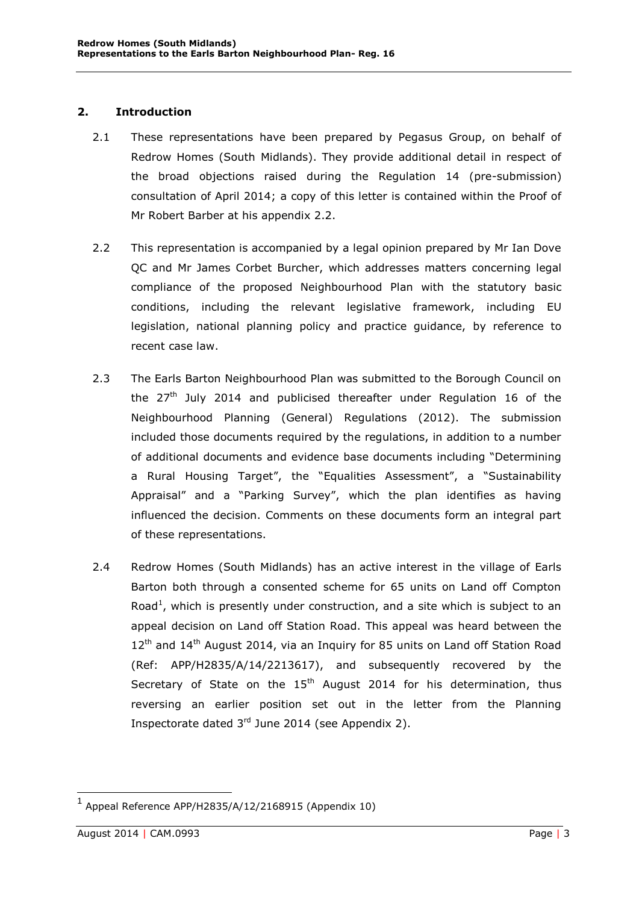## 2. Introduction

2.1 These representations have been prepared by Pegasus Group, on behalf of Redrow Homes (South Midlands). They provide additional detail in respect of the broad objections raised during the Regulation 14 (pre-submission) consultation of April 2014; a copy of this letter is contained within the Proof of Mr Robert Barber at his appendix 2.2.

2.2 This representation is accompanied by a legal opinion prepared by Mr Ian Dove QC and Mr James Corbet Burcher, which addresses matters concerning legal compliance of the proposed Neighbourhood Plan with the statutory basic conditions, including the relevant legislative framework, including EU legislation, national planning policy and practice guidance, by reference to recent case law.

2.3 The Earls Barton Neighbourhood Plan was submitted to the Borough Council on the 27th July 2014 and publicised thereafter under Regulation 16 of the Neighbourhood Planning (General) Regulations (2012). The submission included those documents required by the regulations, in addition to a number of additional documents and evidence base documents including "Determining a Rural Housing Target", the "Equalities Assessment", a "Sustainability Appraisal" and a "Parking Survey", which the plan identifies as having influenced the decision. Comments on these documents form an integral part of these representations.

2.4 Redrow Homes (South Midlands) has an active interest in the village of Earls Barton both through a consented scheme for 65 units on Land off Compton Road[1], which is presently under construction, and a site which is subject to an appeal decision on Land off Station Road. This appeal was heard between the 12th and 14th August 2014, via an Inquiry for 85 units on Land off Station Road (Ref: APP/H2835/A/14/2213617), and subsequently recovered by the Secretary of State on the 15th August 2014 for his determination, thus reversing an earlier position set out in the letter from the Planning Inspectorate dated 3rd June 2014 (see Appendix 2).

---

[1] Appeal Reference APP/H2835/A/12/2168915 (Appendix 10)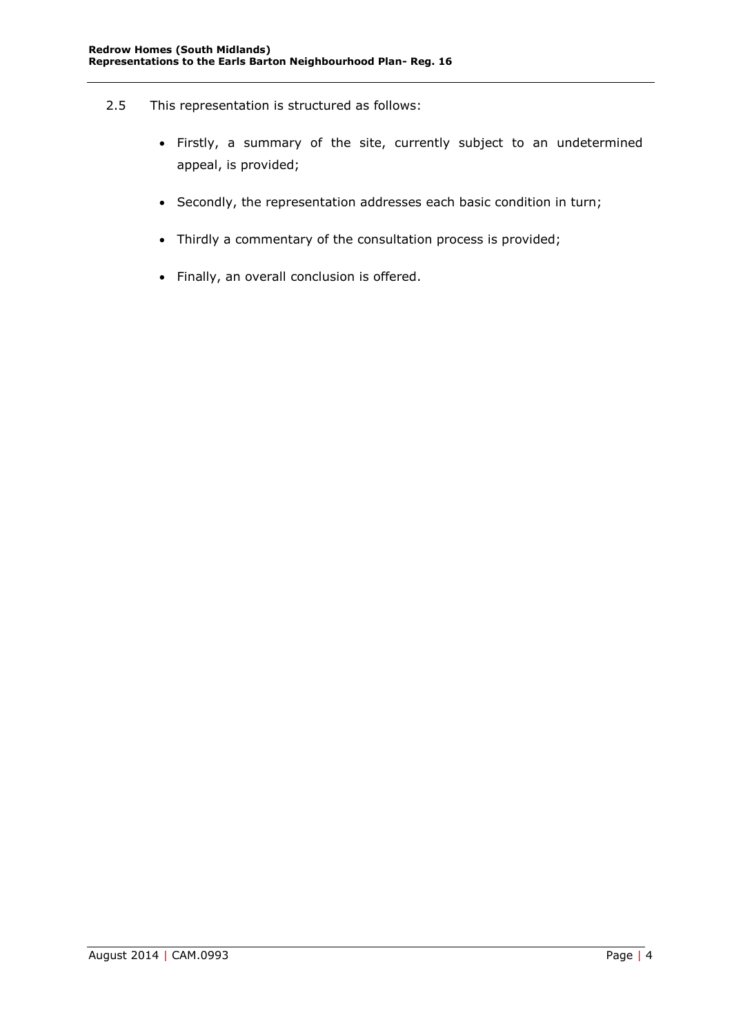2.5 This representation is structured as follows:

- Firstly, a summary of the site, currently subject to an undetermined appeal, is provided;
- Secondly, the representation addresses each basic condition in turn;
- Thirdly a commentary of the consultation process is provided;
- Finally, an overall conclusion is offered.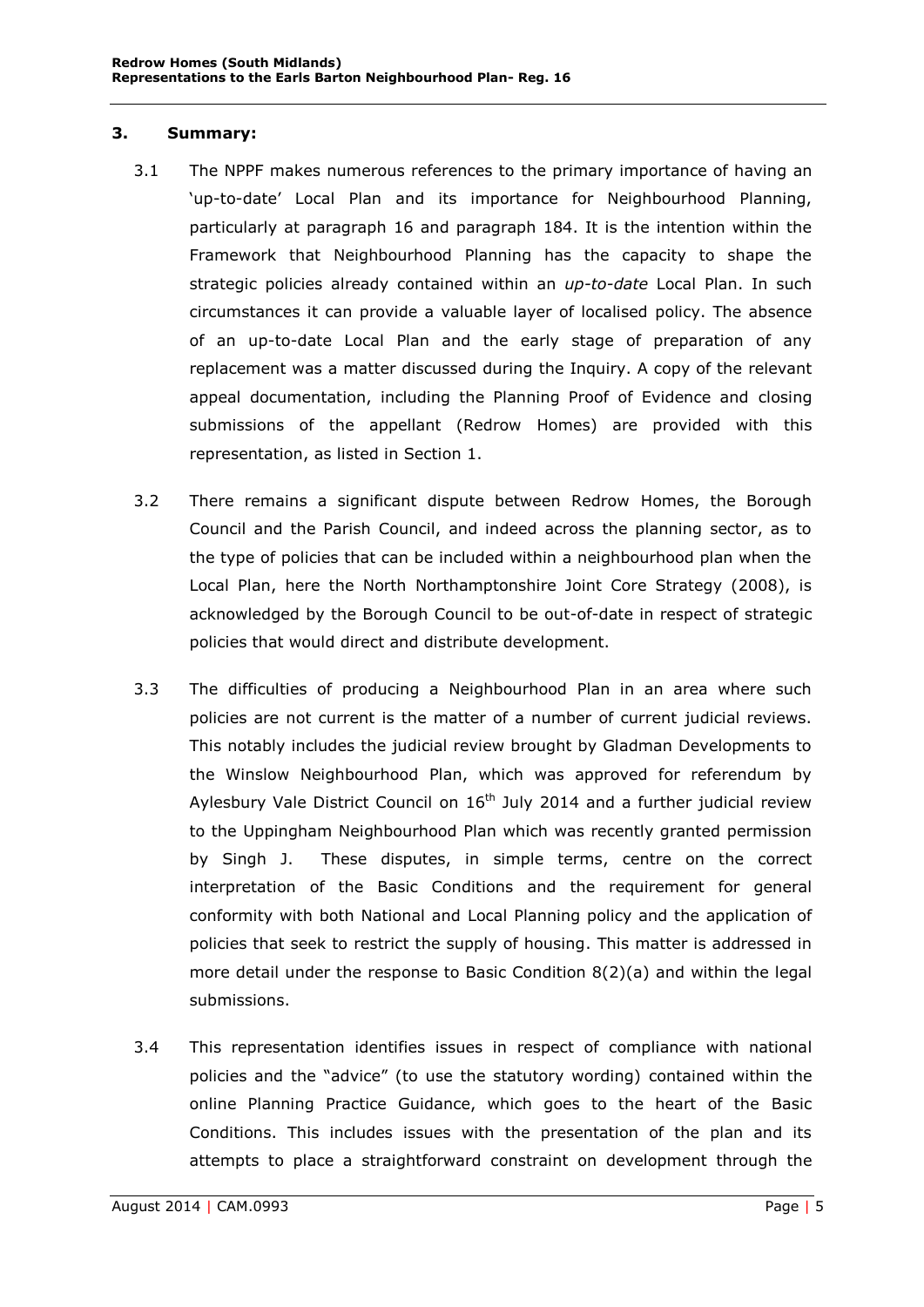## 3. Summary:

3.1 The NPPF makes numerous references to the primary importance of having an 'up-to-date' Local Plan and its importance for Neighbourhood Planning, particularly at paragraph 16 and paragraph 184. It is the intention within the Framework that Neighbourhood Planning has the capacity to shape the strategic policies already contained within an *up-to-date* Local Plan. In such circumstances it can provide a valuable layer of localised policy. The absence of an up-to-date Local Plan and the early stage of preparation of any replacement was a matter discussed during the Inquiry. A copy of the relevant appeal documentation, including the Planning Proof of Evidence and closing submissions of the appellant (Redrow Homes) are provided with this representation, as listed in Section 1.

3.2 There remains a significant dispute between Redrow Homes, the Borough Council and the Parish Council, and indeed across the planning sector, as to the type of policies that can be included within a neighbourhood plan when the Local Plan, here the North Northamptonshire Joint Core Strategy (2008), is acknowledged by the Borough Council to be out-of-date in respect of strategic policies that would direct and distribute development.

3.3 The difficulties of producing a Neighbourhood Plan in an area where such policies are not current is the matter of a number of current judicial reviews. This notably includes the judicial review brought by Gladman Developments to the Winslow Neighbourhood Plan, which was approved for referendum by Aylesbury Vale District Council on 16th July 2014 and a further judicial review to the Uppingham Neighbourhood Plan which was recently granted permission by Singh J. These disputes, in simple terms, centre on the correct interpretation of the Basic Conditions and the requirement for general conformity with both National and Local Planning policy and the application of policies that seek to restrict the supply of housing. This matter is addressed in more detail under the response to Basic Condition 8(2)(a) and within the legal submissions.

3.4 This representation identifies issues in respect of compliance with national policies and the "advice" (to use the statutory wording) contained within the online Planning Practice Guidance, which goes to the heart of the Basic Conditions. This includes issues with the presentation of the plan and its attempts to place a straightforward constraint on development through the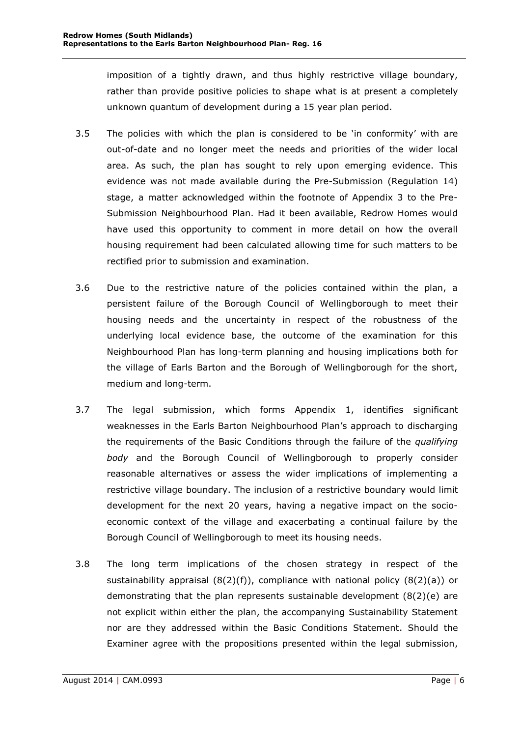imposition of a tightly drawn, and thus highly restrictive village boundary, rather than provide positive policies to shape what is at present a completely unknown quantum of development during a 15 year plan period.

3.5 The policies with which the plan is considered to be 'in conformity' with are out-of-date and no longer meet the needs and priorities of the wider local area. As such, the plan has sought to rely upon emerging evidence. This evidence was not made available during the Pre-Submission (Regulation 14) stage, a matter acknowledged within the footnote of Appendix 3 to the Pre-Submission Neighbourhood Plan. Had it been available, Redrow Homes would have used this opportunity to comment in more detail on how the overall housing requirement had been calculated allowing time for such matters to be rectified prior to submission and examination.

3.6 Due to the restrictive nature of the policies contained within the plan, a persistent failure of the Borough Council of Wellingborough to meet their housing needs and the uncertainty in respect of the robustness of the underlying local evidence base, the outcome of the examination for this Neighbourhood Plan has long-term planning and housing implications both for the village of Earls Barton and the Borough of Wellingborough for the short, medium and long-term.

3.7 The legal submission, which forms Appendix 1, identifies significant weaknesses in the Earls Barton Neighbourhood Plan's approach to discharging the requirements of the Basic Conditions through the failure of the *qualifying body* and the Borough Council of Wellingborough to properly consider reasonable alternatives or assess the wider implications of implementing a restrictive village boundary. The inclusion of a restrictive boundary would limit development for the next 20 years, having a negative impact on the socio-economic context of the village and exacerbating a continual failure by the Borough Council of Wellingborough to meet its housing needs.

3.8 The long term implications of the chosen strategy in respect of the sustainability appraisal (8(2)(f)), compliance with national policy (8(2)(a)) or demonstrating that the plan represents sustainable development (8(2)(e) are not explicit within either the plan, the accompanying Sustainability Statement nor are they addressed within the Basic Conditions Statement. Should the Examiner agree with the propositions presented within the legal submission,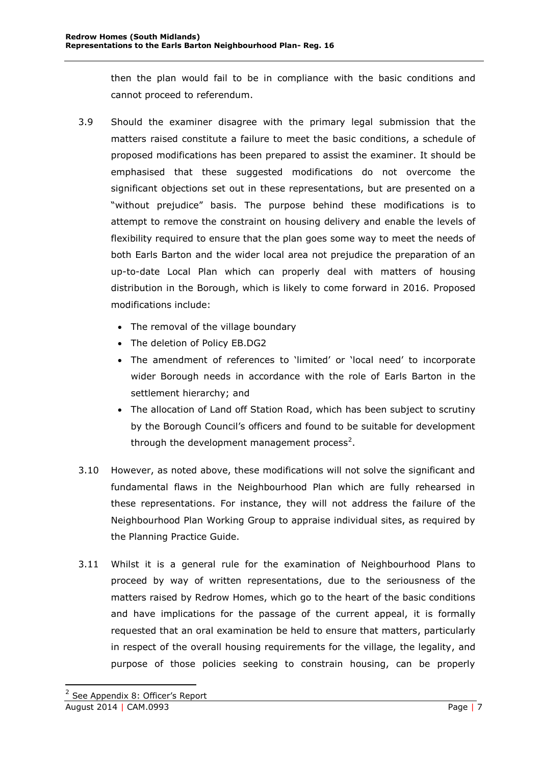then the plan would fail to be in compliance with the basic conditions and cannot proceed to referendum.

3.9 Should the examiner disagree with the primary legal submission that the matters raised constitute a failure to meet the basic conditions, a schedule of proposed modifications has been prepared to assist the examiner. It should be emphasised that these suggested modifications do not overcome the significant objections set out in these representations, but are presented on a "without prejudice" basis. The purpose behind these modifications is to attempt to remove the constraint on housing delivery and enable the levels of flexibility required to ensure that the plan goes some way to meet the needs of both Earls Barton and the wider local area not prejudice the preparation of an up-to-date Local Plan which can properly deal with matters of housing distribution in the Borough, which is likely to come forward in 2016. Proposed modifications include:

- The removal of the village boundary
- The deletion of Policy EB.DG2
- The amendment of references to 'limited' or 'local need' to incorporate wider Borough needs in accordance with the role of Earls Barton in the settlement hierarchy; and
- The allocation of Land off Station Road, which has been subject to scrutiny by the Borough Council's officers and found to be suitable for development through the development management process[2].

3.10 However, as noted above, these modifications will not solve the significant and fundamental flaws in the Neighbourhood Plan which are fully rehearsed in these representations. For instance, they will not address the failure of the Neighbourhood Plan Working Group to appraise individual sites, as required by the Planning Practice Guide.

3.11 Whilst it is a general rule for the examination of Neighbourhood Plans to proceed by way of written representations, due to the seriousness of the matters raised by Redrow Homes, which go to the heart of the basic conditions and have implications for the passage of the current appeal, it is formally requested that an oral examination be held to ensure that matters, particularly in respect of the overall housing requirements for the village, the legality, and purpose of those policies seeking to constrain housing, can be properly

[2] See Appendix 8: Officer's Report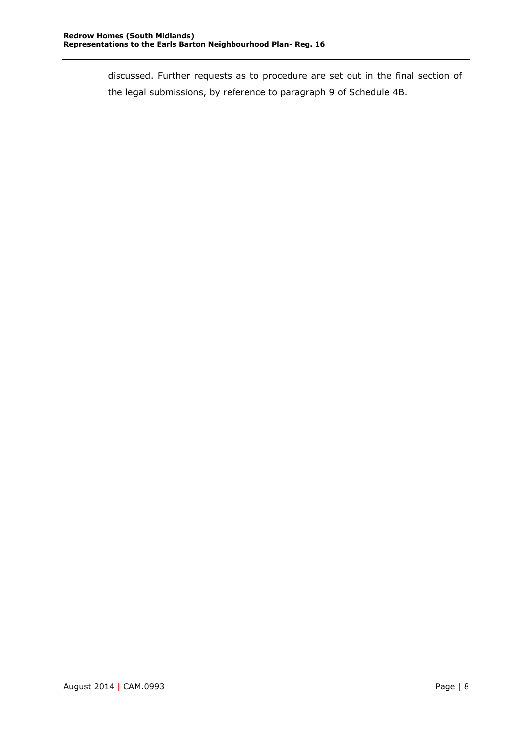discussed. Further requests as to procedure are set out in the final section of the legal submissions, by reference to paragraph 9 of Schedule 4B.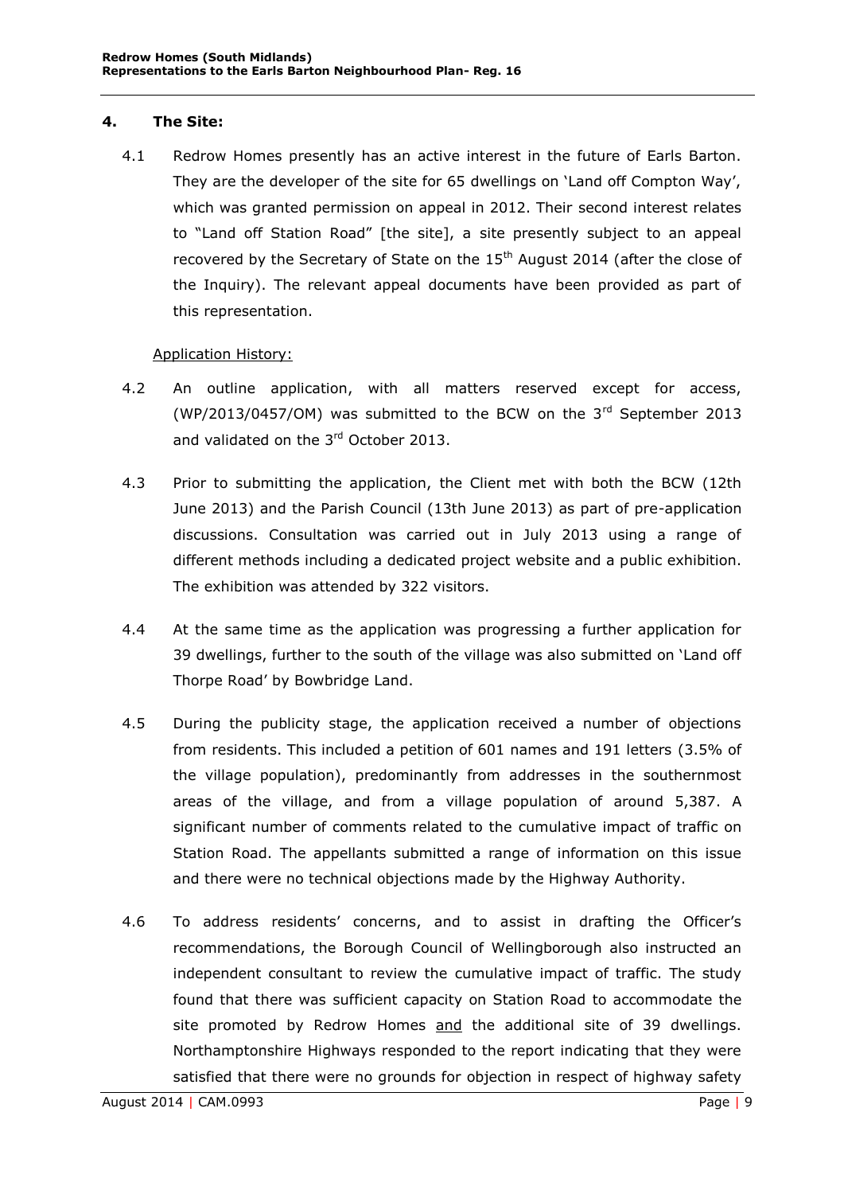## 4. The Site:

4.1 Redrow Homes presently has an active interest in the future of Earls Barton. They are the developer of the site for 65 dwellings on 'Land off Compton Way', which was granted permission on appeal in 2012. Their second interest relates to "Land off Station Road" [the site], a site presently subject to an appeal recovered by the Secretary of State on the 15th August 2014 (after the close of the Inquiry). The relevant appeal documents have been provided as part of this representation.

Application History:

4.2 An outline application, with all matters reserved except for access, (WP/2013/0457/OM) was submitted to the BCW on the 3rd September 2013 and validated on the 3rd October 2013.

4.3 Prior to submitting the application, the Client met with both the BCW (12th June 2013) and the Parish Council (13th June 2013) as part of pre-application discussions. Consultation was carried out in July 2013 using a range of different methods including a dedicated project website and a public exhibition. The exhibition was attended by 322 visitors.

4.4 At the same time as the application was progressing a further application for 39 dwellings, further to the south of the village was also submitted on 'Land off Thorpe Road' by Bowbridge Land.

4.5 During the publicity stage, the application received a number of objections from residents. This included a petition of 601 names and 191 letters (3.5% of the village population), predominantly from addresses in the southernmost areas of the village, and from a village population of around 5,387. A significant number of comments related to the cumulative impact of traffic on Station Road. The appellants submitted a range of information on this issue and there were no technical objections made by the Highway Authority.

4.6 To address residents' concerns, and to assist in drafting the Officer's recommendations, the Borough Council of Wellingborough also instructed an independent consultant to review the cumulative impact of traffic. The study found that there was sufficient capacity on Station Road to accommodate the site promoted by Redrow Homes and the additional site of 39 dwellings. Northamptonshire Highways responded to the report indicating that they were satisfied that there were no grounds for objection in respect of highway safety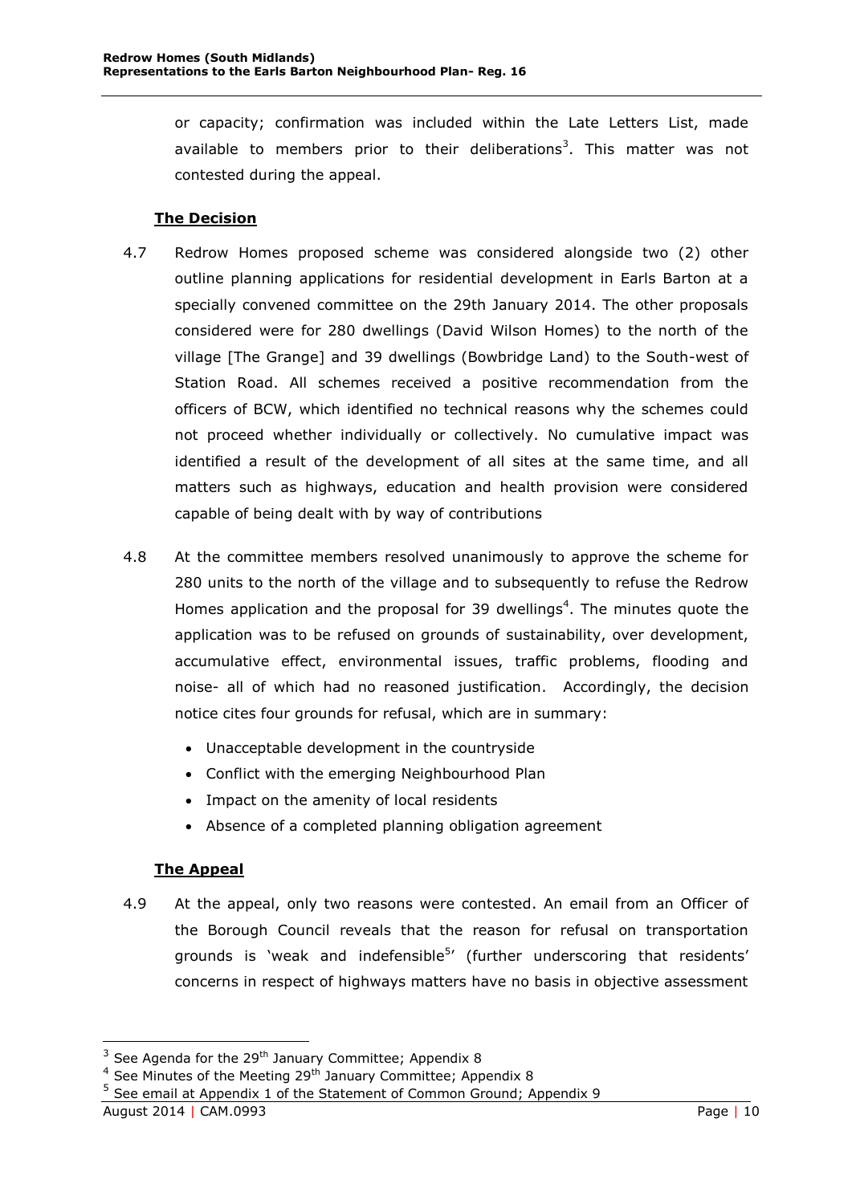or capacity; confirmation was included within the Late Letters List, made available to members prior to their deliberations[3]. This matter was not contested during the appeal.

**The Decision**

4.7 Redrow Homes proposed scheme was considered alongside two (2) other outline planning applications for residential development in Earls Barton at a specially convened committee on the 29th January 2014. The other proposals considered were for 280 dwellings (David Wilson Homes) to the north of the village [The Grange] and 39 dwellings (Bowbridge Land) to the South-west of Station Road. All schemes received a positive recommendation from the officers of BCW, which identified no technical reasons why the schemes could not proceed whether individually or collectively. No cumulative impact was identified a result of the development of all sites at the same time, and all matters such as highways, education and health provision were considered capable of being dealt with by way of contributions

4.8 At the committee members resolved unanimously to approve the scheme for 280 units to the north of the village and to subsequently to refuse the Redrow Homes application and the proposal for 39 dwellings[4]. The minutes quote the application was to be refused on grounds of sustainability, over development, accumulative effect, environmental issues, traffic problems, flooding and noise- all of which had no reasoned justification. Accordingly, the decision notice cites four grounds for refusal, which are in summary:

- Unacceptable development in the countryside
- Conflict with the emerging Neighbourhood Plan
- Impact on the amenity of local residents
- Absence of a completed planning obligation agreement

**The Appeal**

4.9 At the appeal, only two reasons were contested. An email from an Officer of the Borough Council reveals that the reason for refusal on transportation grounds is 'weak and indefensible[5]' (further underscoring that residents' concerns in respect of highways matters have no basis in objective assessment

---

[3] See Agenda for the 29th January Committee; Appendix 8

[4] See Minutes of the Meeting 29th January Committee; Appendix 8

[5] See email at Appendix 1 of the Statement of Common Ground; Appendix 9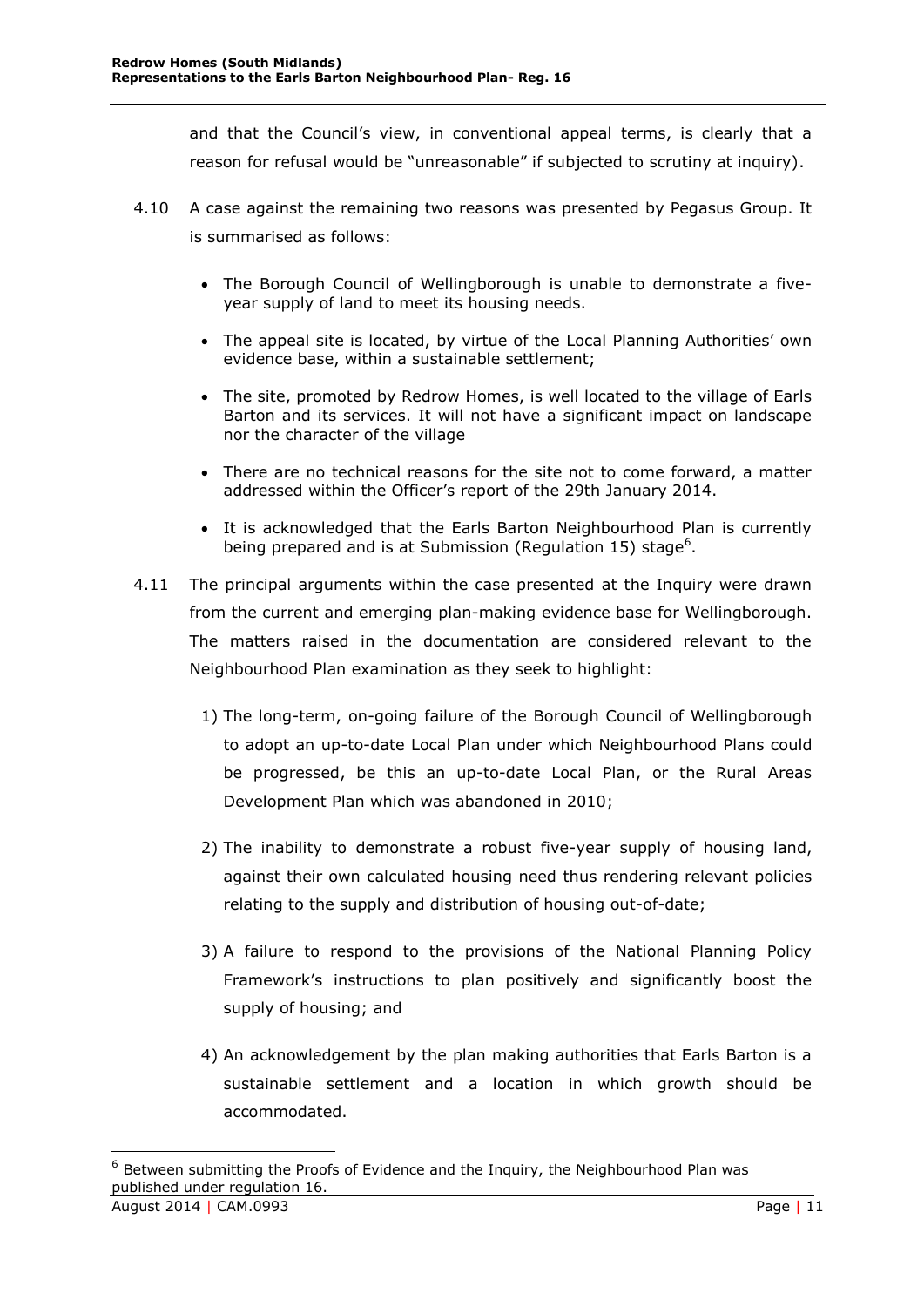and that the Council's view, in conventional appeal terms, is clearly that a reason for refusal would be "unreasonable" if subjected to scrutiny at inquiry).

4.10 A case against the remaining two reasons was presented by Pegasus Group. It is summarised as follows:

- The Borough Council of Wellingborough is unable to demonstrate a five-year supply of land to meet its housing needs.
- The appeal site is located, by virtue of the Local Planning Authorities' own evidence base, within a sustainable settlement;
- The site, promoted by Redrow Homes, is well located to the village of Earls Barton and its services. It will not have a significant impact on landscape nor the character of the village
- There are no technical reasons for the site not to come forward, a matter addressed within the Officer's report of the 29th January 2014.
- It is acknowledged that the Earls Barton Neighbourhood Plan is currently being prepared and is at Submission (Regulation 15) stage[6].

4.11 The principal arguments within the case presented at the Inquiry were drawn from the current and emerging plan-making evidence base for Wellingborough. The matters raised in the documentation are considered relevant to the Neighbourhood Plan examination as they seek to highlight:

1) The long-term, on-going failure of the Borough Council of Wellingborough to adopt an up-to-date Local Plan under which Neighbourhood Plans could be progressed, be this an up-to-date Local Plan, or the Rural Areas Development Plan which was abandoned in 2010;
2) The inability to demonstrate a robust five-year supply of housing land, against their own calculated housing need thus rendering relevant policies relating to the supply and distribution of housing out-of-date;
3) A failure to respond to the provisions of the National Planning Policy Framework's instructions to plan positively and significantly boost the supply of housing; and
4) An acknowledgement by the plan making authorities that Earls Barton is a sustainable settlement and a location in which growth should be accommodated.

[6] Between submitting the Proofs of Evidence and the Inquiry, the Neighbourhood Plan was published under regulation 16.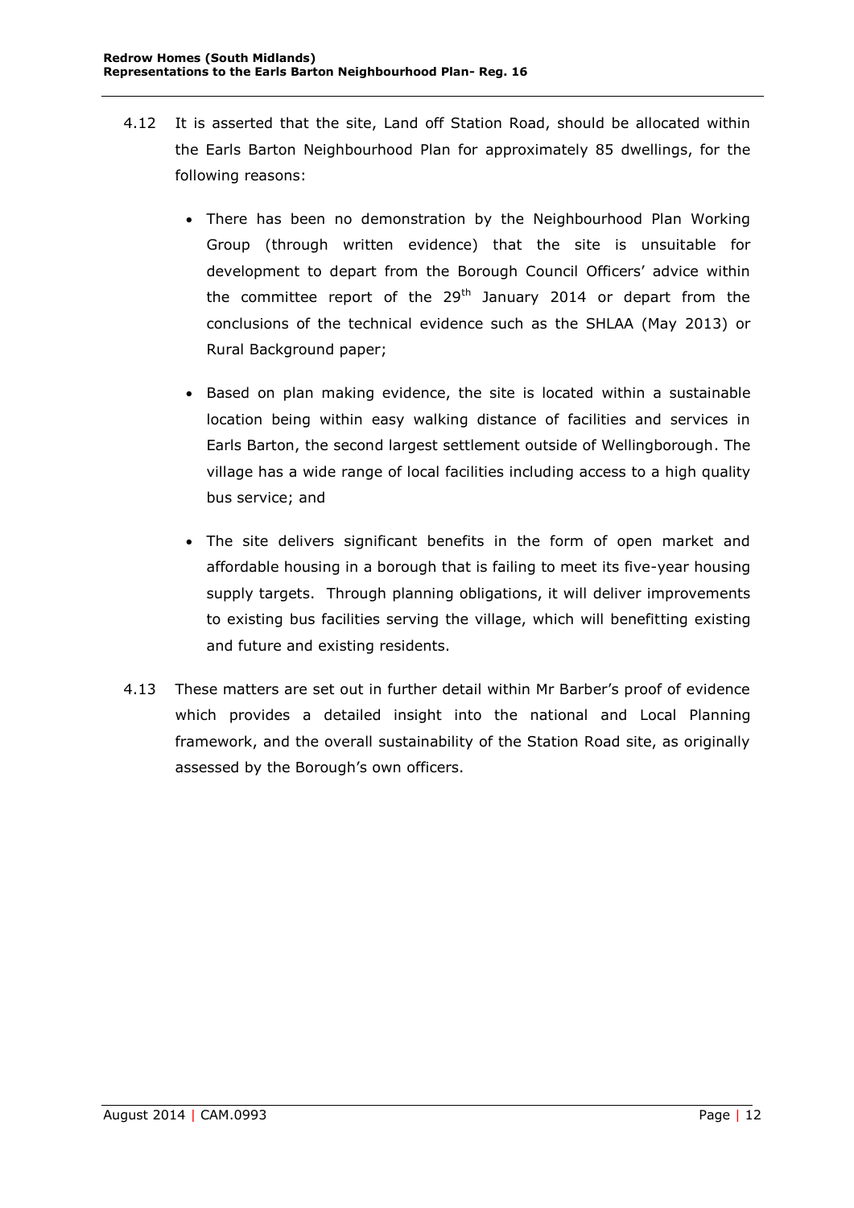4.12 It is asserted that the site, Land off Station Road, should be allocated within the Earls Barton Neighbourhood Plan for approximately 85 dwellings, for the following reasons:

- There has been no demonstration by the Neighbourhood Plan Working Group (through written evidence) that the site is unsuitable for development to depart from the Borough Council Officers' advice within the committee report of the 29th January 2014 or depart from the conclusions of the technical evidence such as the SHLAA (May 2013) or Rural Background paper;

- Based on plan making evidence, the site is located within a sustainable location being within easy walking distance of facilities and services in Earls Barton, the second largest settlement outside of Wellingborough. The village has a wide range of local facilities including access to a high quality bus service; and

- The site delivers significant benefits in the form of open market and affordable housing in a borough that is failing to meet its five-year housing supply targets. Through planning obligations, it will deliver improvements to existing bus facilities serving the village, which will benefitting existing and future and existing residents.

4.13 These matters are set out in further detail within Mr Barber's proof of evidence which provides a detailed insight into the national and Local Planning framework, and the overall sustainability of the Station Road site, as originally assessed by the Borough's own officers.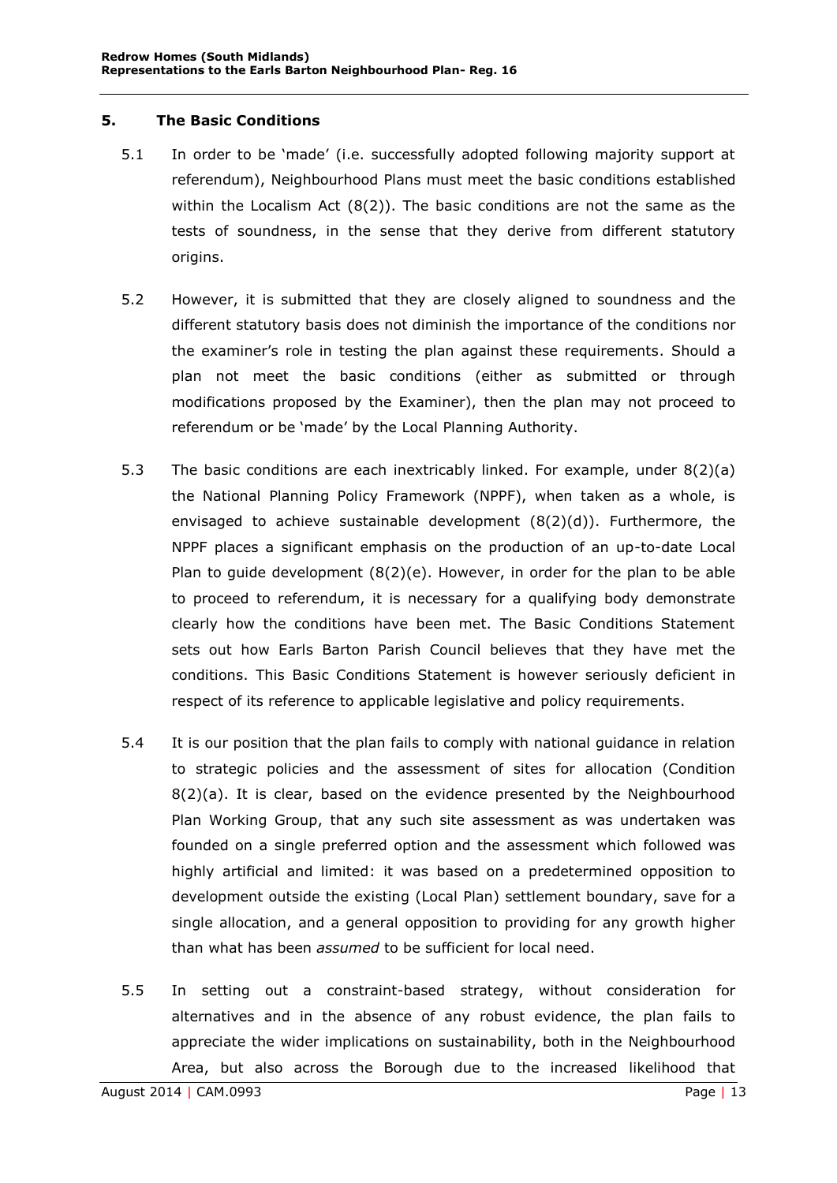## 5. The Basic Conditions

5.1 In order to be 'made' (i.e. successfully adopted following majority support at referendum), Neighbourhood Plans must meet the basic conditions established within the Localism Act (8(2)). The basic conditions are not the same as the tests of soundness, in the sense that they derive from different statutory origins.

5.2 However, it is submitted that they are closely aligned to soundness and the different statutory basis does not diminish the importance of the conditions nor the examiner's role in testing the plan against these requirements. Should a plan not meet the basic conditions (either as submitted or through modifications proposed by the Examiner), then the plan may not proceed to referendum or be 'made' by the Local Planning Authority.

5.3 The basic conditions are each inextricably linked. For example, under 8(2)(a) the National Planning Policy Framework (NPPF), when taken as a whole, is envisaged to achieve sustainable development (8(2)(d)). Furthermore, the NPPF places a significant emphasis on the production of an up-to-date Local Plan to guide development (8(2)(e). However, in order for the plan to be able to proceed to referendum, it is necessary for a qualifying body demonstrate clearly how the conditions have been met. The Basic Conditions Statement sets out how Earls Barton Parish Council believes that they have met the conditions. This Basic Conditions Statement is however seriously deficient in respect of its reference to applicable legislative and policy requirements.

5.4 It is our position that the plan fails to comply with national guidance in relation to strategic policies and the assessment of sites for allocation (Condition 8(2)(a). It is clear, based on the evidence presented by the Neighbourhood Plan Working Group, that any such site assessment as was undertaken was founded on a single preferred option and the assessment which followed was highly artificial and limited: it was based on a predetermined opposition to development outside the existing (Local Plan) settlement boundary, save for a single allocation, and a general opposition to providing for any growth higher than what has been *assumed* to be sufficient for local need.

5.5 In setting out a constraint-based strategy, without consideration for alternatives and in the absence of any robust evidence, the plan fails to appreciate the wider implications on sustainability, both in the Neighbourhood Area, but also across the Borough due to the increased likelihood that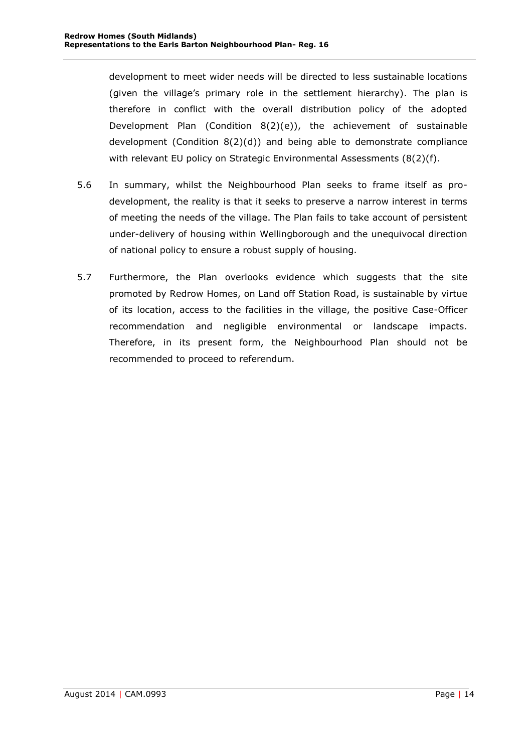development to meet wider needs will be directed to less sustainable locations (given the village's primary role in the settlement hierarchy). The plan is therefore in conflict with the overall distribution policy of the adopted Development Plan (Condition 8(2)(e)), the achievement of sustainable development (Condition 8(2)(d)) and being able to demonstrate compliance with relevant EU policy on Strategic Environmental Assessments (8(2)(f).

5.6 In summary, whilst the Neighbourhood Plan seeks to frame itself as pro-development, the reality is that it seeks to preserve a narrow interest in terms of meeting the needs of the village. The Plan fails to take account of persistent under-delivery of housing within Wellingborough and the unequivocal direction of national policy to ensure a robust supply of housing.

5.7 Furthermore, the Plan overlooks evidence which suggests that the site promoted by Redrow Homes, on Land off Station Road, is sustainable by virtue of its location, access to the facilities in the village, the positive Case-Officer recommendation and negligible environmental or landscape impacts. Therefore, in its present form, the Neighbourhood Plan should not be recommended to proceed to referendum.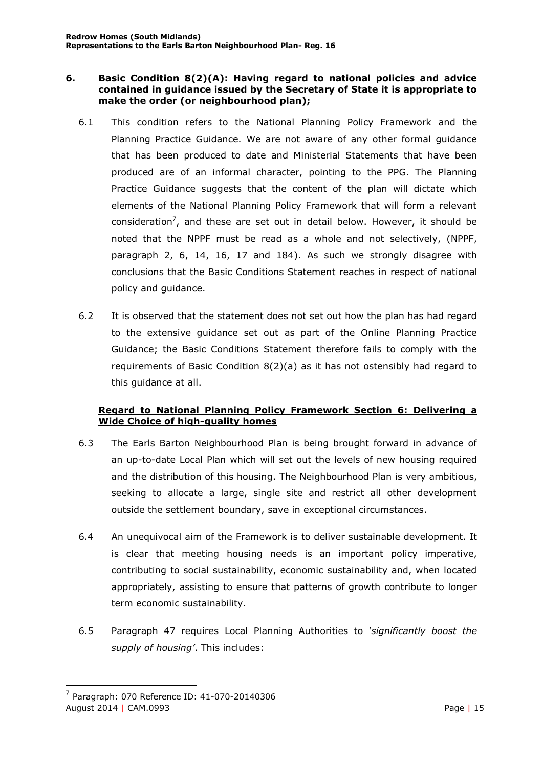## 6. Basic Condition 8(2)(A): Having regard to national policies and advice contained in guidance issued by the Secretary of State it is appropriate to make the order (or neighbourhood plan);

6.1 This condition refers to the National Planning Policy Framework and the Planning Practice Guidance. We are not aware of any other formal guidance that has been produced to date and Ministerial Statements that have been produced are of an informal character, pointing to the PPG. The Planning Practice Guidance suggests that the content of the plan will dictate which elements of the National Planning Policy Framework that will form a relevant consideration[7], and these are set out in detail below. However, it should be noted that the NPPF must be read as a whole and not selectively, (NPPF, paragraph 2, 6, 14, 16, 17 and 184). As such we strongly disagree with conclusions that the Basic Conditions Statement reaches in respect of national policy and guidance.

6.2 It is observed that the statement does not set out how the plan has had regard to the extensive guidance set out as part of the Online Planning Practice Guidance; the Basic Conditions Statement therefore fails to comply with the requirements of Basic Condition 8(2)(a) as it has not ostensibly had regard to this guidance at all.

### <u>Regard to National Planning Policy Framework Section 6: Delivering a Wide Choice of high-quality homes</u>

6.3 The Earls Barton Neighbourhood Plan is being brought forward in advance of an up-to-date Local Plan which will set out the levels of new housing required and the distribution of this housing. The Neighbourhood Plan is very ambitious, seeking to allocate a large, single site and restrict all other development outside the settlement boundary, save in exceptional circumstances.

6.4 An unequivocal aim of the Framework is to deliver sustainable development. It is clear that meeting housing needs is an important policy imperative, contributing to social sustainability, economic sustainability and, when located appropriately, assisting to ensure that patterns of growth contribute to longer term economic sustainability.

6.5 Paragraph 47 requires Local Planning Authorities to *'significantly boost the supply of housing'*. This includes:

[7] Paragraph: 070 Reference ID: 41-070-20140306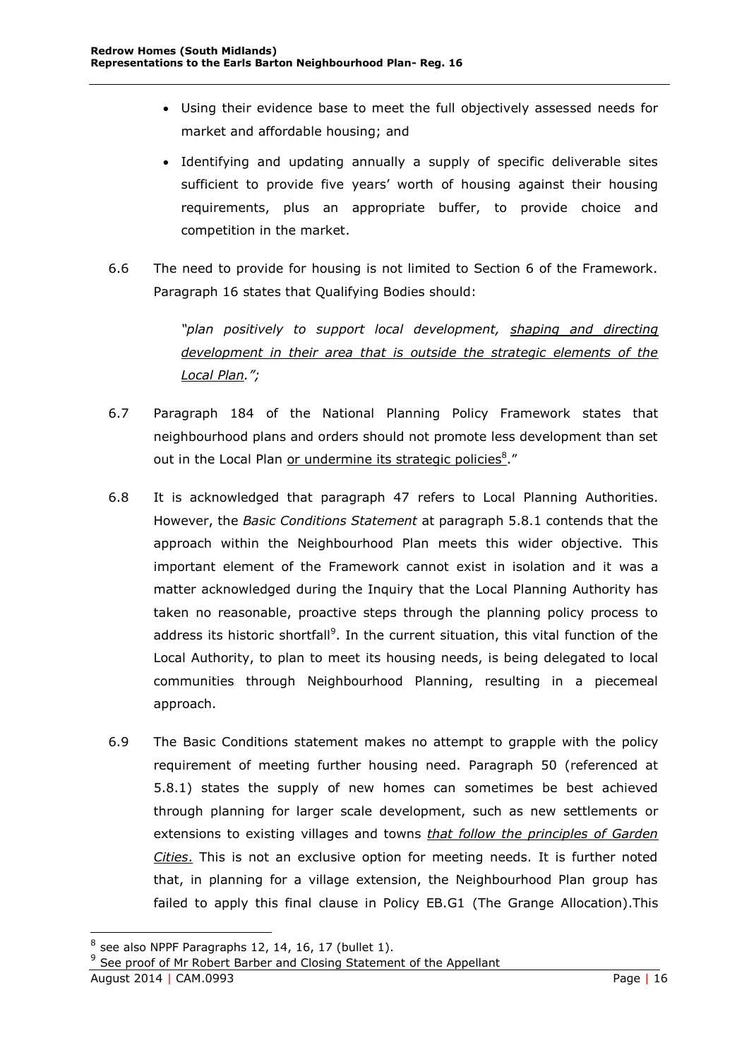- Using their evidence base to meet the full objectively assessed needs for market and affordable housing; and
- Identifying and updating annually a supply of specific deliverable sites sufficient to provide five years' worth of housing against their housing requirements, plus an appropriate buffer, to provide choice and competition in the market.

6.6 The need to provide for housing is not limited to Section 6 of the Framework. Paragraph 16 states that Qualifying Bodies should:

> *"plan positively to support local development, shaping and directing development in their area that is outside the strategic elements of the Local Plan.";*

6.7 Paragraph 184 of the National Planning Policy Framework states that neighbourhood plans and orders should not promote less development than set out in the Local Plan or undermine its strategic policies[8]."

6.8 It is acknowledged that paragraph 47 refers to Local Planning Authorities. However, the *Basic Conditions Statement* at paragraph 5.8.1 contends that the approach within the Neighbourhood Plan meets this wider objective. This important element of the Framework cannot exist in isolation and it was a matter acknowledged during the Inquiry that the Local Planning Authority has taken no reasonable, proactive steps through the planning policy process to address its historic shortfall[9]. In the current situation, this vital function of the Local Authority, to plan to meet its housing needs, is being delegated to local communities through Neighbourhood Planning, resulting in a piecemeal approach.

6.9 The Basic Conditions statement makes no attempt to grapple with the policy requirement of meeting further housing need. Paragraph 50 (referenced at 5.8.1) states the supply of new homes can sometimes be best achieved through planning for larger scale development, such as new settlements or extensions to existing villages and towns *that follow the principles of Garden Cities*. This is not an exclusive option for meeting needs. It is further noted that, in planning for a village extension, the Neighbourhood Plan group has failed to apply this final clause in Policy EB.G1 (The Grange Allocation).This

---

[8] see also NPPF Paragraphs 12, 14, 16, 17 (bullet 1).

[9] See proof of Mr Robert Barber and Closing Statement of the Appellant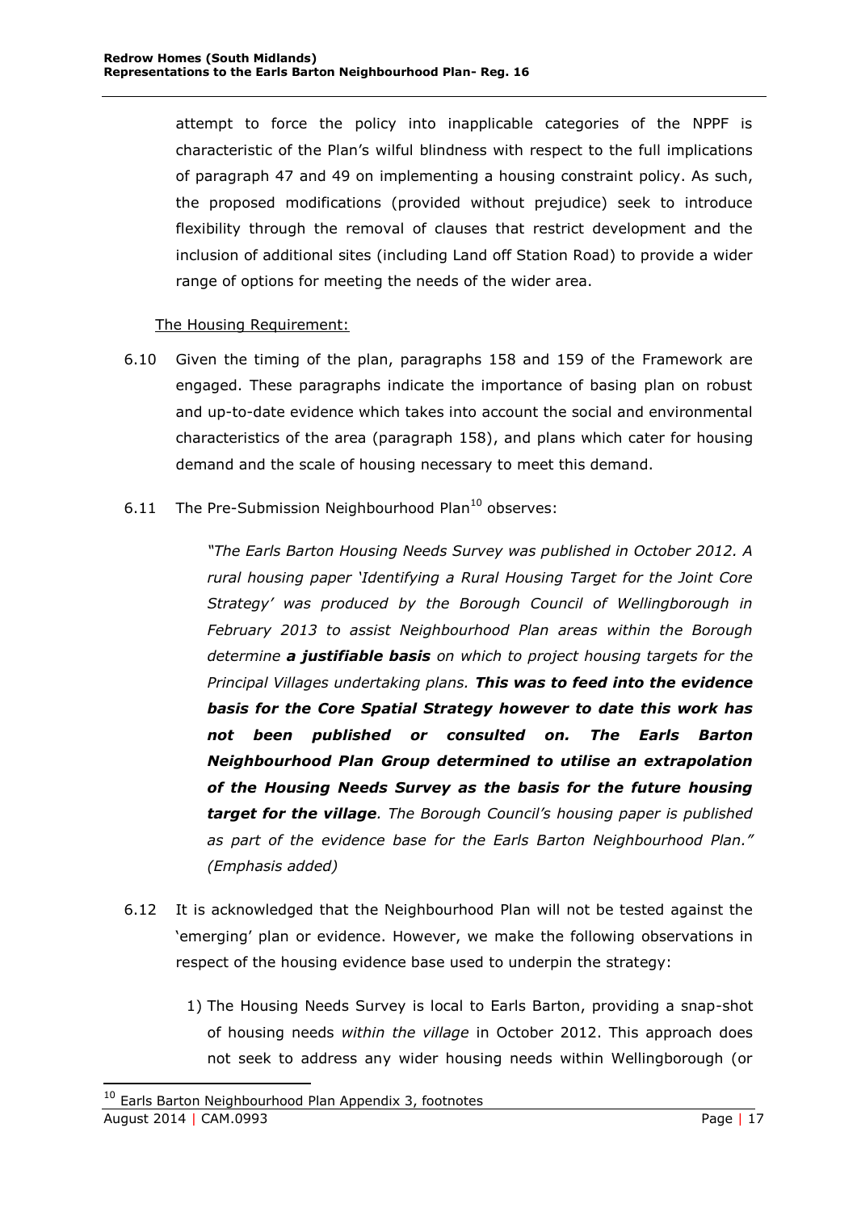attempt to force the policy into inapplicable categories of the NPPF is characteristic of the Plan's wilful blindness with respect to the full implications of paragraph 47 and 49 on implementing a housing constraint policy. As such, the proposed modifications (provided without prejudice) seek to introduce flexibility through the removal of clauses that restrict development and the inclusion of additional sites (including Land off Station Road) to provide a wider range of options for meeting the needs of the wider area.

<u>The Housing Requirement:</u>

6.10 Given the timing of the plan, paragraphs 158 and 159 of the Framework are engaged. These paragraphs indicate the importance of basing plan on robust and up-to-date evidence which takes into account the social and environmental characteristics of the area (paragraph 158), and plans which cater for housing demand and the scale of housing necessary to meet this demand.

6.11 The Pre-Submission Neighbourhood Plan[10] observes:

> *"The Earls Barton Housing Needs Survey was published in October 2012. A rural housing paper 'Identifying a Rural Housing Target for the Joint Core Strategy' was produced by the Borough Council of Wellingborough in February 2013 to assist Neighbourhood Plan areas within the Borough determine* ***a justifiable basis*** *on which to project housing targets for the Principal Villages undertaking plans.* ***This was to feed into the evidence basis for the Core Spatial Strategy however to date this work has not been published or consulted on. The Earls Barton Neighbourhood Plan Group determined to utilise an extrapolation of the Housing Needs Survey as the basis for the future housing target for the village****. The Borough Council's housing paper is published as part of the evidence base for the Earls Barton Neighbourhood Plan." (Emphasis added)*

6.12 It is acknowledged that the Neighbourhood Plan will not be tested against the 'emerging' plan or evidence. However, we make the following observations in respect of the housing evidence base used to underpin the strategy:

1) The Housing Needs Survey is local to Earls Barton, providing a snap-shot of housing needs *within the village* in October 2012. This approach does not seek to address any wider housing needs within Wellingborough (or

[10] Earls Barton Neighbourhood Plan Appendix 3, footnotes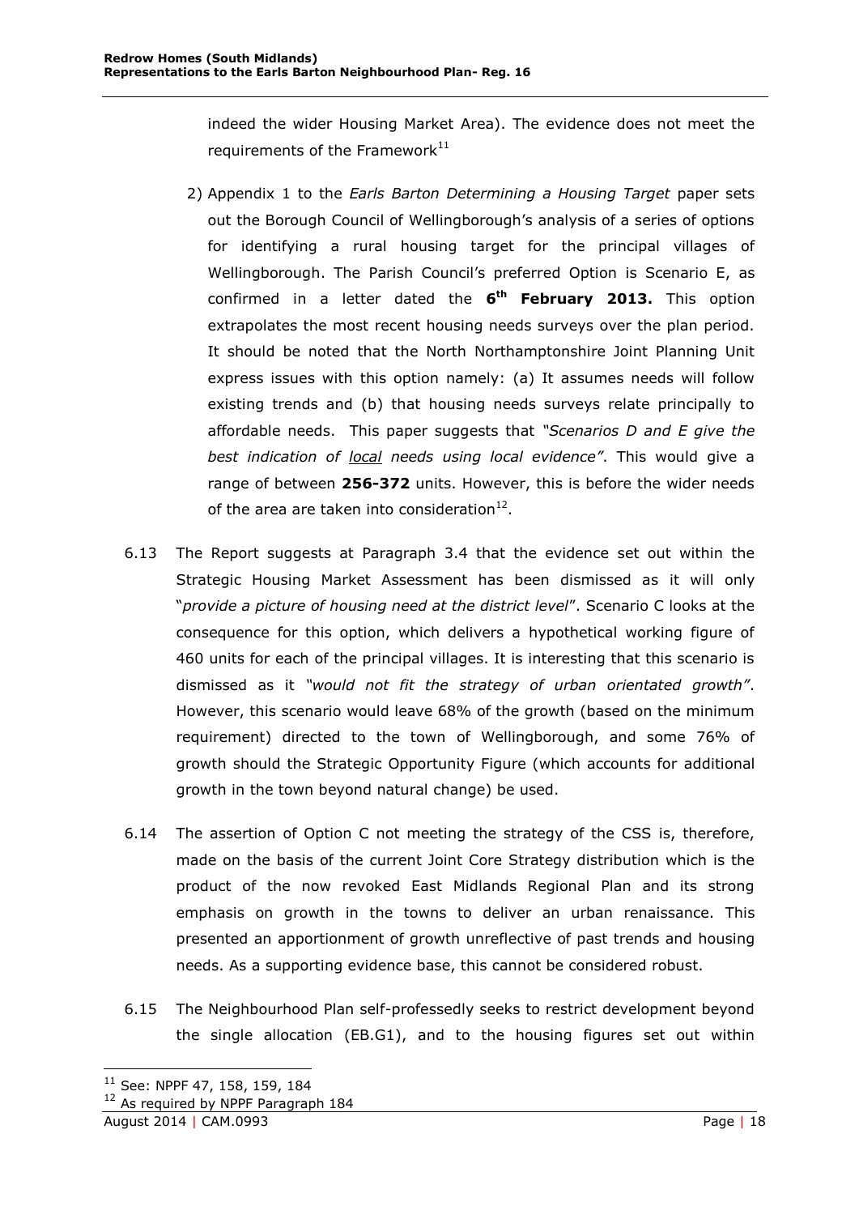indeed the wider Housing Market Area). The evidence does not meet the requirements of the Framework[11]

2) Appendix 1 to the *Earls Barton Determining a Housing Target* paper sets out the Borough Council of Wellingborough's analysis of a series of options for identifying a rural housing target for the principal villages of Wellingborough. The Parish Council's preferred Option is Scenario E, as confirmed in a letter dated the **6th February 2013.** This option extrapolates the most recent housing needs surveys over the plan period. It should be noted that the North Northamptonshire Joint Planning Unit express issues with this option namely: (a) It assumes needs will follow existing trends and (b) that housing needs surveys relate principally to affordable needs. This paper suggests that *"Scenarios D and E give the best indication of <u>local</u> needs using local evidence"*. This would give a range of between **256-372** units. However, this is before the wider needs of the area are taken into consideration[12].

6.13 The Report suggests at Paragraph 3.4 that the evidence set out within the Strategic Housing Market Assessment has been dismissed as it will only "*provide a picture of housing need at the district level*". Scenario C looks at the consequence for this option, which delivers a hypothetical working figure of 460 units for each of the principal villages. It is interesting that this scenario is dismissed as it *"would not fit the strategy of urban orientated growth"*. However, this scenario would leave 68% of the growth (based on the minimum requirement) directed to the town of Wellingborough, and some 76% of growth should the Strategic Opportunity Figure (which accounts for additional growth in the town beyond natural change) be used.

6.14 The assertion of Option C not meeting the strategy of the CSS is, therefore, made on the basis of the current Joint Core Strategy distribution which is the product of the now revoked East Midlands Regional Plan and its strong emphasis on growth in the towns to deliver an urban renaissance. This presented an apportionment of growth unreflective of past trends and housing needs. As a supporting evidence base, this cannot be considered robust.

6.15 The Neighbourhood Plan self-professedly seeks to restrict development beyond the single allocation (EB.G1), and to the housing figures set out within

[11] See: NPPF 47, 158, 159, 184

[12] As required by NPPF Paragraph 184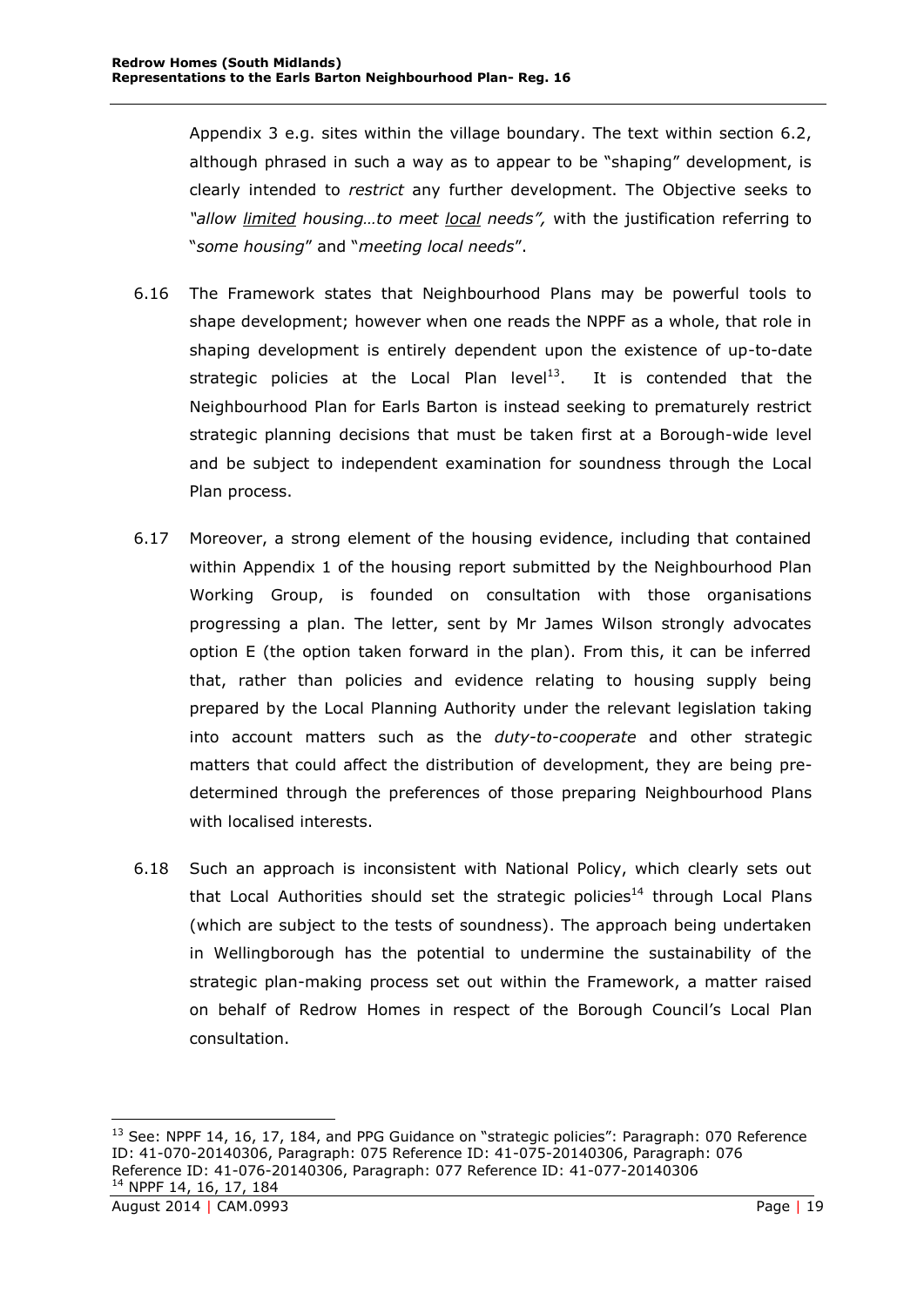Appendix 3 e.g. sites within the village boundary. The text within section 6.2, although phrased in such a way as to appear to be "shaping" development, is clearly intended to *restrict* any further development. The Objective seeks to *"allow limited housing…to meet local needs",* with the justification referring to "*some housing*" and "*meeting local needs*".

6.16 The Framework states that Neighbourhood Plans may be powerful tools to shape development; however when one reads the NPPF as a whole, that role in shaping development is entirely dependent upon the existence of up-to-date strategic policies at the Local Plan level[13]. It is contended that the Neighbourhood Plan for Earls Barton is instead seeking to prematurely restrict strategic planning decisions that must be taken first at a Borough-wide level and be subject to independent examination for soundness through the Local Plan process.

6.17 Moreover, a strong element of the housing evidence, including that contained within Appendix 1 of the housing report submitted by the Neighbourhood Plan Working Group, is founded on consultation with those organisations progressing a plan. The letter, sent by Mr James Wilson strongly advocates option E (the option taken forward in the plan). From this, it can be inferred that, rather than policies and evidence relating to housing supply being prepared by the Local Planning Authority under the relevant legislation taking into account matters such as the *duty-to-cooperate* and other strategic matters that could affect the distribution of development, they are being pre-determined through the preferences of those preparing Neighbourhood Plans with localised interests.

6.18 Such an approach is inconsistent with National Policy, which clearly sets out that Local Authorities should set the strategic policies[14] through Local Plans (which are subject to the tests of soundness). The approach being undertaken in Wellingborough has the potential to undermine the sustainability of the strategic plan-making process set out within the Framework, a matter raised on behalf of Redrow Homes in respect of the Borough Council's Local Plan consultation.

---

[13] See: NPPF 14, 16, 17, 184, and PPG Guidance on "strategic policies": Paragraph: 070 Reference ID: 41-070-20140306, Paragraph: 075 Reference ID: 41-075-20140306, Paragraph: 076 Reference ID: 41-076-20140306, Paragraph: 077 Reference ID: 41-077-20140306

[14] NPPF 14, 16, 17, 184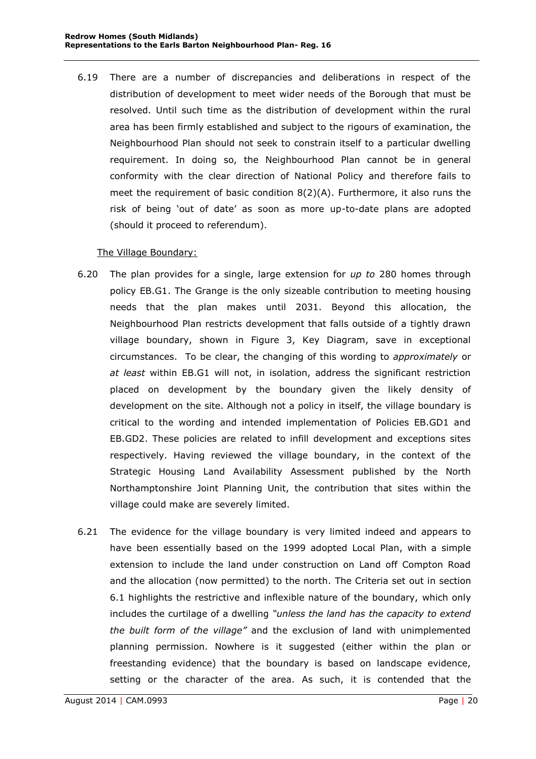6.19 There are a number of discrepancies and deliberations in respect of the distribution of development to meet wider needs of the Borough that must be resolved. Until such time as the distribution of development within the rural area has been firmly established and subject to the rigours of examination, the Neighbourhood Plan should not seek to constrain itself to a particular dwelling requirement. In doing so, the Neighbourhood Plan cannot be in general conformity with the clear direction of National Policy and therefore fails to meet the requirement of basic condition 8(2)(A). Furthermore, it also runs the risk of being 'out of date' as soon as more up-to-date plans are adopted (should it proceed to referendum).

<u>The Village Boundary:</u>

6.20 The plan provides for a single, large extension for *up to* 280 homes through policy EB.G1. The Grange is the only sizeable contribution to meeting housing needs that the plan makes until 2031. Beyond this allocation, the Neighbourhood Plan restricts development that falls outside of a tightly drawn village boundary, shown in Figure 3, Key Diagram, save in exceptional circumstances. To be clear, the changing of this wording to *approximately* or *at least* within EB.G1 will not, in isolation, address the significant restriction placed on development by the boundary given the likely density of development on the site. Although not a policy in itself, the village boundary is critical to the wording and intended implementation of Policies EB.GD1 and EB.GD2. These policies are related to infill development and exceptions sites respectively. Having reviewed the village boundary, in the context of the Strategic Housing Land Availability Assessment published by the North Northamptonshire Joint Planning Unit, the contribution that sites within the village could make are severely limited.

6.21 The evidence for the village boundary is very limited indeed and appears to have been essentially based on the 1999 adopted Local Plan, with a simple extension to include the land under construction on Land off Compton Road and the allocation (now permitted) to the north. The Criteria set out in section 6.1 highlights the restrictive and inflexible nature of the boundary, which only includes the curtilage of a dwelling *"unless the land has the capacity to extend the built form of the village"* and the exclusion of land with unimplemented planning permission. Nowhere is it suggested (either within the plan or freestanding evidence) that the boundary is based on landscape evidence, setting or the character of the area. As such, it is contended that the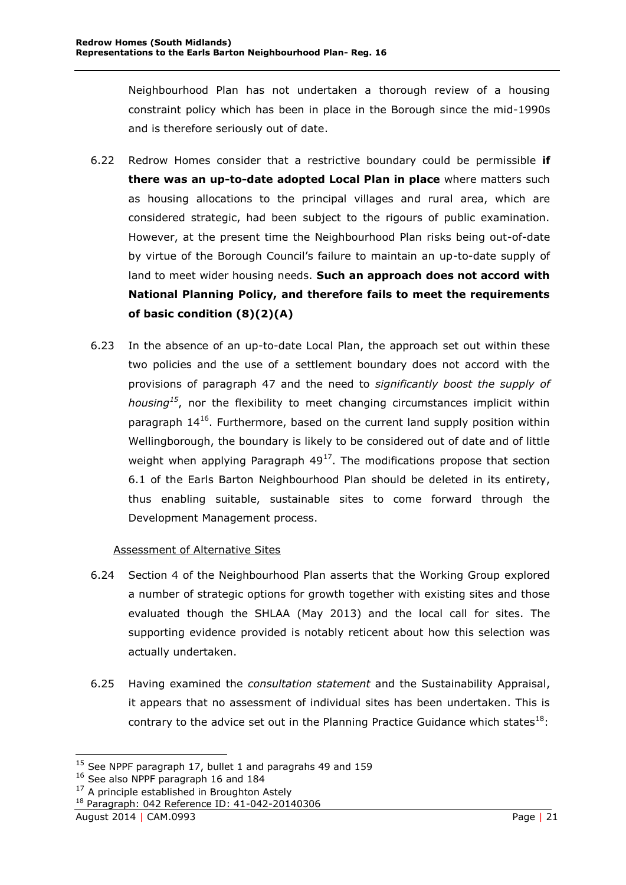Neighbourhood Plan has not undertaken a thorough review of a housing constraint policy which has been in place in the Borough since the mid-1990s and is therefore seriously out of date.

6.22 Redrow Homes consider that a restrictive boundary could be permissible **if there was an up-to-date adopted Local Plan in place** where matters such as housing allocations to the principal villages and rural area, which are considered strategic, had been subject to the rigours of public examination. However, at the present time the Neighbourhood Plan risks being out-of-date by virtue of the Borough Council's failure to maintain an up-to-date supply of land to meet wider housing needs. **Such an approach does not accord with National Planning Policy, and therefore fails to meet the requirements of basic condition (8)(2)(A)**

6.23 In the absence of an up-to-date Local Plan, the approach set out within these two policies and the use of a settlement boundary does not accord with the provisions of paragraph 47 and the need to *significantly boost the supply of housing*[15], nor the flexibility to meet changing circumstances implicit within paragraph 14[16]. Furthermore, based on the current land supply position within Wellingborough, the boundary is likely to be considered out of date and of little weight when applying Paragraph 49[17]. The modifications propose that section 6.1 of the Earls Barton Neighbourhood Plan should be deleted in its entirety, thus enabling suitable, sustainable sites to come forward through the Development Management process.

Assessment of Alternative Sites

6.24 Section 4 of the Neighbourhood Plan asserts that the Working Group explored a number of strategic options for growth together with existing sites and those evaluated though the SHLAA (May 2013) and the local call for sites. The supporting evidence provided is notably reticent about how this selection was actually undertaken.

6.25 Having examined the *consultation statement* and the Sustainability Appraisal, it appears that no assessment of individual sites has been undertaken. This is contrary to the advice set out in the Planning Practice Guidance which states[18]:

[15] See NPPF paragraph 17, bullet 1 and paragrahs 49 and 159

[16] See also NPPF paragraph 16 and 184

[17] A principle established in Broughton Astely

[18] Paragraph: 042 Reference ID: 41-042-20140306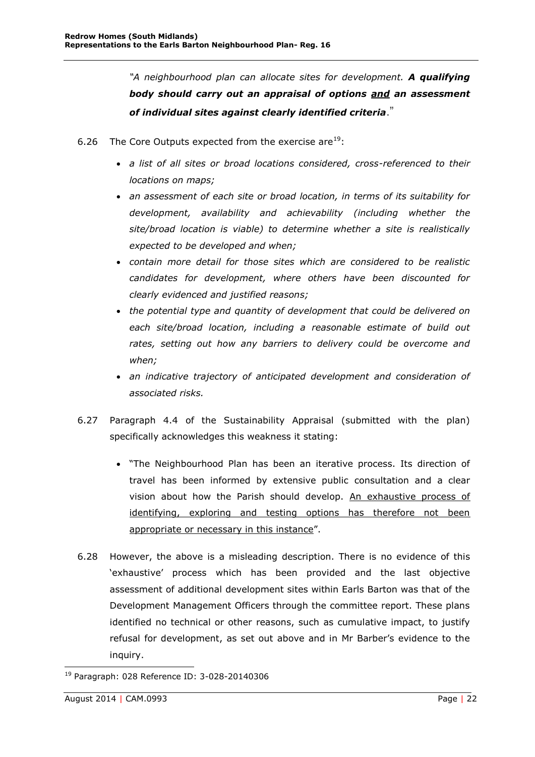*"A neighbourhood plan can allocate sites for development. **A qualifying body should carry out an appraisal of options <u>and</u> an assessment of individual sites against clearly identified criteria**."*

6.26 The Core Outputs expected from the exercise are[19]:

- *a list of all sites or broad locations considered, cross-referenced to their locations on maps;*
- *an assessment of each site or broad location, in terms of its suitability for development, availability and achievability (including whether the site/broad location is viable) to determine whether a site is realistically expected to be developed and when;*
- *contain more detail for those sites which are considered to be realistic candidates for development, where others have been discounted for clearly evidenced and justified reasons;*
- *the potential type and quantity of development that could be delivered on each site/broad location, including a reasonable estimate of build out rates, setting out how any barriers to delivery could be overcome and when;*
- *an indicative trajectory of anticipated development and consideration of associated risks.*

6.27 Paragraph 4.4 of the Sustainability Appraisal (submitted with the plan) specifically acknowledges this weakness it stating:

- "The Neighbourhood Plan has been an iterative process. Its direction of travel has been informed by extensive public consultation and a clear vision about how the Parish should develop. <u>An exhaustive process of identifying, exploring and testing options has therefore not been appropriate or necessary in this instance</u>".

6.28 However, the above is a misleading description. There is no evidence of this 'exhaustive' process which has been provided and the last objective assessment of additional development sites within Earls Barton was that of the Development Management Officers through the committee report. These plans identified no technical or other reasons, such as cumulative impact, to justify refusal for development, as set out above and in Mr Barber's evidence to the inquiry.

---

[19] Paragraph: 028 Reference ID: 3-028-20140306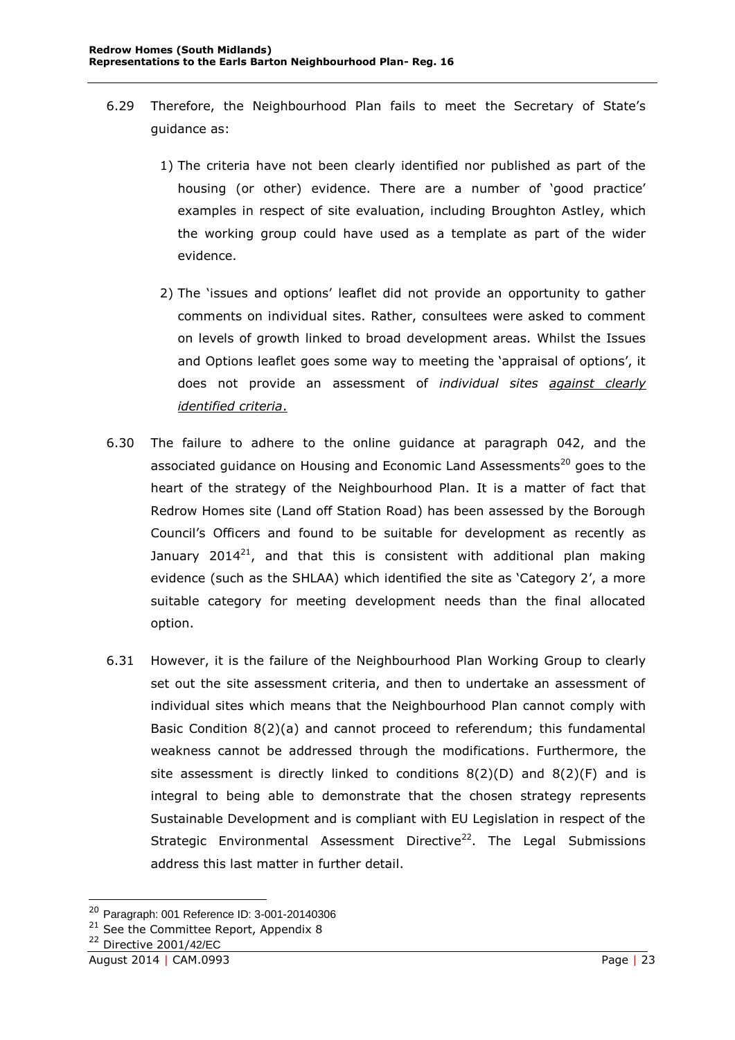6.29 Therefore, the Neighbourhood Plan fails to meet the Secretary of State's guidance as:

1) The criteria have not been clearly identified nor published as part of the housing (or other) evidence. There are a number of 'good practice' examples in respect of site evaluation, including Broughton Astley, which the working group could have used as a template as part of the wider evidence.

2) The 'issues and options' leaflet did not provide an opportunity to gather comments on individual sites. Rather, consultees were asked to comment on levels of growth linked to broad development areas. Whilst the Issues and Options leaflet goes some way to meeting the 'appraisal of options', it does not provide an assessment of *individual sites* <u>*against clearly identified criteria*</u>.

6.30 The failure to adhere to the online guidance at paragraph 042, and the associated guidance on Housing and Economic Land Assessments[20] goes to the heart of the strategy of the Neighbourhood Plan. It is a matter of fact that Redrow Homes site (Land off Station Road) has been assessed by the Borough Council's Officers and found to be suitable for development as recently as January 2014[21], and that this is consistent with additional plan making evidence (such as the SHLAA) which identified the site as 'Category 2', a more suitable category for meeting development needs than the final allocated option.

6.31 However, it is the failure of the Neighbourhood Plan Working Group to clearly set out the site assessment criteria, and then to undertake an assessment of individual sites which means that the Neighbourhood Plan cannot comply with Basic Condition 8(2)(a) and cannot proceed to referendum; this fundamental weakness cannot be addressed through the modifications. Furthermore, the site assessment is directly linked to conditions 8(2)(D) and 8(2)(F) and is integral to being able to demonstrate that the chosen strategy represents Sustainable Development and is compliant with EU Legislation in respect of the Strategic Environmental Assessment Directive[22]. The Legal Submissions address this last matter in further detail.

---

[20] Paragraph: 001 Reference ID: 3-001-20140306

[21] See the Committee Report, Appendix 8

[22] Directive 2001/42/EC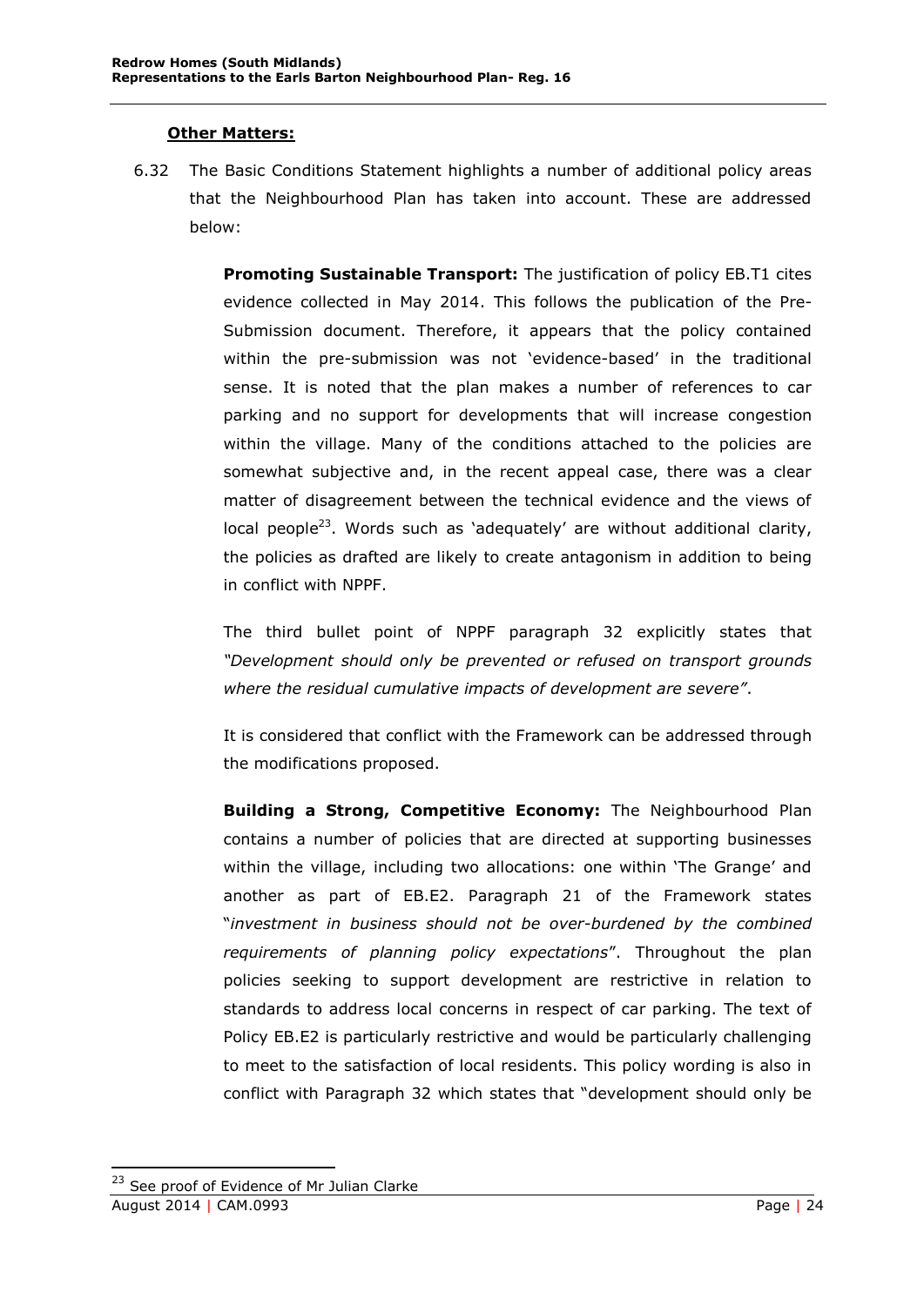**Other Matters:**

6.32 The Basic Conditions Statement highlights a number of additional policy areas that the Neighbourhood Plan has taken into account. These are addressed below:

**Promoting Sustainable Transport:** The justification of policy EB.T1 cites evidence collected in May 2014. This follows the publication of the Pre-Submission document. Therefore, it appears that the policy contained within the pre-submission was not 'evidence-based' in the traditional sense. It is noted that the plan makes a number of references to car parking and no support for developments that will increase congestion within the village. Many of the conditions attached to the policies are somewhat subjective and, in the recent appeal case, there was a clear matter of disagreement between the technical evidence and the views of local people[23]. Words such as 'adequately' are without additional clarity, the policies as drafted are likely to create antagonism in addition to being in conflict with NPPF.

The third bullet point of NPPF paragraph 32 explicitly states that *"Development should only be prevented or refused on transport grounds where the residual cumulative impacts of development are severe"*.

It is considered that conflict with the Framework can be addressed through the modifications proposed.

**Building a Strong, Competitive Economy:** The Neighbourhood Plan contains a number of policies that are directed at supporting businesses within the village, including two allocations: one within 'The Grange' and another as part of EB.E2. Paragraph 21 of the Framework states "*investment in business should not be over-burdened by the combined requirements of planning policy expectations*". Throughout the plan policies seeking to support development are restrictive in relation to standards to address local concerns in respect of car parking. The text of Policy EB.E2 is particularly restrictive and would be particularly challenging to meet to the satisfaction of local residents. This policy wording is also in conflict with Paragraph 32 which states that "development should only be

[23] See proof of Evidence of Mr Julian Clarke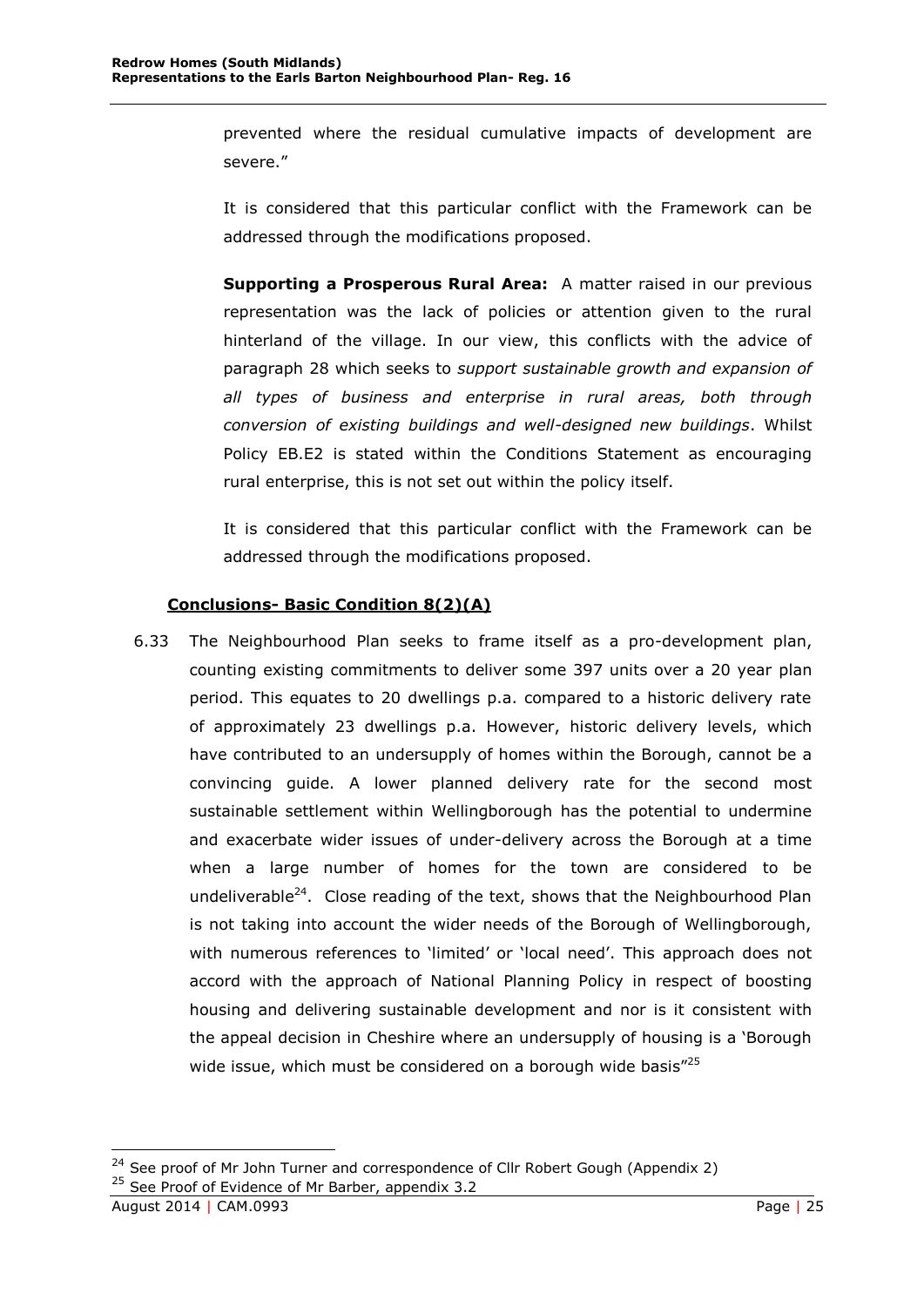prevented where the residual cumulative impacts of development are severe."

It is considered that this particular conflict with the Framework can be addressed through the modifications proposed.

**Supporting a Prosperous Rural Area:** A matter raised in our previous representation was the lack of policies or attention given to the rural hinterland of the village. In our view, this conflicts with the advice of paragraph 28 which seeks to *support sustainable growth and expansion of all types of business and enterprise in rural areas, both through conversion of existing buildings and well-designed new buildings*. Whilst Policy EB.E2 is stated within the Conditions Statement as encouraging rural enterprise, this is not set out within the policy itself.

It is considered that this particular conflict with the Framework can be addressed through the modifications proposed.

**Conclusions- Basic Condition 8(2)(A)**

6.33 The Neighbourhood Plan seeks to frame itself as a pro-development plan, counting existing commitments to deliver some 397 units over a 20 year plan period. This equates to 20 dwellings p.a. compared to a historic delivery rate of approximately 23 dwellings p.a. However, historic delivery levels, which have contributed to an undersupply of homes within the Borough, cannot be a convincing guide. A lower planned delivery rate for the second most sustainable settlement within Wellingborough has the potential to undermine and exacerbate wider issues of under-delivery across the Borough at a time when a large number of homes for the town are considered to be undeliverable[24]. Close reading of the text, shows that the Neighbourhood Plan is not taking into account the wider needs of the Borough of Wellingborough, with numerous references to 'limited' or 'local need'. This approach does not accord with the approach of National Planning Policy in respect of boosting housing and delivering sustainable development and nor is it consistent with the appeal decision in Cheshire where an undersupply of housing is a 'Borough wide issue, which must be considered on a borough wide basis"[25]

[24] See proof of Mr John Turner and correspondence of Cllr Robert Gough (Appendix 2)

[25] See Proof of Evidence of Mr Barber, appendix 3.2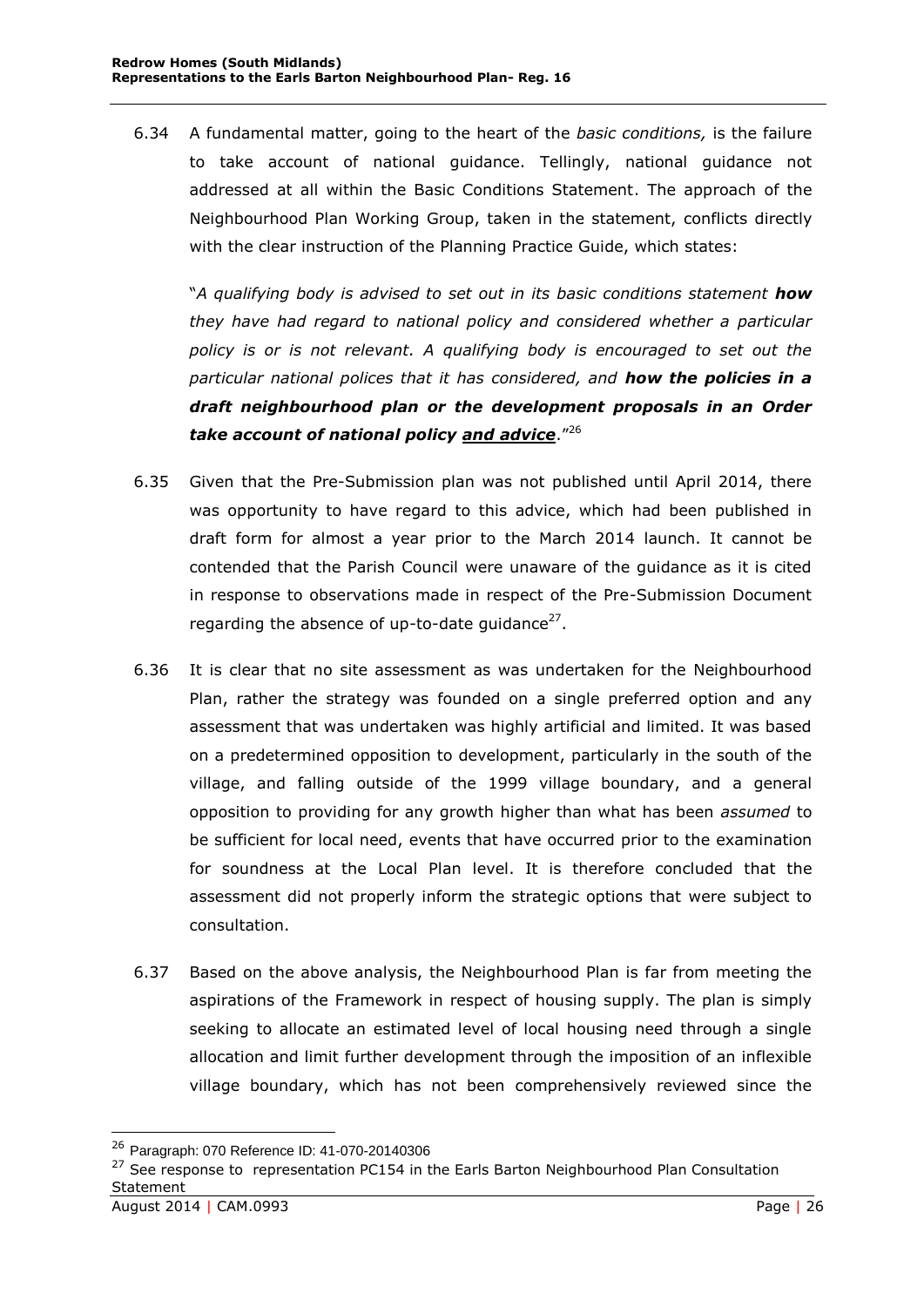6.34 A fundamental matter, going to the heart of the *basic conditions,* is the failure to take account of national guidance. Tellingly, national guidance not addressed at all within the Basic Conditions Statement. The approach of the Neighbourhood Plan Working Group, taken in the statement, conflicts directly with the clear instruction of the Planning Practice Guide, which states:

"*A qualifying body is advised to set out in its basic conditions statement **how** they have had regard to national policy and considered whether a particular policy is or is not relevant. A qualifying body is encouraged to set out the particular national polices that it has considered, and **how the policies in a draft neighbourhood plan or the development proposals in an Order take account of national policy <u>and advice</u>**.*"[26]

6.35 Given that the Pre-Submission plan was not published until April 2014, there was opportunity to have regard to this advice, which had been published in draft form for almost a year prior to the March 2014 launch. It cannot be contended that the Parish Council were unaware of the guidance as it is cited in response to observations made in respect of the Pre-Submission Document regarding the absence of up-to-date guidance[27].

6.36 It is clear that no site assessment as was undertaken for the Neighbourhood Plan, rather the strategy was founded on a single preferred option and any assessment that was undertaken was highly artificial and limited. It was based on a predetermined opposition to development, particularly in the south of the village, and falling outside of the 1999 village boundary, and a general opposition to providing for any growth higher than what has been *assumed* to be sufficient for local need, events that have occurred prior to the examination for soundness at the Local Plan level. It is therefore concluded that the assessment did not properly inform the strategic options that were subject to consultation.

6.37 Based on the above analysis, the Neighbourhood Plan is far from meeting the aspirations of the Framework in respect of housing supply. The plan is simply seeking to allocate an estimated level of local housing need through a single allocation and limit further development through the imposition of an inflexible village boundary, which has not been comprehensively reviewed since the

---

[26] Paragraph: 070 Reference ID: 41-070-20140306

[27] See response to representation PC154 in the Earls Barton Neighbourhood Plan Consultation Statement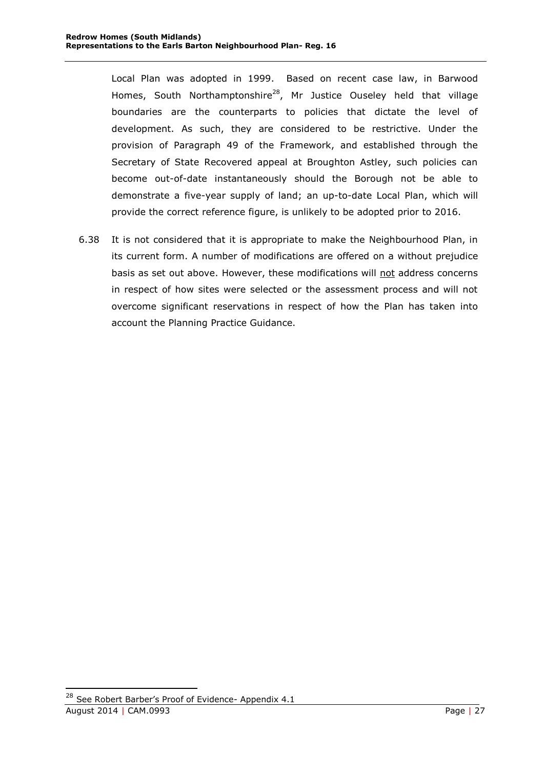Local Plan was adopted in 1999. Based on recent case law, in Barwood Homes, South Northamptonshire[28], Mr Justice Ouseley held that village boundaries are the counterparts to policies that dictate the level of development. As such, they are considered to be restrictive. Under the provision of Paragraph 49 of the Framework, and established through the Secretary of State Recovered appeal at Broughton Astley, such policies can become out-of-date instantaneously should the Borough not be able to demonstrate a five-year supply of land; an up-to-date Local Plan, which will provide the correct reference figure, is unlikely to be adopted prior to 2016.

6.38 It is not considered that it is appropriate to make the Neighbourhood Plan, in its current form. A number of modifications are offered on a without prejudice basis as set out above. However, these modifications will <u>not</u> address concerns in respect of how sites were selected or the assessment process and will not overcome significant reservations in respect of how the Plan has taken into account the Planning Practice Guidance.

[28] See Robert Barber's Proof of Evidence- Appendix 4.1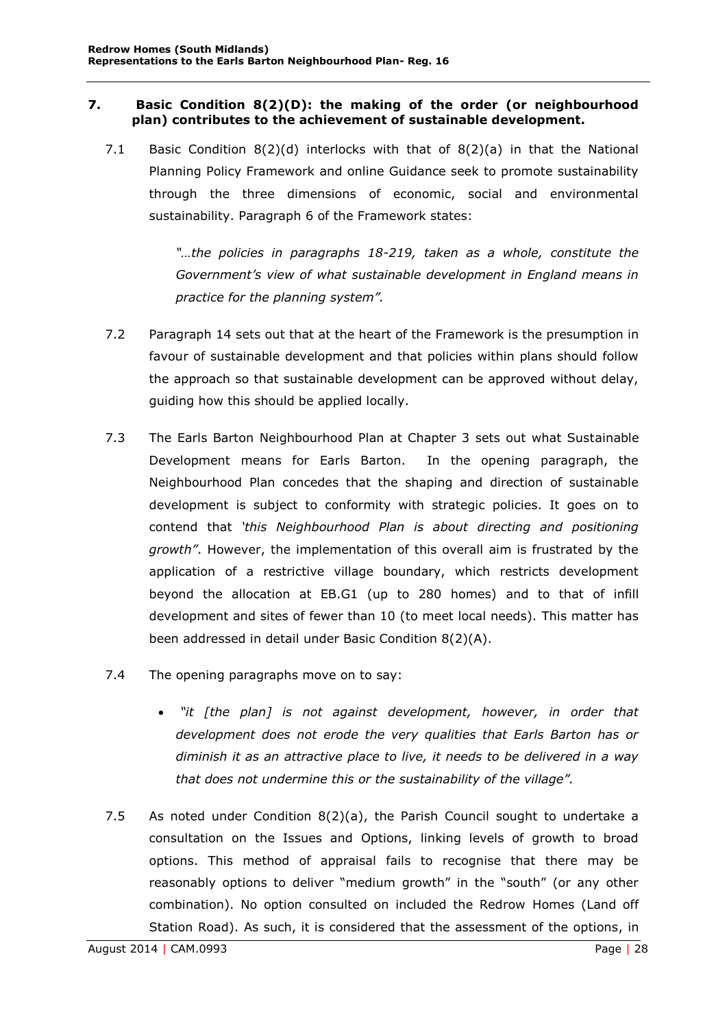## 7. Basic Condition 8(2)(D): the making of the order (or neighbourhood plan) contributes to the achievement of sustainable development.

7.1 Basic Condition 8(2)(d) interlocks with that of 8(2)(a) in that the National Planning Policy Framework and online Guidance seek to promote sustainability through the three dimensions of economic, social and environmental sustainability. Paragraph 6 of the Framework states:

> *"…the policies in paragraphs 18-219, taken as a whole, constitute the Government's view of what sustainable development in England means in practice for the planning system".*

7.2 Paragraph 14 sets out that at the heart of the Framework is the presumption in favour of sustainable development and that policies within plans should follow the approach so that sustainable development can be approved without delay, guiding how this should be applied locally.

7.3 The Earls Barton Neighbourhood Plan at Chapter 3 sets out what Sustainable Development means for Earls Barton. In the opening paragraph, the Neighbourhood Plan concedes that the shaping and direction of sustainable development is subject to conformity with strategic policies. It goes on to contend that *'this Neighbourhood Plan is about directing and positioning growth"*. However, the implementation of this overall aim is frustrated by the application of a restrictive village boundary, which restricts development beyond the allocation at EB.G1 (up to 280 homes) and to that of infill development and sites of fewer than 10 (to meet local needs). This matter has been addressed in detail under Basic Condition 8(2)(A).

7.4 The opening paragraphs move on to say:

- *"it [the plan] is not against development, however, in order that development does not erode the very qualities that Earls Barton has or diminish it as an attractive place to live, it needs to be delivered in a way that does not undermine this or the sustainability of the village".*

7.5 As noted under Condition 8(2)(a), the Parish Council sought to undertake a consultation on the Issues and Options, linking levels of growth to broad options. This method of appraisal fails to recognise that there may be reasonably options to deliver "medium growth" in the "south" (or any other combination). No option consulted on included the Redrow Homes (Land off Station Road). As such, it is considered that the assessment of the options, in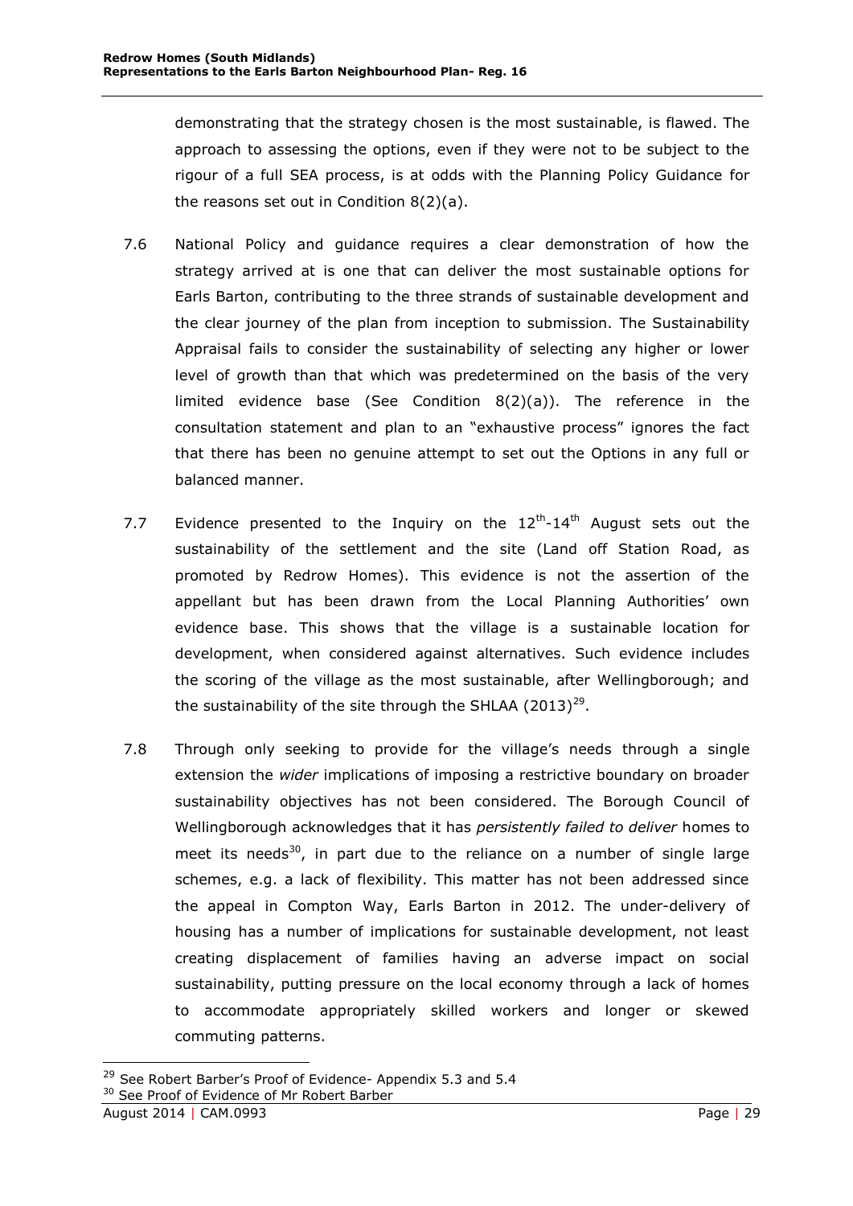demonstrating that the strategy chosen is the most sustainable, is flawed. The approach to assessing the options, even if they were not to be subject to the rigour of a full SEA process, is at odds with the Planning Policy Guidance for the reasons set out in Condition 8(2)(a).

7.6 National Policy and guidance requires a clear demonstration of how the strategy arrived at is one that can deliver the most sustainable options for Earls Barton, contributing to the three strands of sustainable development and the clear journey of the plan from inception to submission. The Sustainability Appraisal fails to consider the sustainability of selecting any higher or lower level of growth than that which was predetermined on the basis of the very limited evidence base (See Condition 8(2)(a)). The reference in the consultation statement and plan to an "exhaustive process" ignores the fact that there has been no genuine attempt to set out the Options in any full or balanced manner.

7.7 Evidence presented to the Inquiry on the 12th-14th August sets out the sustainability of the settlement and the site (Land off Station Road, as promoted by Redrow Homes). This evidence is not the assertion of the appellant but has been drawn from the Local Planning Authorities' own evidence base. This shows that the village is a sustainable location for development, when considered against alternatives. Such evidence includes the scoring of the village as the most sustainable, after Wellingborough; and the sustainability of the site through the SHLAA (2013)[29].

7.8 Through only seeking to provide for the village's needs through a single extension the *wider* implications of imposing a restrictive boundary on broader sustainability objectives has not been considered. The Borough Council of Wellingborough acknowledges that it has *persistently failed to deliver* homes to meet its needs[30], in part due to the reliance on a number of single large schemes, e.g. a lack of flexibility. This matter has not been addressed since the appeal in Compton Way, Earls Barton in 2012. The under-delivery of housing has a number of implications for sustainable development, not least creating displacement of families having an adverse impact on social sustainability, putting pressure on the local economy through a lack of homes to accommodate appropriately skilled workers and longer or skewed commuting patterns.

[29] See Robert Barber's Proof of Evidence- Appendix 5.3 and 5.4

[30] See Proof of Evidence of Mr Robert Barber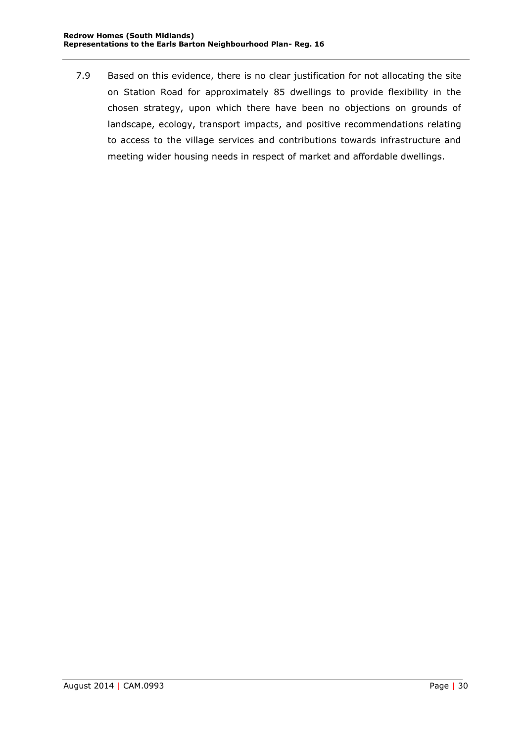7.9 Based on this evidence, there is no clear justification for not allocating the site on Station Road for approximately 85 dwellings to provide flexibility in the chosen strategy, upon which there have been no objections on grounds of landscape, ecology, transport impacts, and positive recommendations relating to access to the village services and contributions towards infrastructure and meeting wider housing needs in respect of market and affordable dwellings.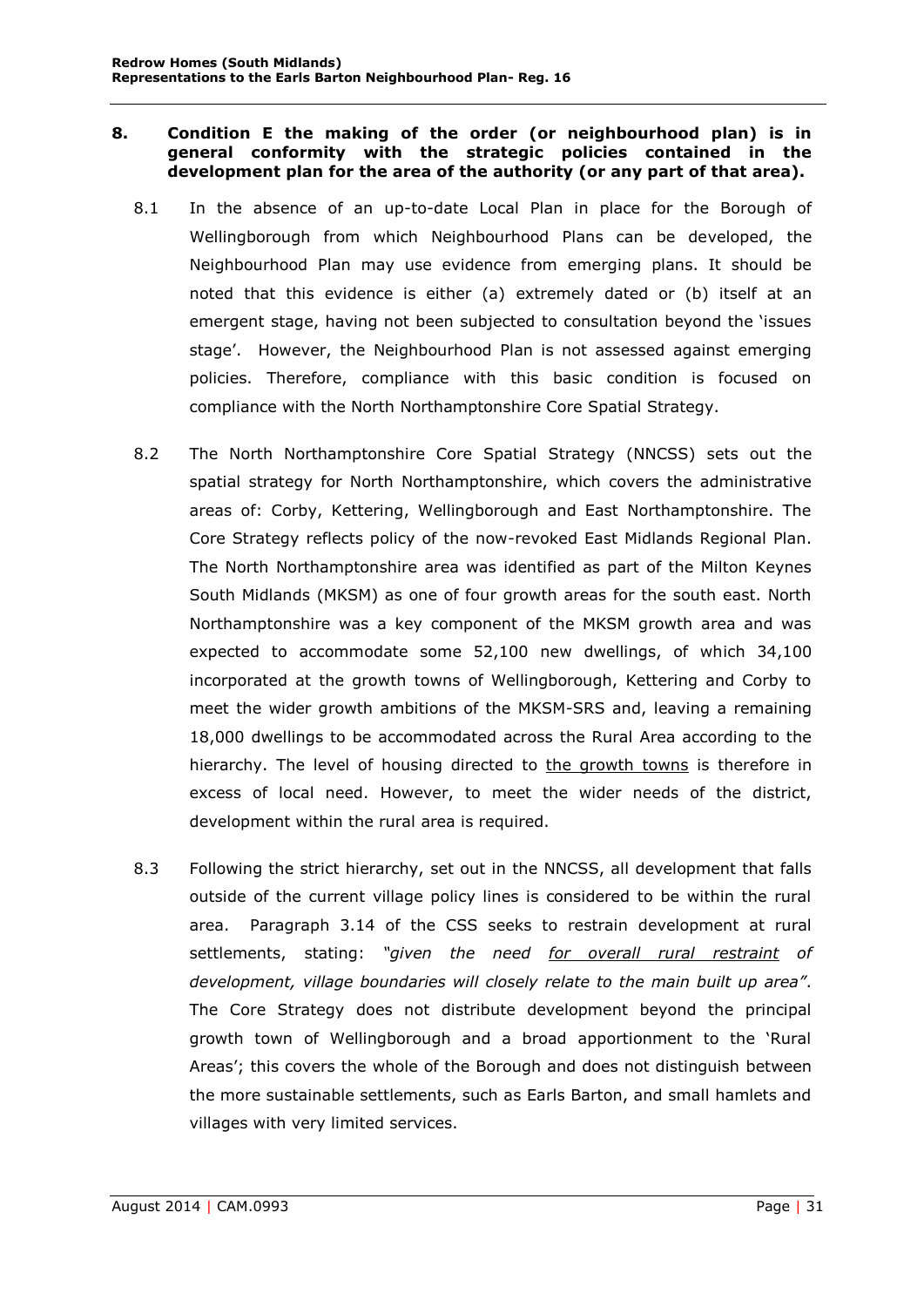## 8. Condition E the making of the order (or neighbourhood plan) is in general conformity with the strategic policies contained in the development plan for the area of the authority (or any part of that area).

8.1 In the absence of an up-to-date Local Plan in place for the Borough of Wellingborough from which Neighbourhood Plans can be developed, the Neighbourhood Plan may use evidence from emerging plans. It should be noted that this evidence is either (a) extremely dated or (b) itself at an emergent stage, having not been subjected to consultation beyond the 'issues stage'. However, the Neighbourhood Plan is not assessed against emerging policies. Therefore, compliance with this basic condition is focused on compliance with the North Northamptonshire Core Spatial Strategy.

8.2 The North Northamptonshire Core Spatial Strategy (NNCSS) sets out the spatial strategy for North Northamptonshire, which covers the administrative areas of: Corby, Kettering, Wellingborough and East Northamptonshire. The Core Strategy reflects policy of the now-revoked East Midlands Regional Plan. The North Northamptonshire area was identified as part of the Milton Keynes South Midlands (MKSM) as one of four growth areas for the south east. North Northamptonshire was a key component of the MKSM growth area and was expected to accommodate some 52,100 new dwellings, of which 34,100 incorporated at the growth towns of Wellingborough, Kettering and Corby to meet the wider growth ambitions of the MKSM-SRS and, leaving a remaining 18,000 dwellings to be accommodated across the Rural Area according to the hierarchy. The level of housing directed to <u>the growth towns</u> is therefore in excess of local need. However, to meet the wider needs of the district, development within the rural area is required.

8.3 Following the strict hierarchy, set out in the NNCSS, all development that falls outside of the current village policy lines is considered to be within the rural area. Paragraph 3.14 of the CSS seeks to restrain development at rural settlements, stating: *"given the need <u>for overall rural restraint</u> of development, village boundaries will closely relate to the main built up area"*. The Core Strategy does not distribute development beyond the principal growth town of Wellingborough and a broad apportionment to the 'Rural Areas'; this covers the whole of the Borough and does not distinguish between the more sustainable settlements, such as Earls Barton, and small hamlets and villages with very limited services.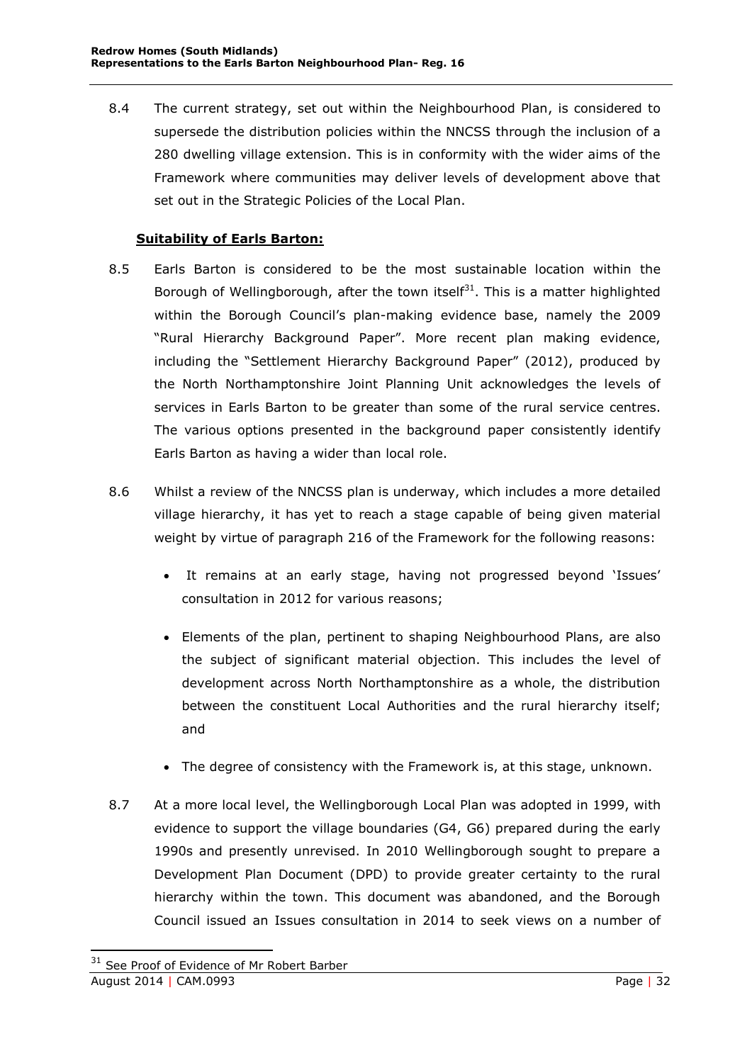8.4 The current strategy, set out within the Neighbourhood Plan, is considered to supersede the distribution policies within the NNCSS through the inclusion of a 280 dwelling village extension. This is in conformity with the wider aims of the Framework where communities may deliver levels of development above that set out in the Strategic Policies of the Local Plan.

**Suitability of Earls Barton:**

8.5 Earls Barton is considered to be the most sustainable location within the Borough of Wellingborough, after the town itself[31]. This is a matter highlighted within the Borough Council's plan-making evidence base, namely the 2009 "Rural Hierarchy Background Paper". More recent plan making evidence, including the "Settlement Hierarchy Background Paper" (2012), produced by the North Northamptonshire Joint Planning Unit acknowledges the levels of services in Earls Barton to be greater than some of the rural service centres. The various options presented in the background paper consistently identify Earls Barton as having a wider than local role.

8.6 Whilst a review of the NNCSS plan is underway, which includes a more detailed village hierarchy, it has yet to reach a stage capable of being given material weight by virtue of paragraph 216 of the Framework for the following reasons:

- It remains at an early stage, having not progressed beyond 'Issues' consultation in 2012 for various reasons;
- Elements of the plan, pertinent to shaping Neighbourhood Plans, are also the subject of significant material objection. This includes the level of development across North Northamptonshire as a whole, the distribution between the constituent Local Authorities and the rural hierarchy itself; and
- The degree of consistency with the Framework is, at this stage, unknown.

8.7 At a more local level, the Wellingborough Local Plan was adopted in 1999, with evidence to support the village boundaries (G4, G6) prepared during the early 1990s and presently unrevised. In 2010 Wellingborough sought to prepare a Development Plan Document (DPD) to provide greater certainty to the rural hierarchy within the town. This document was abandoned, and the Borough Council issued an Issues consultation in 2014 to seek views on a number of

[31] See Proof of Evidence of Mr Robert Barber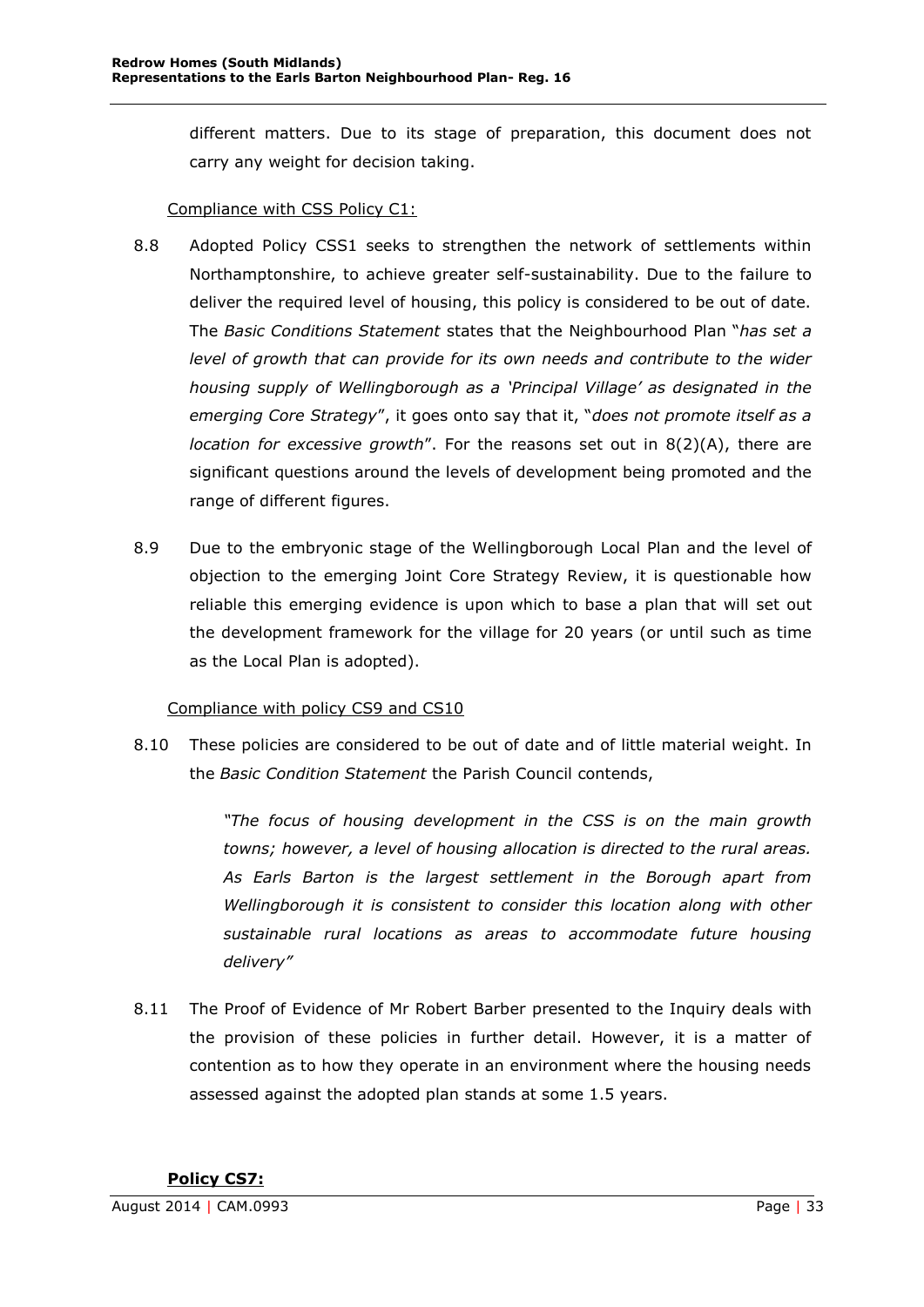different matters. Due to its stage of preparation, this document does not carry any weight for decision taking.

Compliance with CSS Policy C1:

8.8 Adopted Policy CSS1 seeks to strengthen the network of settlements within Northamptonshire, to achieve greater self-sustainability. Due to the failure to deliver the required level of housing, this policy is considered to be out of date. The *Basic Conditions Statement* states that the Neighbourhood Plan "*has set a level of growth that can provide for its own needs and contribute to the wider housing supply of Wellingborough as a 'Principal Village' as designated in the emerging Core Strategy*", it goes onto say that it, "*does not promote itself as a location for excessive growth*". For the reasons set out in 8(2)(A), there are significant questions around the levels of development being promoted and the range of different figures.

8.9 Due to the embryonic stage of the Wellingborough Local Plan and the level of objection to the emerging Joint Core Strategy Review, it is questionable how reliable this emerging evidence is upon which to base a plan that will set out the development framework for the village for 20 years (or until such as time as the Local Plan is adopted).

Compliance with policy CS9 and CS10

8.10 These policies are considered to be out of date and of little material weight. In the *Basic Condition Statement* the Parish Council contends,

> *"The focus of housing development in the CSS is on the main growth towns; however, a level of housing allocation is directed to the rural areas. As Earls Barton is the largest settlement in the Borough apart from Wellingborough it is consistent to consider this location along with other sustainable rural locations as areas to accommodate future housing delivery"*

8.11 The Proof of Evidence of Mr Robert Barber presented to the Inquiry deals with the provision of these policies in further detail. However, it is a matter of contention as to how they operate in an environment where the housing needs assessed against the adopted plan stands at some 1.5 years.

**Policy CS7:**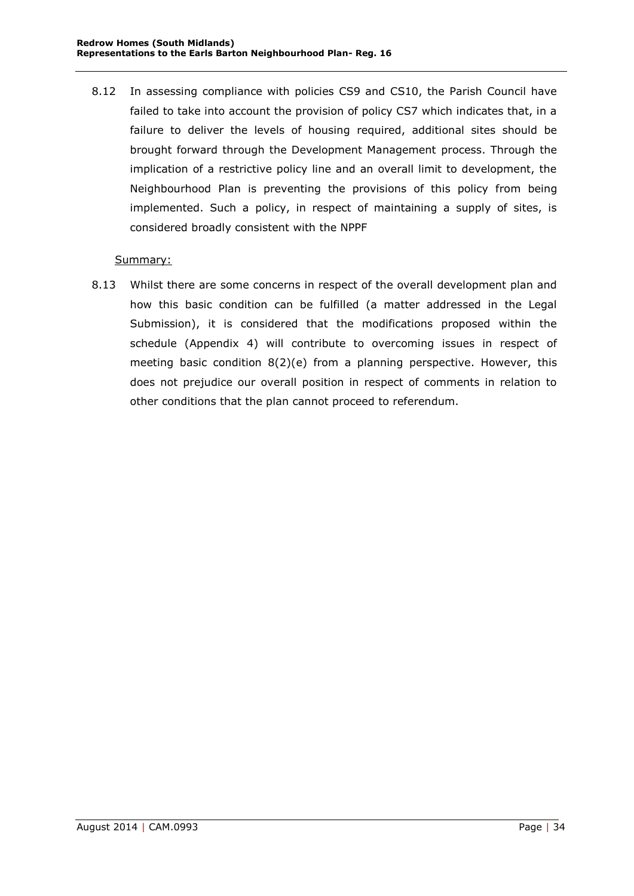8.12 In assessing compliance with policies CS9 and CS10, the Parish Council have failed to take into account the provision of policy CS7 which indicates that, in a failure to deliver the levels of housing required, additional sites should be brought forward through the Development Management process. Through the implication of a restrictive policy line and an overall limit to development, the Neighbourhood Plan is preventing the provisions of this policy from being implemented. Such a policy, in respect of maintaining a supply of sites, is considered broadly consistent with the NPPF

<u>Summary:</u>

8.13 Whilst there are some concerns in respect of the overall development plan and how this basic condition can be fulfilled (a matter addressed in the Legal Submission), it is considered that the modifications proposed within the schedule (Appendix 4) will contribute to overcoming issues in respect of meeting basic condition 8(2)(e) from a planning perspective. However, this does not prejudice our overall position in respect of comments in relation to other conditions that the plan cannot proceed to referendum.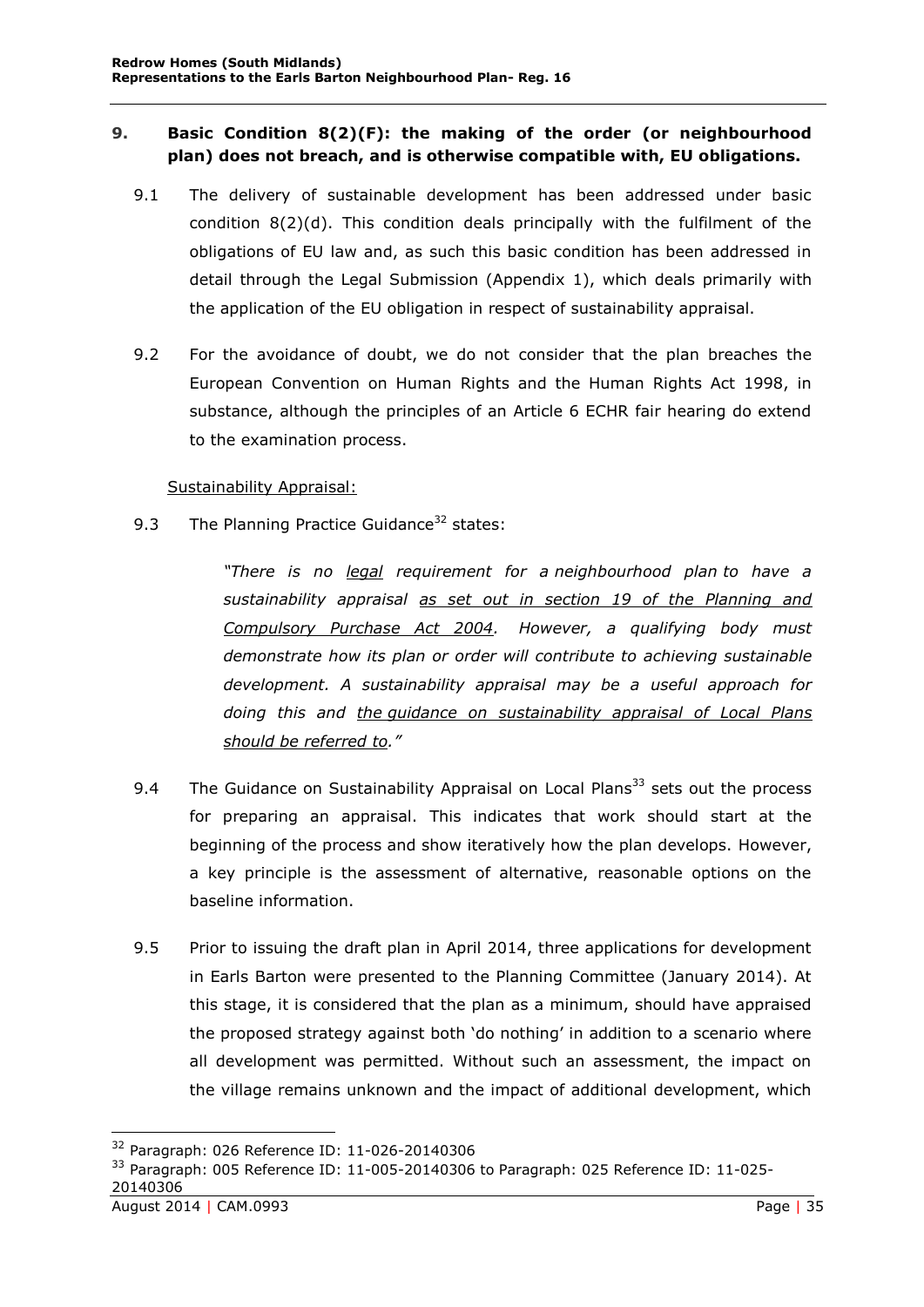## 9. Basic Condition 8(2)(F): the making of the order (or neighbourhood plan) does not breach, and is otherwise compatible with, EU obligations.

9.1 The delivery of sustainable development has been addressed under basic condition 8(2)(d). This condition deals principally with the fulfilment of the obligations of EU law and, as such this basic condition has been addressed in detail through the Legal Submission (Appendix 1), which deals primarily with the application of the EU obligation in respect of sustainability appraisal.

9.2 For the avoidance of doubt, we do not consider that the plan breaches the European Convention on Human Rights and the Human Rights Act 1998, in substance, although the principles of an Article 6 ECHR fair hearing do extend to the examination process.

<u>Sustainability Appraisal:</u>

9.3 The Planning Practice Guidance[32] states:

> *"There is no <u>legal</u> requirement for a neighbourhood plan to have a sustainability appraisal <u>as set out in section 19 of the Planning and Compulsory Purchase Act 2004</u>. However, a qualifying body must demonstrate how its plan or order will contribute to achieving sustainable development. A sustainability appraisal may be a useful approach for doing this and <u>the guidance on sustainability appraisal of Local Plans should be referred to</u>."*

9.4 The Guidance on Sustainability Appraisal on Local Plans[33] sets out the process for preparing an appraisal. This indicates that work should start at the beginning of the process and show iteratively how the plan develops. However, a key principle is the assessment of alternative, reasonable options on the baseline information.

9.5 Prior to issuing the draft plan in April 2014, three applications for development in Earls Barton were presented to the Planning Committee (January 2014). At this stage, it is considered that the plan as a minimum, should have appraised the proposed strategy against both 'do nothing' in addition to a scenario where all development was permitted. Without such an assessment, the impact on the village remains unknown and the impact of additional development, which

---

[32] Paragraph: 026 Reference ID: 11-026-20140306

[33] Paragraph: 005 Reference ID: 11-005-20140306 to Paragraph: 025 Reference ID: 11-025-20140306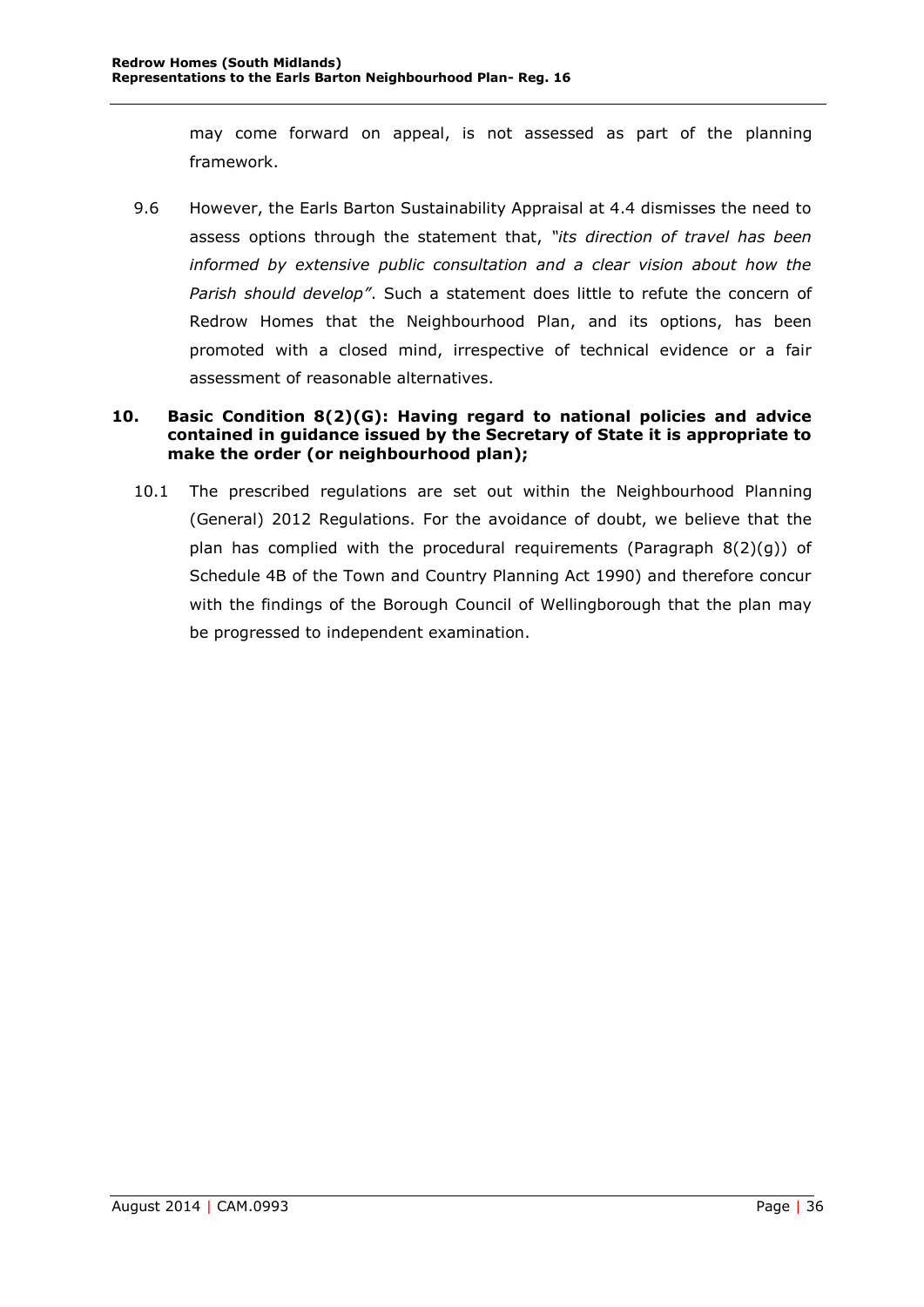may come forward on appeal, is not assessed as part of the planning framework.

9.6 However, the Earls Barton Sustainability Appraisal at 4.4 dismisses the need to assess options through the statement that, *"its direction of travel has been informed by extensive public consultation and a clear vision about how the Parish should develop"*. Such a statement does little to refute the concern of Redrow Homes that the Neighbourhood Plan, and its options, has been promoted with a closed mind, irrespective of technical evidence or a fair assessment of reasonable alternatives.

## 10. Basic Condition 8(2)(G): Having regard to national policies and advice contained in guidance issued by the Secretary of State it is appropriate to make the order (or neighbourhood plan);

10.1 The prescribed regulations are set out within the Neighbourhood Planning (General) 2012 Regulations. For the avoidance of doubt, we believe that the plan has complied with the procedural requirements (Paragraph 8(2)(g)) of Schedule 4B of the Town and Country Planning Act 1990) and therefore concur with the findings of the Borough Council of Wellingborough that the plan may be progressed to independent examination.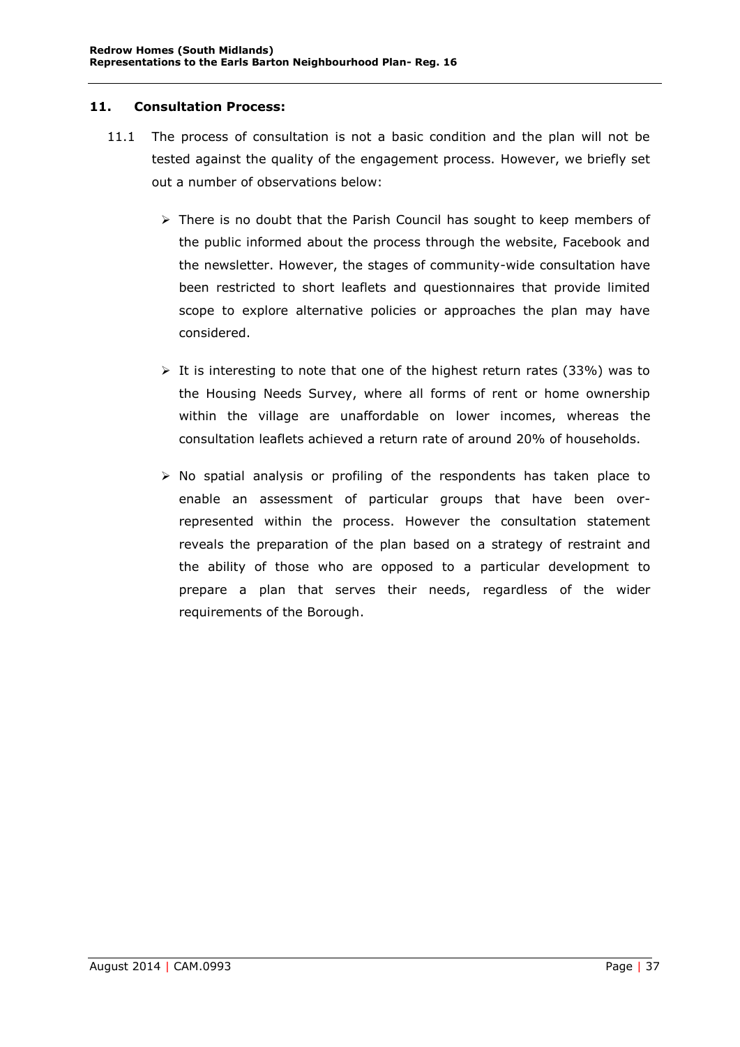## 11. Consultation Process:

11.1 The process of consultation is not a basic condition and the plan will not be tested against the quality of the engagement process. However, we briefly set out a number of observations below:

- There is no doubt that the Parish Council has sought to keep members of the public informed about the process through the website, Facebook and the newsletter. However, the stages of community-wide consultation have been restricted to short leaflets and questionnaires that provide limited scope to explore alternative policies or approaches the plan may have considered.

- It is interesting to note that one of the highest return rates (33%) was to the Housing Needs Survey, where all forms of rent or home ownership within the village are unaffordable on lower incomes, whereas the consultation leaflets achieved a return rate of around 20% of households.

- No spatial analysis or profiling of the respondents has taken place to enable an assessment of particular groups that have been over-represented within the process. However the consultation statement reveals the preparation of the plan based on a strategy of restraint and the ability of those who are opposed to a particular development to prepare a plan that serves their needs, regardless of the wider requirements of the Borough.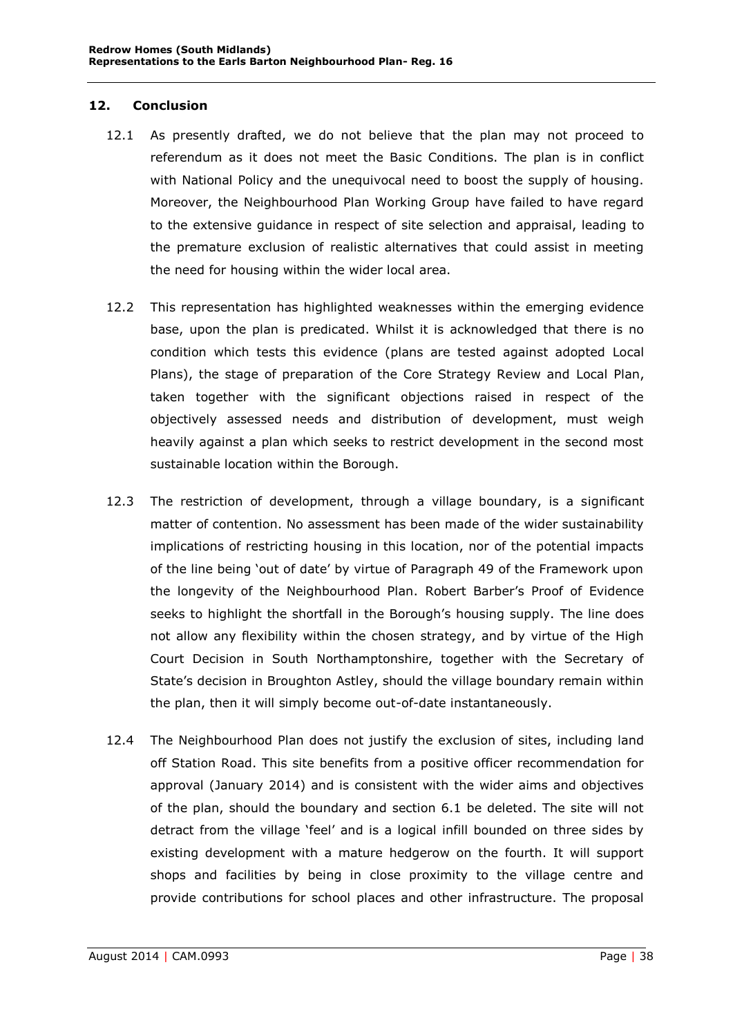## 12. Conclusion

12.1 As presently drafted, we do not believe that the plan may not proceed to referendum as it does not meet the Basic Conditions. The plan is in conflict with National Policy and the unequivocal need to boost the supply of housing. Moreover, the Neighbourhood Plan Working Group have failed to have regard to the extensive guidance in respect of site selection and appraisal, leading to the premature exclusion of realistic alternatives that could assist in meeting the need for housing within the wider local area.

12.2 This representation has highlighted weaknesses within the emerging evidence base, upon the plan is predicated. Whilst it is acknowledged that there is no condition which tests this evidence (plans are tested against adopted Local Plans), the stage of preparation of the Core Strategy Review and Local Plan, taken together with the significant objections raised in respect of the objectively assessed needs and distribution of development, must weigh heavily against a plan which seeks to restrict development in the second most sustainable location within the Borough.

12.3 The restriction of development, through a village boundary, is a significant matter of contention. No assessment has been made of the wider sustainability implications of restricting housing in this location, nor of the potential impacts of the line being 'out of date' by virtue of Paragraph 49 of the Framework upon the longevity of the Neighbourhood Plan. Robert Barber's Proof of Evidence seeks to highlight the shortfall in the Borough's housing supply. The line does not allow any flexibility within the chosen strategy, and by virtue of the High Court Decision in South Northamptonshire, together with the Secretary of State's decision in Broughton Astley, should the village boundary remain within the plan, then it will simply become out-of-date instantaneously.

12.4 The Neighbourhood Plan does not justify the exclusion of sites, including land off Station Road. This site benefits from a positive officer recommendation for approval (January 2014) and is consistent with the wider aims and objectives of the plan, should the boundary and section 6.1 be deleted. The site will not detract from the village 'feel' and is a logical infill bounded on three sides by existing development with a mature hedgerow on the fourth. It will support shops and facilities by being in close proximity to the village centre and provide contributions for school places and other infrastructure. The proposal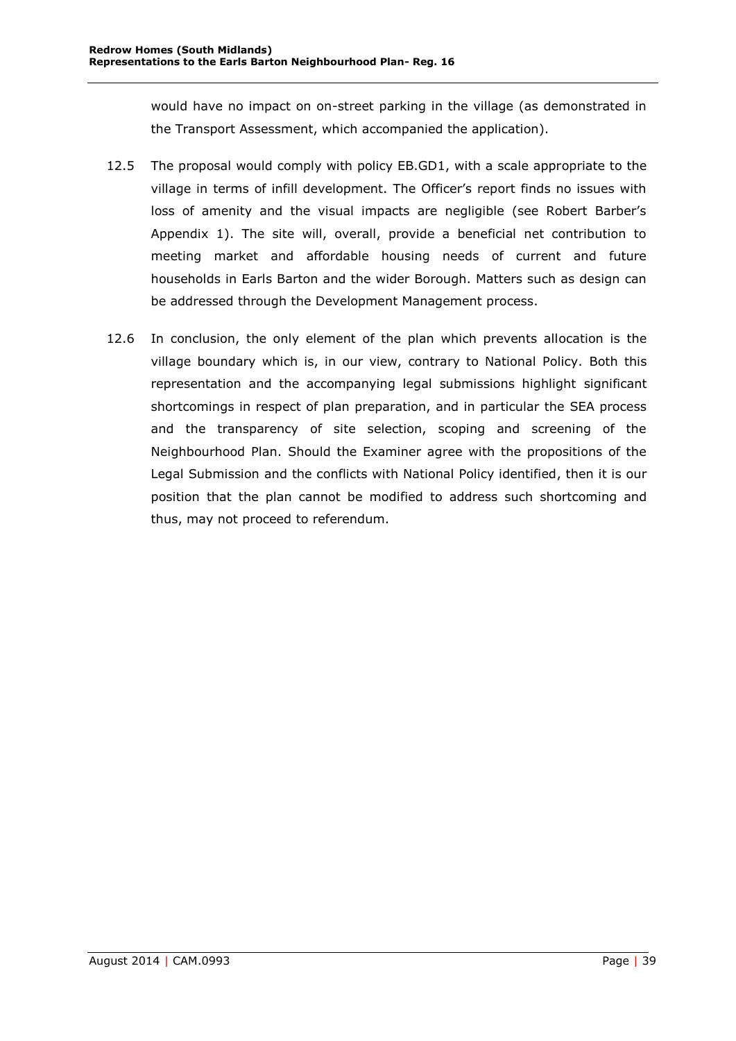would have no impact on on-street parking in the village (as demonstrated in the Transport Assessment, which accompanied the application).

12.5 The proposal would comply with policy EB.GD1, with a scale appropriate to the village in terms of infill development. The Officer's report finds no issues with loss of amenity and the visual impacts are negligible (see Robert Barber's Appendix 1). The site will, overall, provide a beneficial net contribution to meeting market and affordable housing needs of current and future households in Earls Barton and the wider Borough. Matters such as design can be addressed through the Development Management process.

12.6 In conclusion, the only element of the plan which prevents allocation is the village boundary which is, in our view, contrary to National Policy. Both this representation and the accompanying legal submissions highlight significant shortcomings in respect of plan preparation, and in particular the SEA process and the transparency of site selection, scoping and screening of the Neighbourhood Plan. Should the Examiner agree with the propositions of the Legal Submission and the conflicts with National Policy identified, then it is our position that the plan cannot be modified to address such shortcoming and thus, may not proceed to referendum.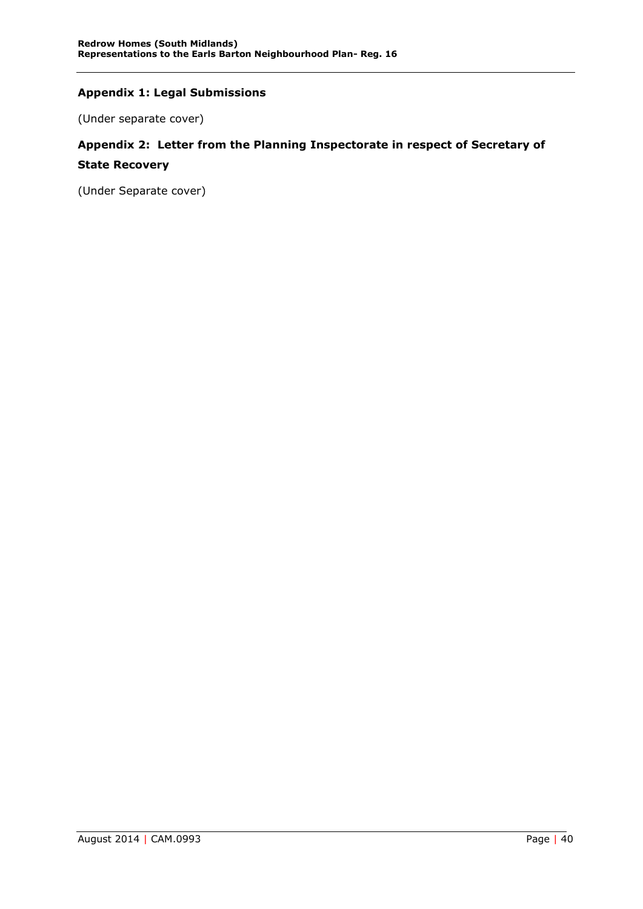### Appendix 1: Legal Submissions

(Under separate cover)

### Appendix 2: Letter from the Planning Inspectorate in respect of Secretary of State Recovery

(Under Separate cover)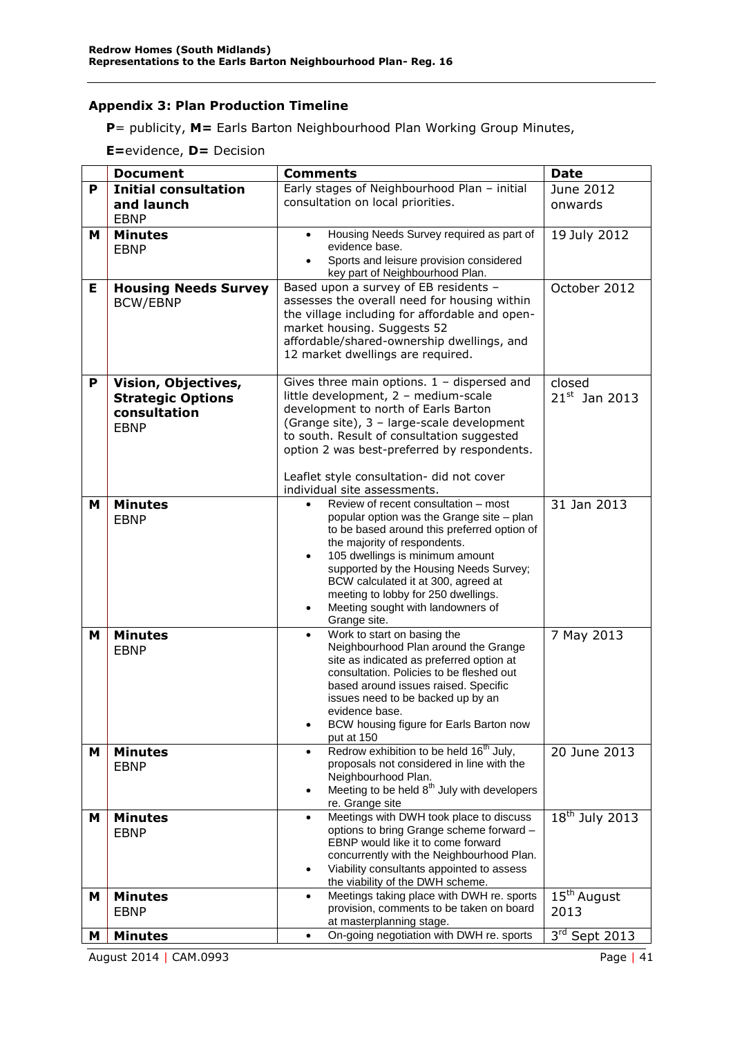## Appendix 3: Plan Production Timeline

**P**= publicity, **M=** Earls Barton Neighbourhood Plan Working Group Minutes,

**E=**evidence, **D=** Decision

| | Document | Comments | Date |
|---|---|---|---|
| **P** | **Initial consultation and launch** EBNP | Early stages of Neighbourhood Plan – initial consultation on local priorities. | June 2012 onwards |
| **M** | **Minutes** EBNP | • Housing Needs Survey required as part of evidence base.<br>• Sports and leisure provision considered key part of Neighbourhood Plan. | 19 July 2012 |
| **E** | **Housing Needs Survey** BCW/EBNP | Based upon a survey of EB residents – assesses the overall need for housing within the village including for affordable and open-market housing. Suggests 52 affordable/shared-ownership dwellings, and 12 market dwellings are required. | October 2012 |
| **P** | **Vision, Objectives, Strategic Options consultation** EBNP | Gives three main options. 1 – dispersed and little development, 2 – medium-scale development to north of Earls Barton (Grange site), 3 – large-scale development to south. Result of consultation suggested option 2 was best-preferred by respondents.<br><br>Leaflet style consultation- did not cover individual site assessments. | closed 21st Jan 2013 |
| **M** | **Minutes** EBNP | • Review of recent consultation – most popular option was the Grange site – plan to be based around this preferred option of the majority of respondents.<br>• 105 dwellings is minimum amount supported by the Housing Needs Survey; BCW calculated it at 300, agreed at meeting to lobby for 250 dwellings.<br>• Meeting sought with landowners of Grange site. | 31 Jan 2013 |
| **M** | **Minutes** EBNP | • Work to start on basing the Neighbourhood Plan around the Grange site as indicated as preferred option at consultation. Policies to be fleshed out based around issues raised. Specific issues need to be backed up by an evidence base.<br>• BCW housing figure for Earls Barton now put at 150 | 7 May 2013 |
| **M** | **Minutes** EBNP | • Redrow exhibition to be held 16th July, proposals not considered in line with the Neighbourhood Plan.<br>• Meeting to be held 8th July with developers re. Grange site | 20 June 2013 |
| **M** | **Minutes** EBNP | • Meetings with DWH took place to discuss options to bring Grange scheme forward – EBNP would like it to come forward concurrently with the Neighbourhood Plan.<br>• Viability consultants appointed to assess the viability of the DWH scheme. | 18th July 2013 |
| **M** | **Minutes** EBNP | • Meetings taking place with DWH re. sports provision, comments to be taken on board at masterplanning stage. | 15th August 2013 |
| **M** | **Minutes** | • On-going negotiation with DWH re. sports | 3rd Sept 2013 |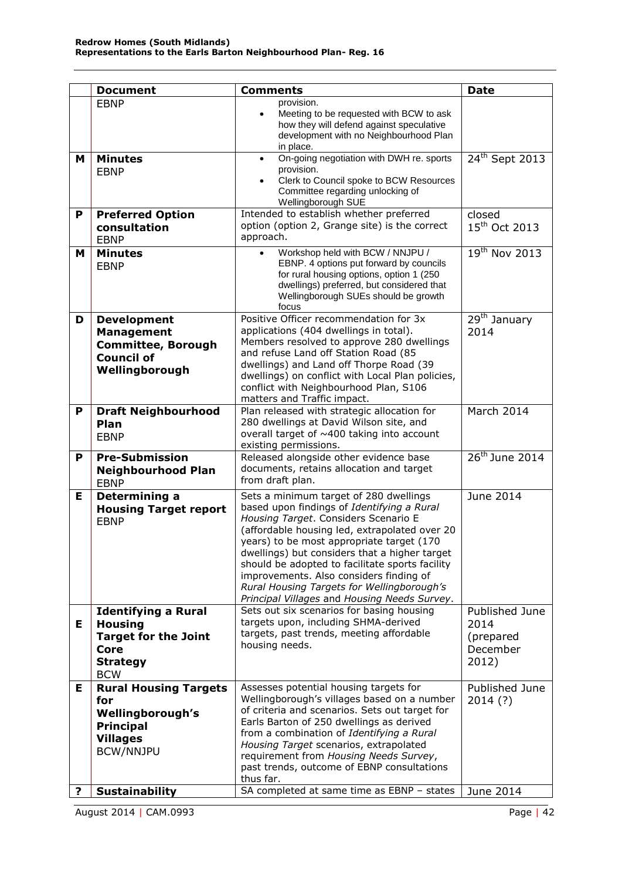| | Document | Comments | Date |
|---|---|---|---|
| | EBNP | provision.<br>• Meeting to be requested with BCW to ask how they will defend against speculative development with no Neighbourhood Plan in place. | |
| M | **Minutes**<br>EBNP | • On-going negotiation with DWH re. sports provision.<br>• Clerk to Council spoke to BCW Resources Committee regarding unlocking of Wellingborough SUE | 24th Sept 2013 |
| P | **Preferred Option consultation**<br>EBNP | Intended to establish whether preferred option (option 2, Grange site) is the correct approach. | closed 15th Oct 2013 |
| M | **Minutes**<br>EBNP | • Workshop held with BCW / NNJPU / EBNP. 4 options put forward by councils for rural housing options, option 1 (250 dwellings) preferred, but considered that Wellingborough SUEs should be growth focus | 19th Nov 2013 |
| D | **Development Management Committee, Borough Council of Wellingborough** | Positive Officer recommendation for 3x applications (404 dwellings in total). Members resolved to approve 280 dwellings and refuse Land off Station Road (85 dwellings) and Land off Thorpe Road (39 dwellings) on conflict with Local Plan policies, conflict with Neighbourhood Plan, S106 matters and Traffic impact. | 29th January 2014 |
| P | **Draft Neighbourhood Plan**<br>EBNP | Plan released with strategic allocation for 280 dwellings at David Wilson site, and overall target of ~400 taking into account existing permissions. | March 2014 |
| P | **Pre-Submission Neighbourhood Plan**<br>EBNP | Released alongside other evidence base documents, retains allocation and target from draft plan. | 26th June 2014 |
| E | **Determining a Housing Target report**<br>EBNP | Sets a minimum target of 280 dwellings based upon findings of *Identifying a Rural Housing Target*. Considers Scenario E (affordable housing led, extrapolated over 20 years) to be most appropriate target (170 dwellings) but considers that a higher target should be adopted to facilitate sports facility improvements. Also considers finding of *Rural Housing Targets for Wellingborough's Principal Villages* and Housing Needs Survey. | June 2014 |
| E | **Identifying a Rural Housing Target for the Joint Core Strategy**<br>BCW | Sets out six scenarios for basing housing targets upon, including SHMA-derived targets, past trends, meeting affordable housing needs. | Published June 2014 (prepared December 2012) |
| E | **Rural Housing Targets for Wellingborough's Principal Villages**<br>BCW/NNJPU | Assesses potential housing targets for Wellingborough's villages based on a number of criteria and scenarios. Sets out target for Earls Barton of 250 dwellings as derived from a combination of *Identifying a Rural Housing Target* scenarios, extrapolated requirement from *Housing Needs Survey*, past trends, outcome of EBNP consultations thus far. | Published June 2014 (?) |
| ? | **Sustainability** | SA completed at same time as EBNP – states | June 2014 |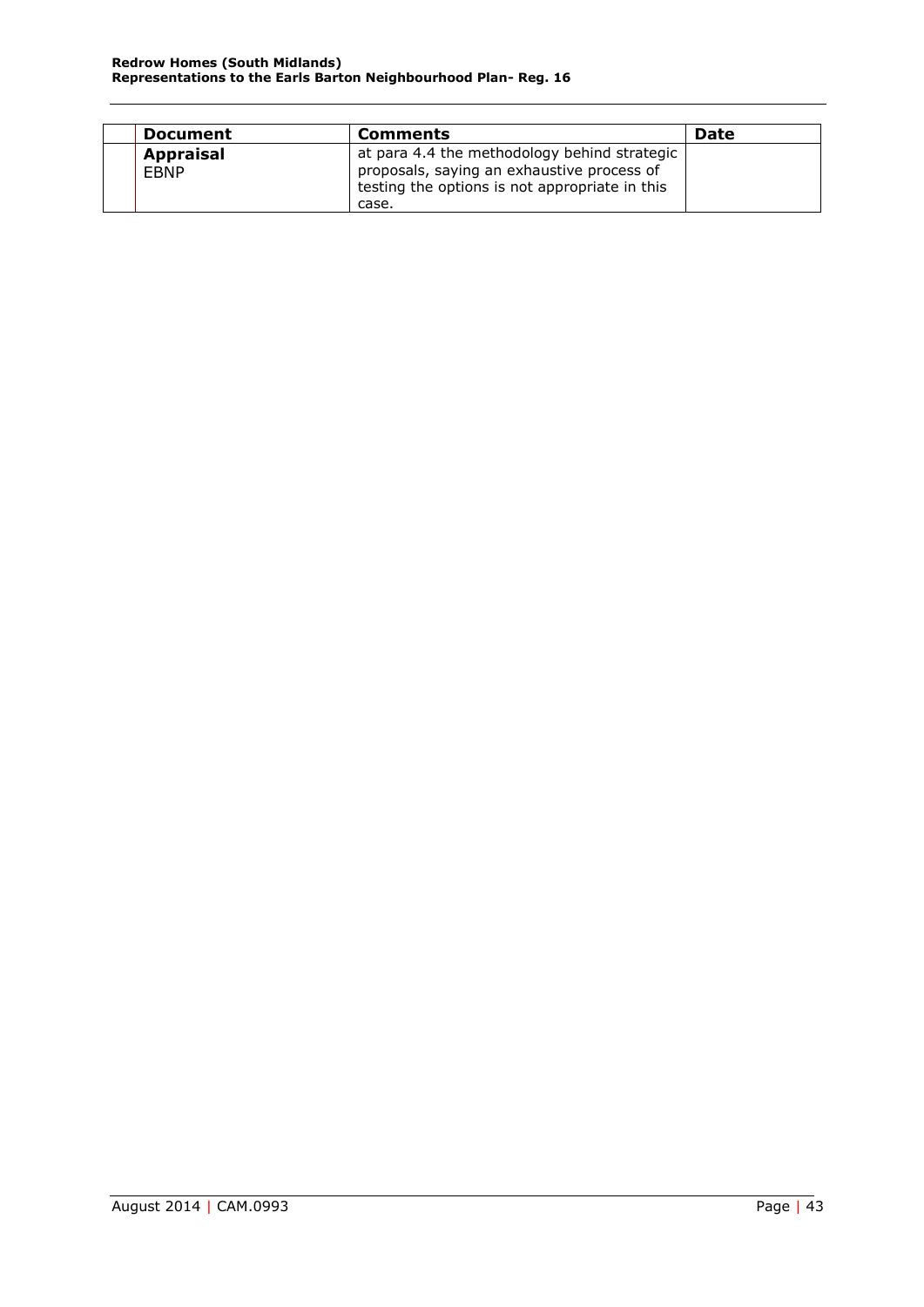| | Document | Comments | Date |
|---|---|---|---|
| | **Appraisal** EBNP | at para 4.4 the methodology behind strategic proposals, saying an exhaustive process of testing the options is not appropriate in this case. | |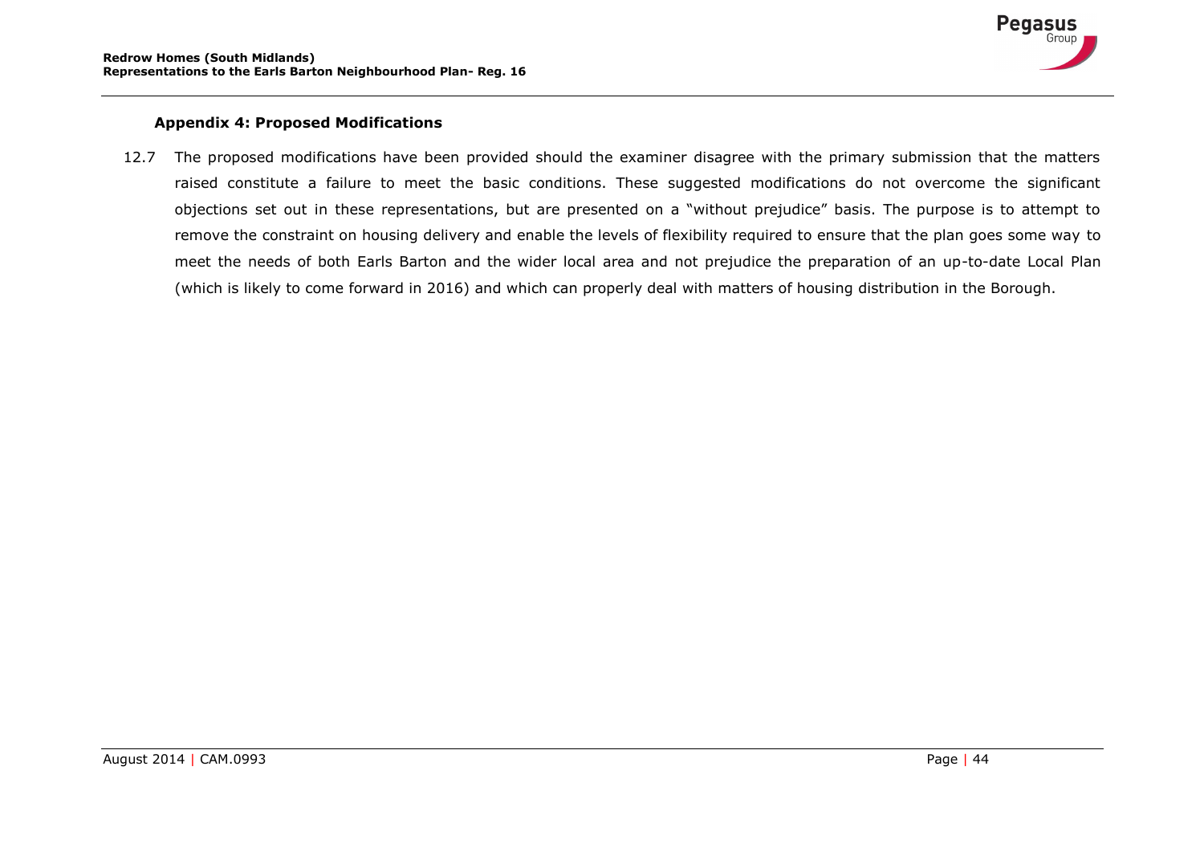### Appendix 4: Proposed Modifications

12.7 The proposed modifications have been provided should the examiner disagree with the primary submission that the matters raised constitute a failure to meet the basic conditions. These suggested modifications do not overcome the significant objections set out in these representations, but are presented on a "without prejudice" basis. The purpose is to attempt to remove the constraint on housing delivery and enable the levels of flexibility required to ensure that the plan goes some way to meet the needs of both Earls Barton and the wider local area and not prejudice the preparation of an up-to-date Local Plan (which is likely to come forward in 2016) and which can properly deal with matters of housing distribution in the Borough.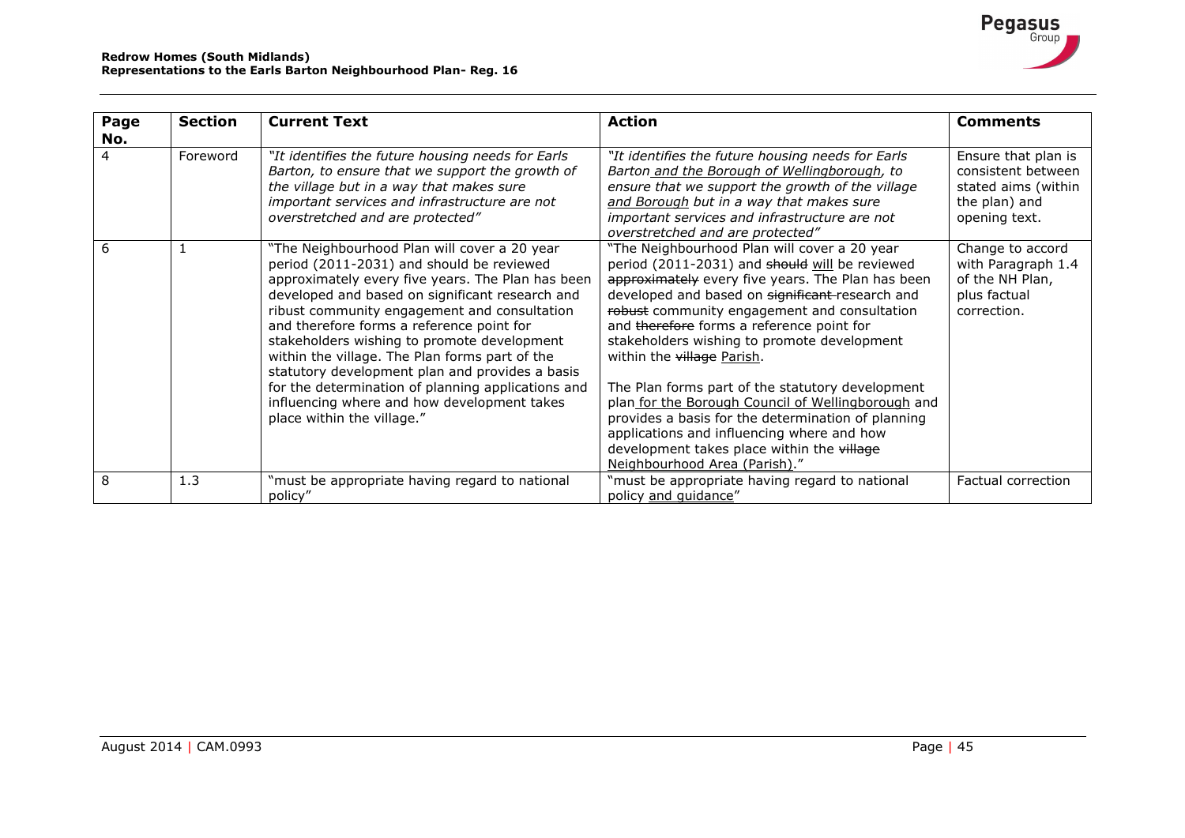| Page No. | Section | Current Text | Action | Comments |
|---|---|---|---|---|
| 4 | Foreword | *"It identifies the future housing needs for Earls Barton, to ensure that we support the growth of the village but in a way that makes sure important services and infrastructure are not overstretched and are protected"* | *"It identifies the future housing needs for Earls Barton <u>and the Borough of Wellingborough</u>, to ensure that we support the growth of the village <u>and Borough</u> but in a way that makes sure important services and infrastructure are not overstretched and are protected"* | Ensure that plan is consistent between stated aims (within the plan) and opening text. |
| 6 | 1 | "The Neighbourhood Plan will cover a 20 year period (2011-2031) and should be reviewed approximately every five years. The Plan has been developed and based on significant research and ribust community engagement and consultation and therefore forms a reference point for stakeholders wishing to promote development within the village. The Plan forms part of the statutory development plan and provides a basis for the determination of planning applications and influencing where and how development takes place within the village." | "The Neighbourhood Plan will cover a 20 year period (2011-2031) and ~~should~~ <u>will</u> be reviewed ~~approximately~~ every five years. The Plan has been developed and based on ~~significant~~ research and ~~robust~~ community engagement and consultation and ~~therefore~~ forms a reference point for stakeholders wishing to promote development within the ~~village~~ <u>Parish</u>.<br><br>The Plan forms part of the statutory development plan <u>for the Borough Council of Wellingborough</u> and provides a basis for the determination of planning applications and influencing where and how development takes place within the ~~village~~ <u>Neighbourhood Area (Parish)</u>." | Change to accord with Paragraph 1.4 of the NH Plan, plus factual correction. |
| 8 | 1.3 | "must be appropriate having regard to national policy" | "must be appropriate having regard to national policy <u>and guidance</u>" | Factual correction |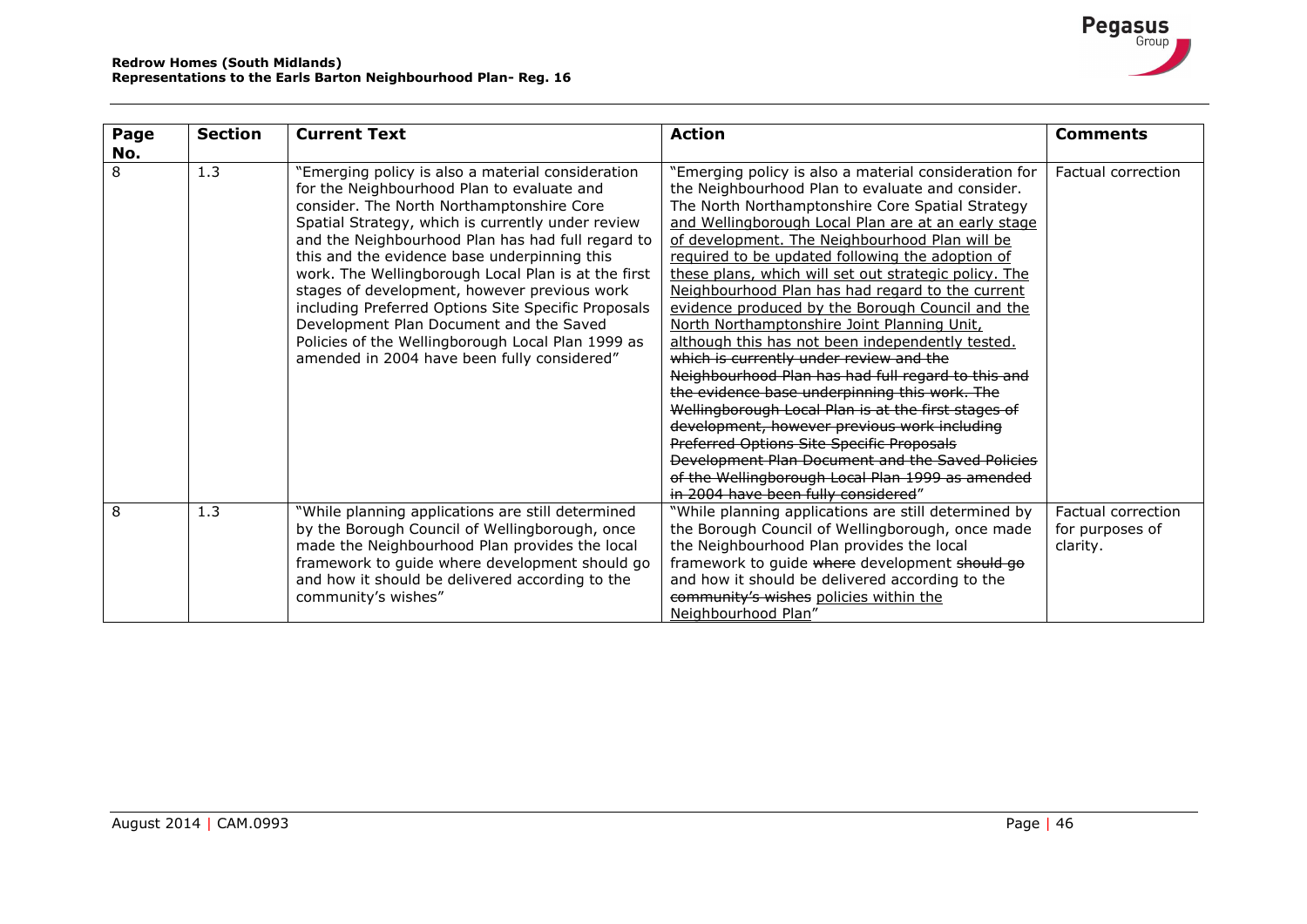| Page No. | Section | Current Text | Action | Comments |
|---|---|---|---|---|
| 8 | 1.3 | "Emerging policy is also a material consideration for the Neighbourhood Plan to evaluate and consider. The North Northamptonshire Core Spatial Strategy, which is currently under review and the Neighbourhood Plan has had full regard to this and the evidence base underpinning this work. The Wellingborough Local Plan is at the first stages of development, however previous work including Preferred Options Site Specific Proposals Development Plan Document and the Saved Policies of the Wellingborough Local Plan 1999 as amended in 2004 have been fully considered" | "Emerging policy is also a material consideration for the Neighbourhood Plan to evaluate and consider. The North Northamptonshire Core Spatial Strategy <u>and Wellingborough Local Plan are at an early stage of development. The Neighbourhood Plan will be required to be updated following the adoption of these plans, which will set out strategic policy. The Neighbourhood Plan has had regard to the current evidence produced by the Borough Council and the North Northamptonshire Joint Planning Unit, although this has not been independently tested.</u> ~~which is currently under review and the Neighbourhood Plan has had full regard to this and the evidence base underpinning this work. The Wellingborough Local Plan is at the first stages of development, however previous work including Preferred Options Site Specific Proposals Development Plan Document and the Saved Policies of the Wellingborough Local Plan 1999 as amended in 2004 have been fully considered~~" | Factual correction |
| 8 | 1.3 | "While planning applications are still determined by the Borough Council of Wellingborough, once made the Neighbourhood Plan provides the local framework to guide where development should go and how it should be delivered according to the community's wishes" | "While planning applications are still determined by the Borough Council of Wellingborough, once made the Neighbourhood Plan provides the local framework to guide ~~where~~ development ~~should go~~ and how it should be delivered according to the ~~community's wishes~~ <u>policies within the Neighbourhood Plan</u>" | Factual correction for purposes of clarity. |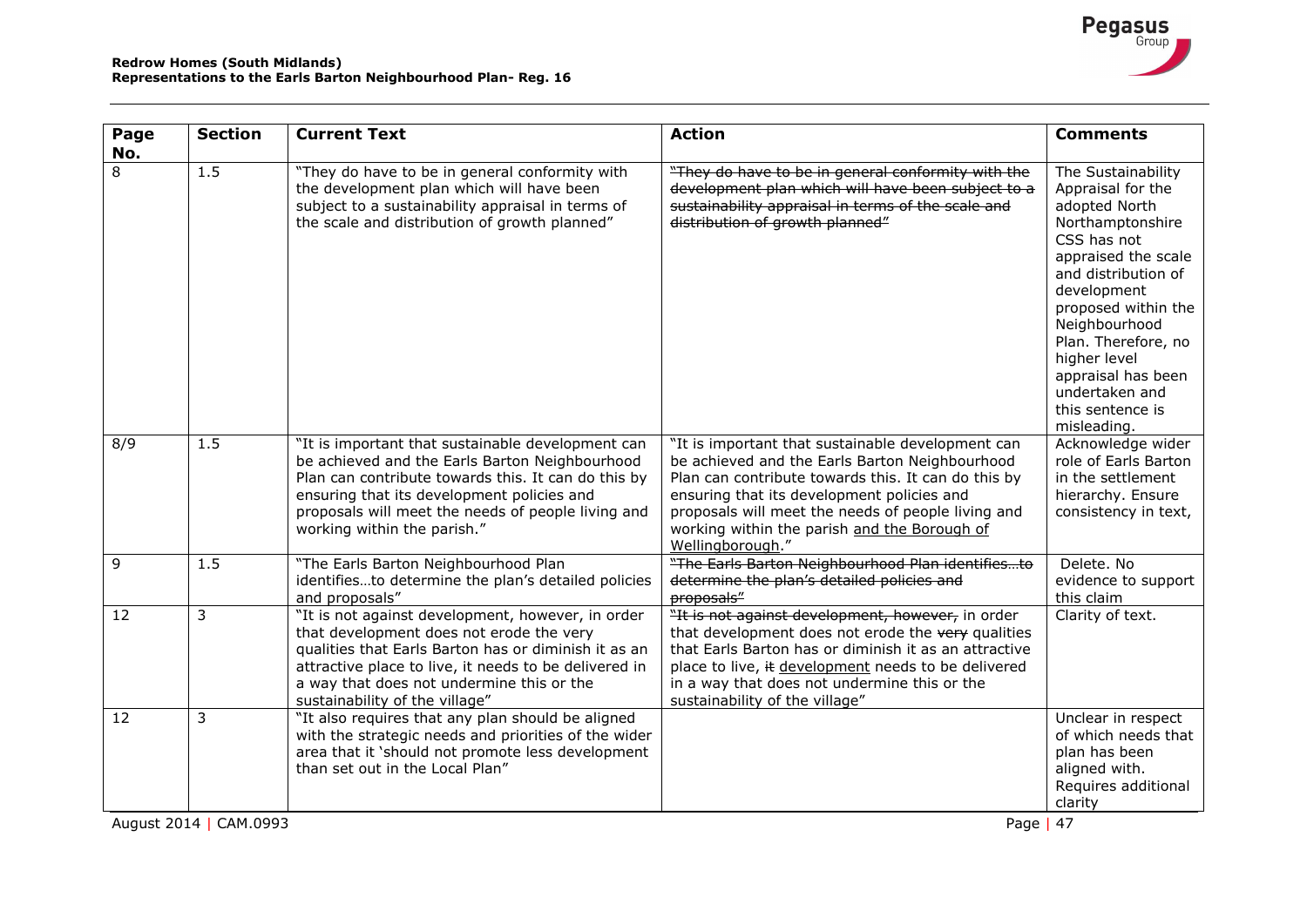| Page No. | Section | Current Text | Action | Comments |
|---|---|---|---|---|
| 8 | 1.5 | "They do have to be in general conformity with the development plan which will have been subject to a sustainability appraisal in terms of the scale and distribution of growth planned" | ~~"They do have to be in general conformity with the development plan which will have been subject to a sustainability appraisal in terms of the scale and distribution of growth planned"~~ | The Sustainability Appraisal for the adopted North Northamptonshire CSS has not appraised the scale and distribution of development proposed within the Neighbourhood Plan. Therefore, no higher level appraisal has been undertaken and this sentence is misleading. |
| 8/9 | 1.5 | "It is important that sustainable development can be achieved and the Earls Barton Neighbourhood Plan can contribute towards this. It can do this by ensuring that its development policies and proposals will meet the needs of people living and working within the parish." | "It is important that sustainable development can be achieved and the Earls Barton Neighbourhood Plan can contribute towards this. It can do this by ensuring that its development policies and proposals will meet the needs of people living and working within the parish <u>and the Borough of Wellingborough</u>." | Acknowledge wider role of Earls Barton in the settlement hierarchy. Ensure consistency in text, |
| 9 | 1.5 | "The Earls Barton Neighbourhood Plan identifies…to determine the plan's detailed policies and proposals" | ~~"The Earls Barton Neighbourhood Plan identifies…to determine the plan's detailed policies and proposals"~~ | Delete. No evidence to support this claim |
| 12 | 3 | "It is not against development, however, in order that development does not erode the very qualities that Earls Barton has or diminish it as an attractive place to live, it needs to be delivered in a way that does not undermine this or the sustainability of the village" | ~~"It is not against development, however,~~ in order that development does not erode the ~~very~~ qualities that Earls Barton has or diminish it as an attractive place to live, ~~it~~ <u>development</u> needs to be delivered in a way that does not undermine this or the sustainability of the village" | Clarity of text. |
| 12 | 3 | "It also requires that any plan should be aligned with the strategic needs and priorities of the wider area that it 'should not promote less development than set out in the Local Plan" | | Unclear in respect of which needs that plan has been aligned with. Requires additional clarity |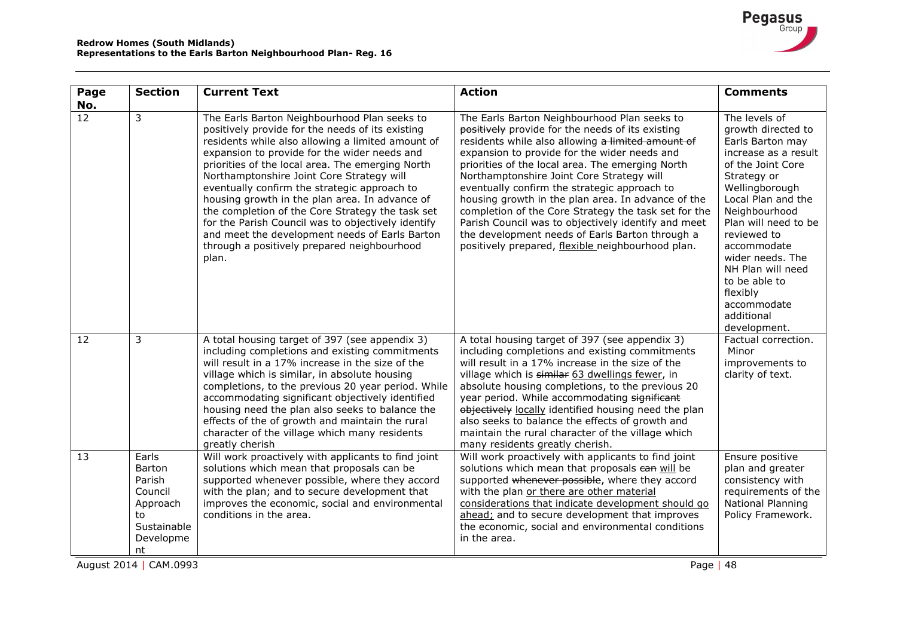| Page No. | Section | Current Text | Action | Comments |
|---|---|---|---|---|
| 12 | 3 | The Earls Barton Neighbourhood Plan seeks to positively provide for the needs of its existing residents while also allowing a limited amount of expansion to provide for the wider needs and priorities of the local area. The emerging North Northamptonshire Joint Core Strategy will eventually confirm the strategic approach to housing growth in the plan area. In advance of the completion of the Core Strategy the task set for the Parish Council was to objectively identify and meet the development needs of Earls Barton through a positively prepared neighbourhood plan. | The Earls Barton Neighbourhood Plan seeks to ~~positively~~ provide for the needs of its existing residents while also allowing ~~a limited amount of~~ expansion to provide for the wider needs and priorities of the local area. The emerging North Northamptonshire Joint Core Strategy will eventually confirm the strategic approach to housing growth in the plan area. In advance of the completion of the Core Strategy the task set for the Parish Council was to objectively identify and meet the development needs of Earls Barton through a positively prepared, <u>flexible</u> neighbourhood plan. | The levels of growth directed to Earls Barton may increase as a result of the Joint Core Strategy or Wellingborough Local Plan and the Neighbourhood Plan will need to be reviewed to accommodate wider needs. The NH Plan will need to be able to flexibly accommodate additional development. |
| 12 | 3 | A total housing target of 397 (see appendix 3) including completions and existing commitments will result in a 17% increase in the size of the village which is similar, in absolute housing completions, to the previous 20 year period. While accommodating significant objectively identified housing need the plan also seeks to balance the effects of the of growth and maintain the rural character of the village which many residents greatly cherish | A total housing target of 397 (see appendix 3) including completions and existing commitments will result in a 17% increase in the size of the village which is ~~similar~~ <u>63 dwellings fewer</u>, in absolute housing completions, to the previous 20 year period. While accommodating ~~significant objectively~~ <u>locally</u> identified housing need the plan also seeks to balance the effects of growth and maintain the rural character of the village which many residents greatly cherish. | Factual correction. Minor improvements to clarity of text. |
| 13 | Earls Barton Parish Council Approach to Sustainable Development | Will work proactively with applicants to find joint solutions which mean that proposals can be supported whenever possible, where they accord with the plan; and to secure development that improves the economic, social and environmental conditions in the area. | Will work proactively with applicants to find joint solutions which mean that proposals ~~can~~ <u>will</u> be supported ~~whenever possible~~, where they accord with the plan <u>or there are other material considerations that indicate development should go ahead;</u> and to secure development that improves the economic, social and environmental conditions in the area. | Ensure positive plan and greater consistency with requirements of the National Planning Policy Framework. |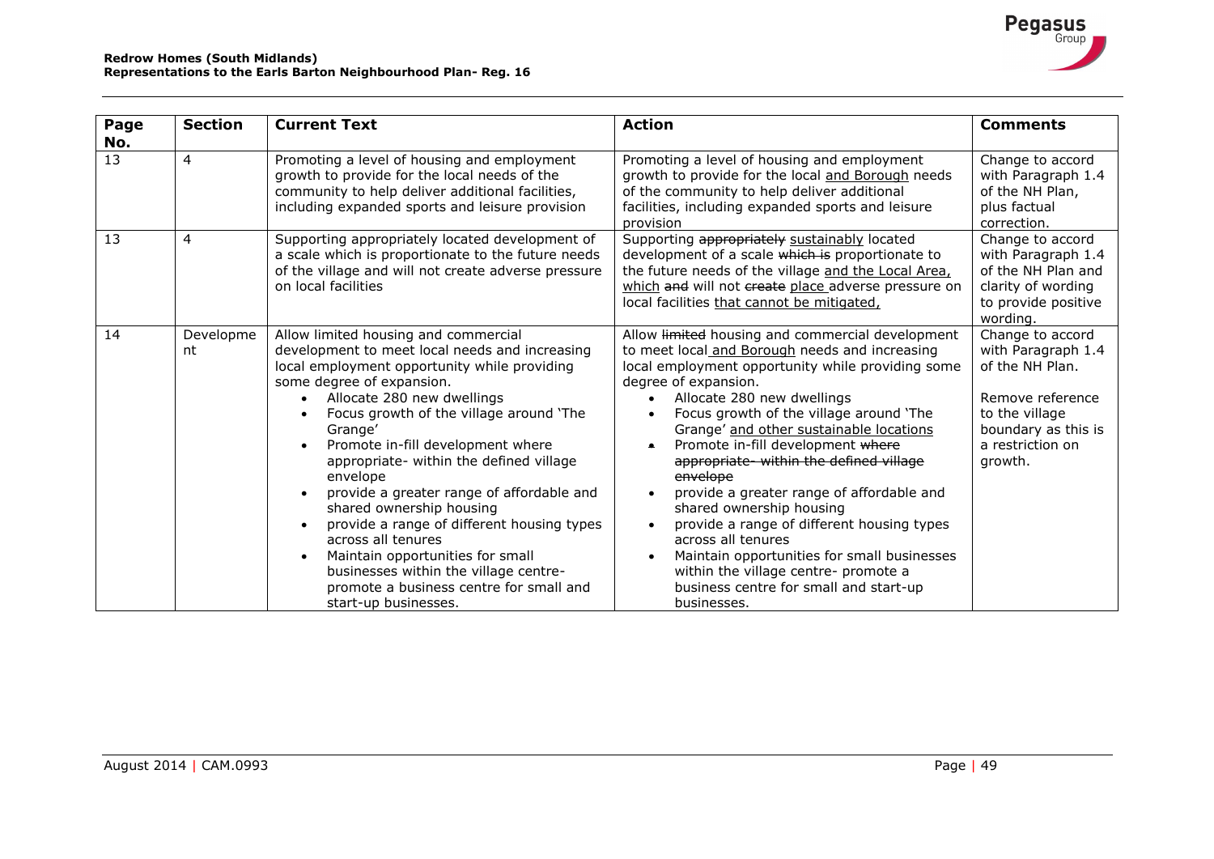| Page No. | Section | Current Text | Action | Comments |
|---|---|---|---|---|
| 13 | 4 | Promoting a level of housing and employment growth to provide for the local needs of the community to help deliver additional facilities, including expanded sports and leisure provision | Promoting a level of housing and employment growth to provide for the local <u>and Borough</u> needs of the community to help deliver additional facilities, including expanded sports and leisure provision | Change to accord with Paragraph 1.4 of the NH Plan, plus factual correction. |
| 13 | 4 | Supporting appropriately located development of a scale which is proportionate to the future needs of the village and will not create adverse pressure on local facilities | Supporting ~~appropriately~~ <u>sustainably</u> located development of a scale ~~which is~~ proportionate to the future needs of the village <u>and the Local Area, which</u> ~~and~~ will not ~~create~~ <u>place</u> adverse pressure on local facilities <u>that cannot be mitigated,</u> | Change to accord with Paragraph 1.4 of the NH Plan and clarity of wording to provide positive wording. |
| 14 | Development | Allow limited housing and commercial development to meet local needs and increasing local employment opportunity while providing some degree of expansion.<br>• Allocate 280 new dwellings<br>• Focus growth of the village around 'The Grange'<br>• Promote in-fill development where appropriate- within the defined village envelope<br>• provide a greater range of affordable and shared ownership housing<br>• provide a range of different housing types across all tenures<br>• Maintain opportunities for small businesses within the village centre- promote a business centre for small and start-up businesses. | Allow ~~limited~~ housing and commercial development to meet local <u>and Borough</u> needs and increasing local employment opportunity while providing some degree of expansion.<br>• Allocate 280 new dwellings<br>• Focus growth of the village around 'The Grange' <u>and other sustainable locations</u><br>• Promote in-fill development ~~where appropriate- within the defined village envelope~~<br>• provide a greater range of affordable and shared ownership housing<br>• provide a range of different housing types across all tenures<br>• Maintain opportunities for small businesses within the village centre- promote a business centre for small and start-up businesses. | Change to accord with Paragraph 1.4 of the NH Plan.<br><br>Remove reference to the village boundary as this is a restriction on growth. |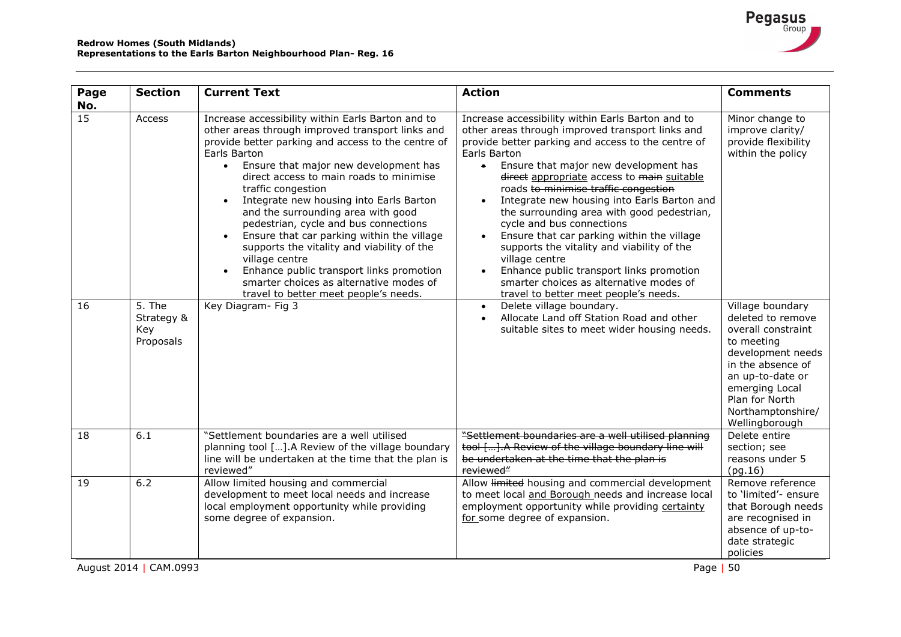| Page No. | Section | Current Text | Action | Comments |
|---|---|---|---|---|
| 15 | Access | Increase accessibility within Earls Barton and to other areas through improved transport links and provide better parking and access to the centre of Earls Barton<br>• Ensure that major new development has direct access to main roads to minimise traffic congestion<br>• Integrate new housing into Earls Barton and the surrounding area with good pedestrian, cycle and bus connections<br>• Ensure that car parking within the village supports the vitality and viability of the village centre<br>• Enhance public transport links promotion smarter choices as alternative modes of travel to better meet people's needs. | Increase accessibility within Earls Barton and to other areas through improved transport links and provide better parking and access to the centre of Earls Barton<br>• Ensure that major new development has ~~direct~~ <u>appropriate</u> access to ~~main~~ <u>suitable</u> roads ~~to minimise traffic congestion~~<br>• Integrate new housing into Earls Barton and the surrounding area with good pedestrian, cycle and bus connections<br>• Ensure that car parking within the village supports the vitality and viability of the village centre<br>• Enhance public transport links promotion smarter choices as alternative modes of travel to better meet people's needs. | Minor change to improve clarity/ provide flexibility within the policy |
| 16 | 5. The Strategy & Key Proposals | Key Diagram- Fig 3 | • Delete village boundary.<br>• Allocate Land off Station Road and other suitable sites to meet wider housing needs. | Village boundary deleted to remove overall constraint to meeting development needs in the absence of an up-to-date or emerging Local Plan for North Northamptonshire/ Wellingborough |
| 18 | 6.1 | "Settlement boundaries are a well utilised planning tool […].A Review of the village boundary line will be undertaken at the time that the plan is reviewed" | ~~"Settlement boundaries are a well utilised planning tool […].A Review of the village boundary line will be undertaken at the time that the plan is reviewed"~~ | Delete entire section; see reasons under 5 (pg.16) |
| 19 | 6.2 | Allow limited housing and commercial development to meet local needs and increase local employment opportunity while providing some degree of expansion. | Allow ~~limited~~ housing and commercial development to meet local <u>and Borough</u> needs and increase local employment opportunity while providing <u>certainty for</u> some degree of expansion. | Remove reference to 'limited'- ensure that Borough needs are recognised in absence of up-to-date strategic policies |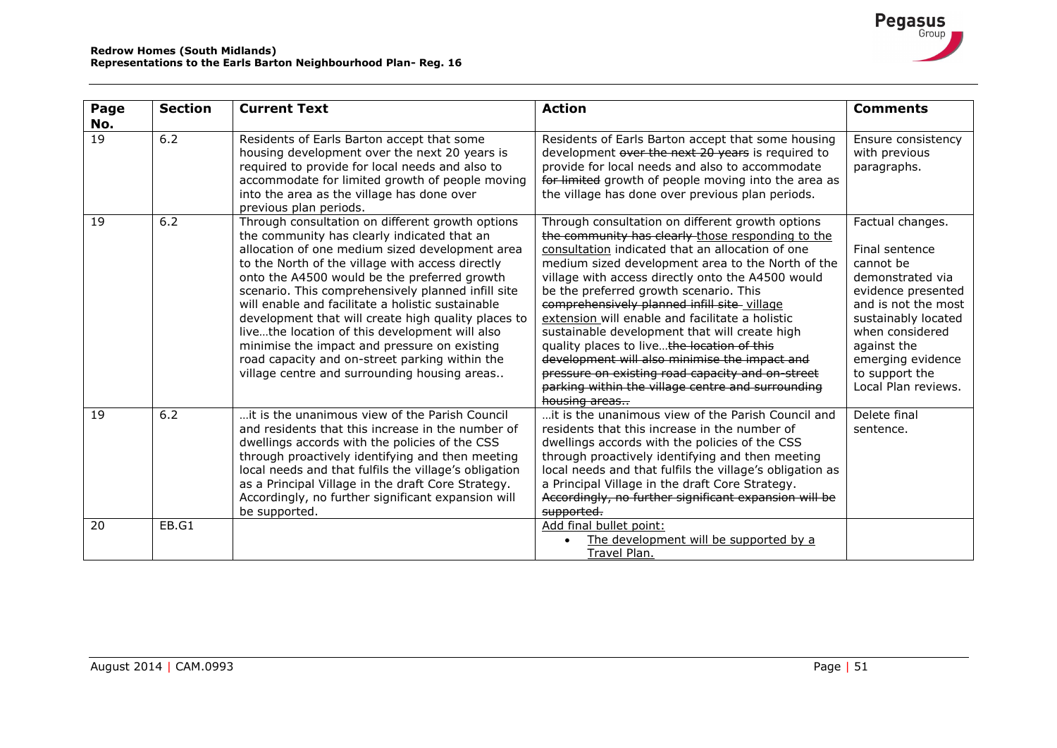| Page No. | Section | Current Text | Action | Comments |
|---|---|---|---|---|
| 19 | 6.2 | Residents of Earls Barton accept that some housing development over the next 20 years is required to provide for local needs and also to accommodate for limited growth of people moving into the area as the village has done over previous plan periods. | Residents of Earls Barton accept that some housing development ~~over the next 20 years~~ is required to provide for local needs and also to accommodate ~~for limited~~ growth of people moving into the area as the village has done over previous plan periods. | Ensure consistency with previous paragraphs. |
| 19 | 6.2 | Through consultation on different growth options the community has clearly indicated that an allocation of one medium sized development area to the North of the village with access directly onto the A4500 would be the preferred growth scenario. This comprehensively planned infill site will enable and facilitate a holistic sustainable development that will create high quality places to live…the location of this development will also minimise the impact and pressure on existing road capacity and on-street parking within the village centre and surrounding housing areas.. | Through consultation on different growth options ~~the community has clearly~~ <u>those responding to the consultation</u> indicated that an allocation of one medium sized development area to the North of the village with access directly onto the A4500 would be the preferred growth scenario. This ~~comprehensively planned infill site~~ <u>village extension</u> will enable and facilitate a holistic sustainable development that will create high quality places to live…~~the location of this development will also minimise the impact and pressure on existing road capacity and on-street parking within the village centre and surrounding housing areas..~~ | Factual changes.<br><br>Final sentence cannot be demonstrated via evidence presented and is not the most sustainably located when considered against the emerging evidence to support the Local Plan reviews. |
| 19 | 6.2 | …it is the unanimous view of the Parish Council and residents that this increase in the number of dwellings accords with the policies of the CSS through proactively identifying and then meeting local needs and that fulfils the village's obligation as a Principal Village in the draft Core Strategy. Accordingly, no further significant expansion will be supported. | …it is the unanimous view of the Parish Council and residents that this increase in the number of dwellings accords with the policies of the CSS through proactively identifying and then meeting local needs and that fulfils the village's obligation as a Principal Village in the draft Core Strategy. ~~Accordingly, no further significant expansion will be supported.~~ | Delete final sentence. |
| 20 | EB.G1 | | <u>Add final bullet point:</u><br>• <u>The development will be supported by a Travel Plan.</u> | |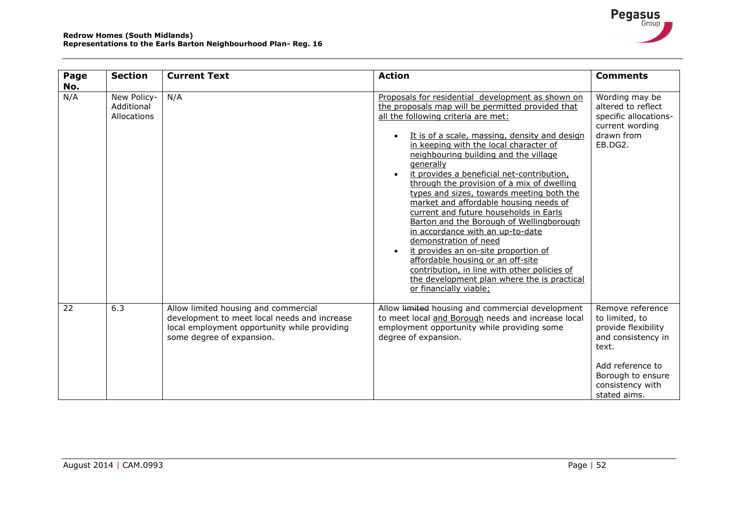| Page No. | Section | Current Text | Action | Comments |
|---|---|---|---|---|
| N/A | New Policy- Additional Allocations | N/A | <u>Proposals for residential development as shown on the proposals map will be permitted provided that all the following criteria are met:</u><br>• <u>It is of a scale, massing, density and design in keeping with the local character of neighbouring building and the village generally</u><br>• <u>it provides a beneficial net-contribution, through the provision of a mix of dwelling types and sizes, towards meeting both the market and affordable housing needs of current and future households in Earls Barton and the Borough of Wellingborough in accordance with an up-to-date demonstration of need</u><br>• <u>it provides an on-site proportion of affordable housing or an off-site contribution, in line with other policies of the development plan where the is practical or financially viable;</u> | Wording may be altered to reflect specific allocations- current wording drawn from EB.DG2. |
| 22 | 6.3 | Allow limited housing and commercial development to meet local needs and increase local employment opportunity while providing some degree of expansion. | Allow ~~limited~~ housing and commercial development to meet local <u>and Borough</u> needs and increase local employment opportunity while providing some degree of expansion. | Remove reference to limited, to provide flexibility and consistency in text.<br><br>Add reference to Borough to ensure consistency with stated aims. |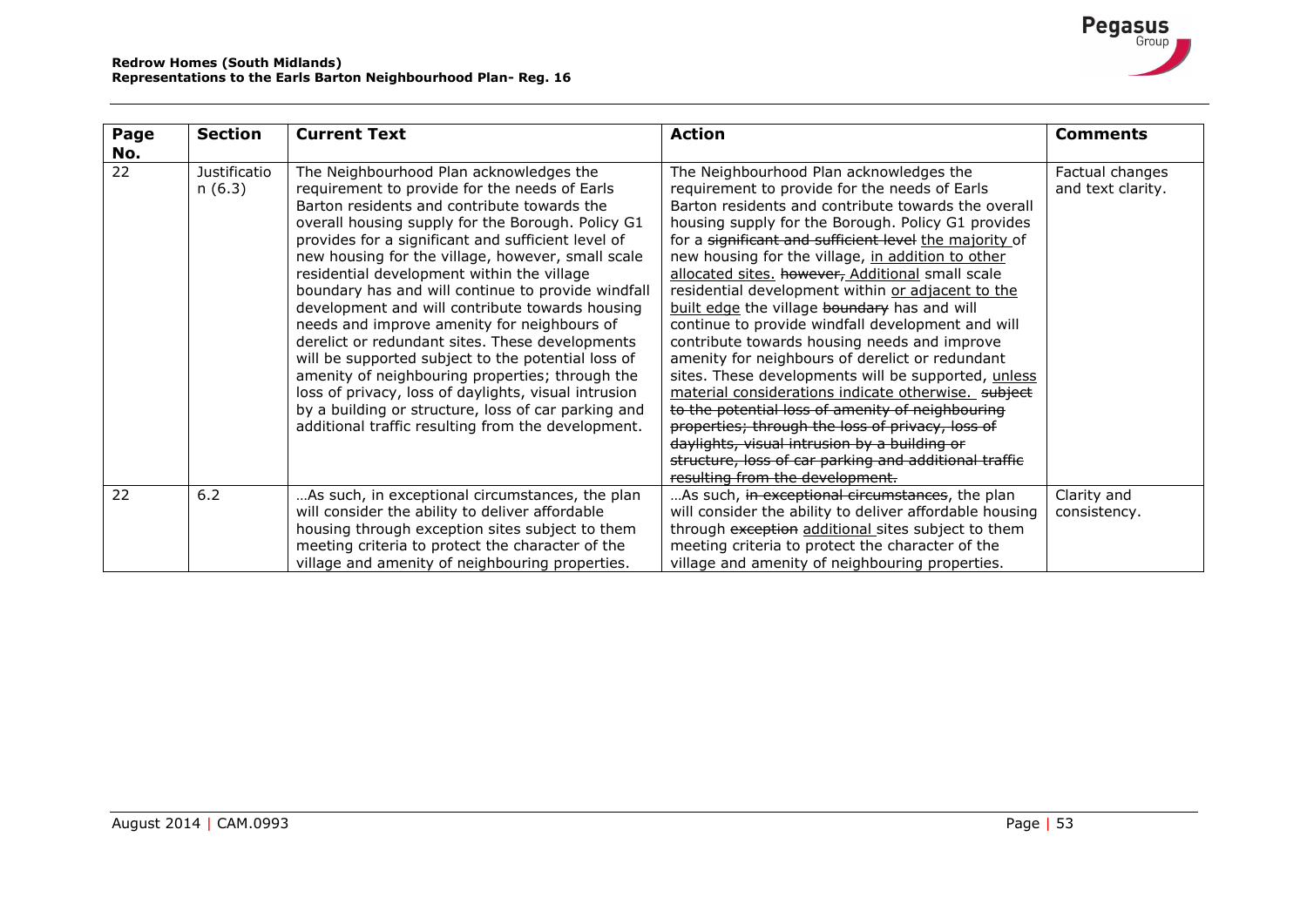| Page No. | Section | Current Text | Action | Comments |
|---|---|---|---|---|
| 22 | Justification (6.3) | The Neighbourhood Plan acknowledges the requirement to provide for the needs of Earls Barton residents and contribute towards the overall housing supply for the Borough. Policy G1 provides for a significant and sufficient level of new housing for the village, however, small scale residential development within the village boundary has and will continue to provide windfall development and will contribute towards housing needs and improve amenity for neighbours of derelict or redundant sites. These developments will be supported subject to the potential loss of amenity of neighbouring properties; through the loss of privacy, loss of daylights, visual intrusion by a building or structure, loss of car parking and additional traffic resulting from the development. | The Neighbourhood Plan acknowledges the requirement to provide for the needs of Earls Barton residents and contribute towards the overall housing supply for the Borough. Policy G1 provides for a ~~significant and sufficient level~~ <u>the majority</u> of new housing for the village, <u>in addition to other allocated sites.</u> ~~however,~~ <u>Additional</u> small scale residential development within <u>or adjacent to the built edge</u> the village ~~boundary~~ has and will continue to provide windfall development and will contribute towards housing needs and improve amenity for neighbours of derelict or redundant sites. These developments will be supported, <u>unless material considerations indicate otherwise.</u> ~~subject to the potential loss of amenity of neighbouring properties; through the loss of privacy, loss of daylights, visual intrusion by a building or structure, loss of car parking and additional traffic resulting from the development.~~ | Factual changes and text clarity. |
| 22 | 6.2 | …As such, in exceptional circumstances, the plan will consider the ability to deliver affordable housing through exception sites subject to them meeting criteria to protect the character of the village and amenity of neighbouring properties. | …As such, ~~in exceptional circumstances~~, the plan will consider the ability to deliver affordable housing through ~~exception~~ <u>additional</u> sites subject to them meeting criteria to protect the character of the village and amenity of neighbouring properties. | Clarity and consistency. |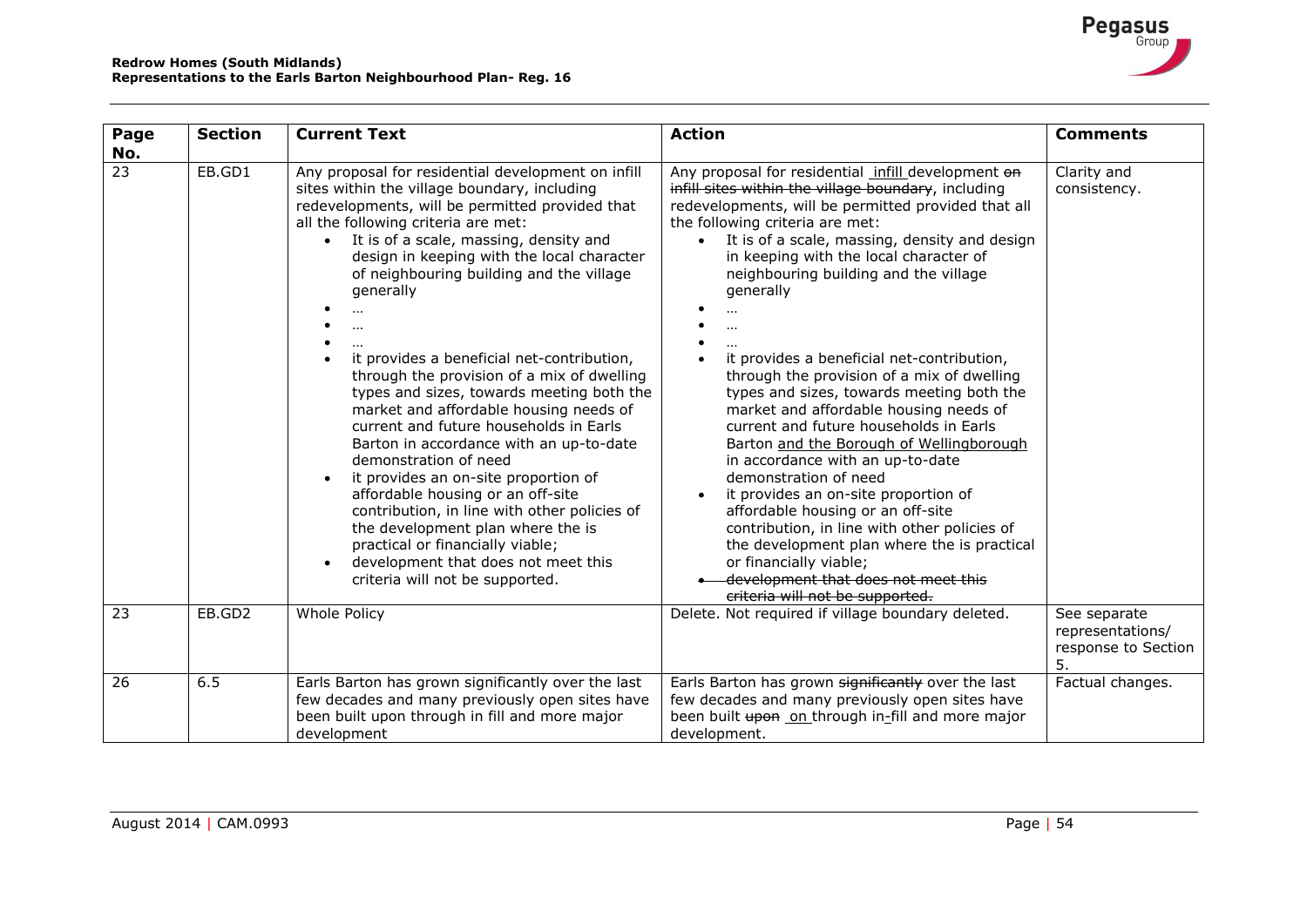| Page No. | Section | Current Text | Action | Comments |
|---|---|---|---|---|
| 23 | EB.GD1 | Any proposal for residential development on infill sites within the village boundary, including redevelopments, will be permitted provided that all the following criteria are met:<br>• It is of a scale, massing, density and design in keeping with the local character of neighbouring building and the village generally<br>• …<br>• …<br>• …<br>• it provides a beneficial net-contribution, through the provision of a mix of dwelling types and sizes, towards meeting both the market and affordable housing needs of current and future households in Earls Barton in accordance with an up-to-date demonstration of need<br>• it provides an on-site proportion of affordable housing or an off-site contribution, in line with other policies of the development plan where the is practical or financially viable;<br>• development that does not meet this criteria will not be supported. | Any proposal for residential <u>infill</u> development ~~on infill sites within the village boundary~~, including redevelopments, will be permitted provided that all the following criteria are met:<br>• It is of a scale, massing, density and design in keeping with the local character of neighbouring building and the village generally<br>• …<br>• …<br>• …<br>• it provides a beneficial net-contribution, through the provision of a mix of dwelling types and sizes, towards meeting both the market and affordable housing needs of current and future households in Earls Barton <u>and the Borough of Wellingborough</u> in accordance with an up-to-date demonstration of need<br>• it provides an on-site proportion of affordable housing or an off-site contribution, in line with other policies of the development plan where the is practical or financially viable;<br>• ~~development that does not meet this criteria will not be supported.~~ | Clarity and consistency. |
| 23 | EB.GD2 | Whole Policy | Delete. Not required if village boundary deleted. | See separate representations/ response to Section 5. |
| 26 | 6.5 | Earls Barton has grown significantly over the last few decades and many previously open sites have been built upon through in fill and more major development | Earls Barton has grown ~~significantly~~ over the last few decades and many previously open sites have been built ~~upon~~ <u>on</u> through in<u>-</u>fill and more major development. | Factual changes. |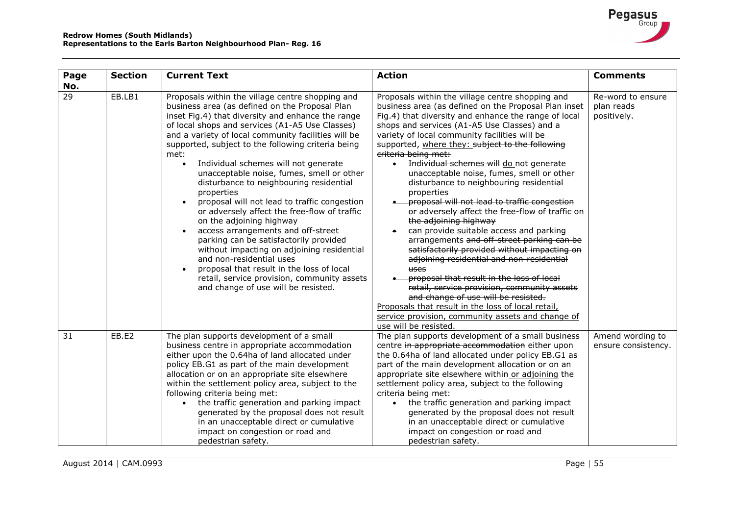| Page No. | Section | Current Text | Action | Comments |
|---|---|---|---|---|
| 29 | EB.LB1 | Proposals within the village centre shopping and business area (as defined on the Proposal Plan inset Fig.4) that diversity and enhance the range of local shops and services (A1-A5 Use Classes) and a variety of local community facilities will be supported, subject to the following criteria being met:<br>• Individual schemes will not generate unacceptable noise, fumes, smell or other disturbance to neighbouring residential properties<br>• proposal will not lead to traffic congestion or adversely affect the free-flow of traffic on the adjoining highway<br>• access arrangements and off-street parking can be satisfactorily provided without impacting on adjoining residential and non-residential uses<br>• proposal that result in the loss of local retail, service provision, community assets and change of use will be resisted. | Proposals within the village centre shopping and business area (as defined on the Proposal Plan inset Fig.4) that diversity and enhance the range of local shops and services (A1-A5 Use Classes) and a variety of local community facilities will be supported, <u>where they:</u> ~~subject to the following criteria being met:~~<br>• ~~Individual schemes will~~ <u>do</u> not generate unacceptable noise, fumes, smell or other disturbance to neighbouring ~~residential~~ properties<br>• ~~proposal will not lead to traffic congestion or adversely affect the free-flow of traffic on the adjoining highway~~<br>• <u>can provide suitable</u> access <u>and parking</u> arrangements ~~and off-street parking can be satisfactorily provided without impacting on adjoining residential and non-residential uses~~<br>• ~~proposal that result in the loss of local retail, service provision, community assets and change of use will be resisted.~~<br><u>Proposals that result in the loss of local retail, service provision, community assets and change of use will be resisted.</u> | Re-word to ensure plan reads positively. |
| 31 | EB.E2 | The plan supports development of a small business centre in appropriate accommodation either upon the 0.64ha of land allocated under policy EB.G1 as part of the main development allocation or on an appropriate site elsewhere within the settlement policy area, subject to the following criteria being met:<br>• the traffic generation and parking impact generated by the proposal does not result in an unacceptable direct or cumulative impact on congestion or road and pedestrian safety. | The plan supports development of a small business centre ~~in appropriate accommodation~~ either upon the 0.64ha of land allocated under policy EB.G1 as part of the main development allocation or on an appropriate site elsewhere within <u>or adjoining</u> the settlement ~~policy area~~, subject to the following criteria being met:<br>• the traffic generation and parking impact generated by the proposal does not result in an unacceptable direct or cumulative impact on congestion or road and pedestrian safety. | Amend wording to ensure consistency. |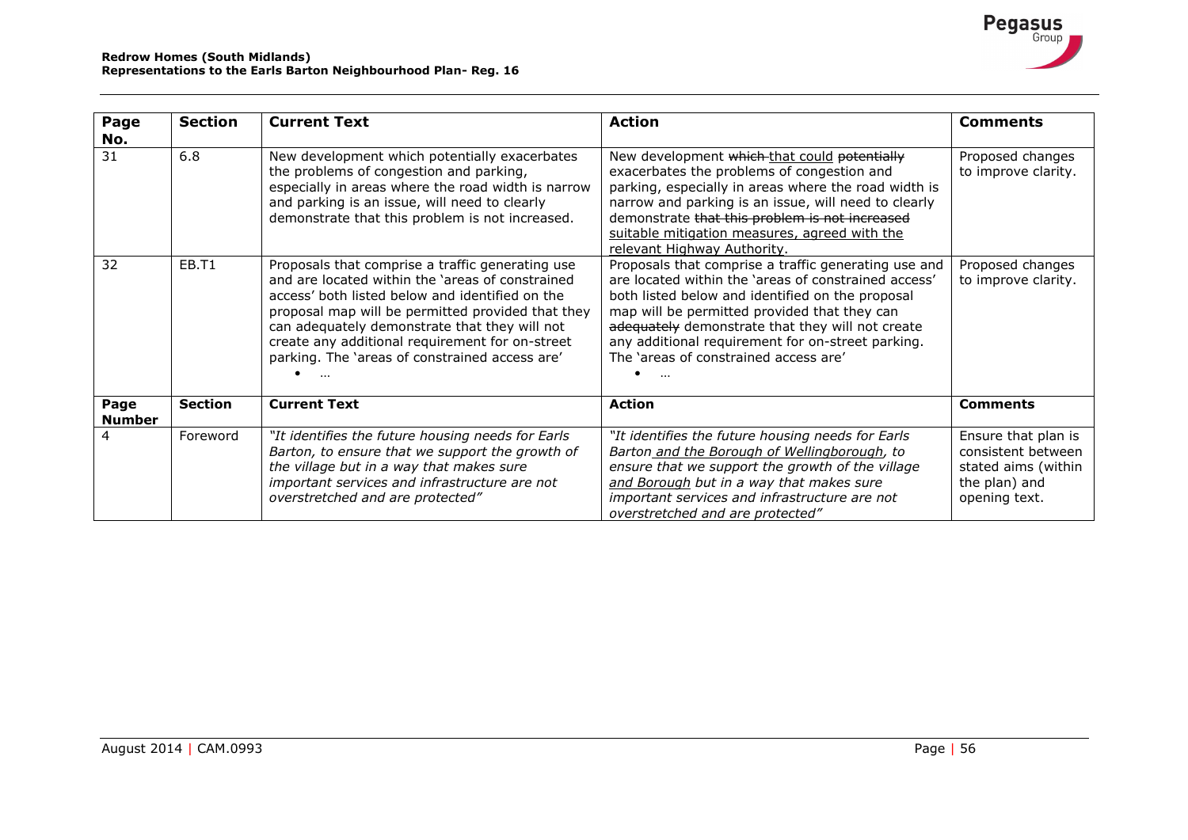| Page No. | Section | Current Text | Action | Comments |
|---|---|---|---|---|
| 31 | 6.8 | New development which potentially exacerbates the problems of congestion and parking, especially in areas where the road width is narrow and parking is an issue, will need to clearly demonstrate that this problem is not increased. | New development ~~which~~ <u>that could</u> ~~potentially~~ exacerbates the problems of congestion and parking, especially in areas where the road width is narrow and parking is an issue, will need to clearly demonstrate ~~that this problem is not increased~~ <u>suitable mitigation measures, agreed with the relevant Highway Authority</u>. | Proposed changes to improve clarity. |
| 32 | EB.T1 | Proposals that comprise a traffic generating use and are located within the 'areas of constrained access' both listed below and identified on the proposal map will be permitted provided that they can adequately demonstrate that they will not create any additional requirement for on-street parking. The 'areas of constrained access are'<br>• … | Proposals that comprise a traffic generating use and are located within the 'areas of constrained access' both listed below and identified on the proposal map will be permitted provided that they can ~~adequately~~ demonstrate that they will not create any additional requirement for on-street parking. The 'areas of constrained access are'<br>• … | Proposed changes to improve clarity. |

| Page Number | Section | Current Text | Action | Comments |
|---|---|---|---|---|
| 4 | Foreword | *"It identifies the future housing needs for Earls Barton, to ensure that we support the growth of the village but in a way that makes sure important services and infrastructure are not overstretched and are protected"* | *"It identifies the future housing needs for Earls Barton <u>and the Borough of Wellingborough</u>, to ensure that we support the growth of the village <u>and Borough</u> but in a way that makes sure important services and infrastructure are not overstretched and are protected"* | Ensure that plan is consistent between stated aims (within the plan) and opening text. |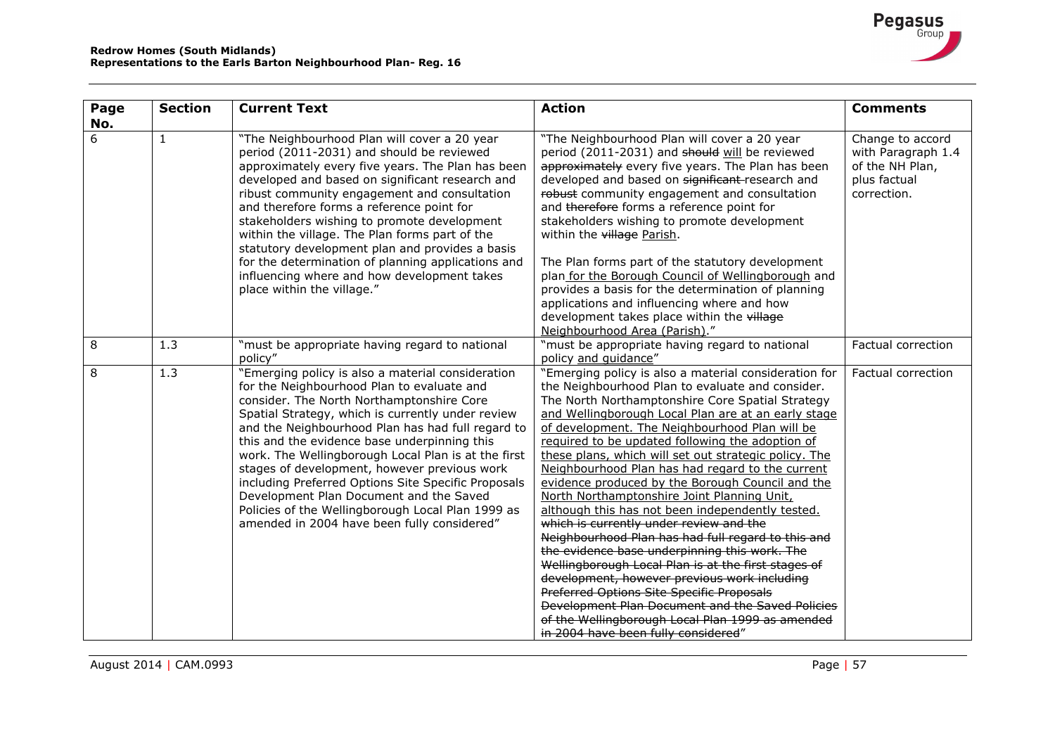| Page No. | Section | Current Text | Action | Comments |
|---|---|---|---|---|
| 6 | 1 | "The Neighbourhood Plan will cover a 20 year period (2011-2031) and should be reviewed approximately every five years. The Plan has been developed and based on significant research and ribust community engagement and consultation and therefore forms a reference point for stakeholders wishing to promote development within the village. The Plan forms part of the statutory development plan and provides a basis for the determination of planning applications and influencing where and how development takes place within the village." | "The Neighbourhood Plan will cover a 20 year period (2011-2031) and ~~should~~ <u>will</u> be reviewed ~~approximately~~ every five years. The Plan has been developed and based on ~~significant~~ research and ~~robust~~ community engagement and consultation and ~~therefore~~ forms a reference point for stakeholders wishing to promote development within the ~~village~~ <u>Parish</u>.<br><br>The Plan forms part of the statutory development plan <u>for the Borough Council of Wellingborough</u> and provides a basis for the determination of planning applications and influencing where and how development takes place within the ~~village~~ <u>Neighbourhood Area (Parish)</u>." | Change to accord with Paragraph 1.4 of the NH Plan, plus factual correction. |
| 8 | 1.3 | "must be appropriate having regard to national policy" | "must be appropriate having regard to national policy <u>and guidance</u>" | Factual correction |
| 8 | 1.3 | "Emerging policy is also a material consideration for the Neighbourhood Plan to evaluate and consider. The North Northamptonshire Core Spatial Strategy, which is currently under review and the Neighbourhood Plan has had full regard to this and the evidence base underpinning this work. The Wellingborough Local Plan is at the first stages of development, however previous work including Preferred Options Site Specific Proposals Development Plan Document and the Saved Policies of the Wellingborough Local Plan 1999 as amended in 2004 have been fully considered" | "Emerging policy is also a material consideration for the Neighbourhood Plan to evaluate and consider. The North Northamptonshire Core Spatial Strategy <u>and Wellingborough Local Plan are at an early stage of development. The Neighbourhood Plan will be required to be updated following the adoption of these plans, which will set out strategic policy. The Neighbourhood Plan has had regard to the current evidence produced by the Borough Council and the North Northamptonshire Joint Planning Unit, although this has not been independently tested.</u> ~~which is currently under review and the Neighbourhood Plan has had full regard to this and the evidence base underpinning this work. The Wellingborough Local Plan is at the first stages of development, however previous work including Preferred Options Site Specific Proposals Development Plan Document and the Saved Policies of the Wellingborough Local Plan 1999 as amended in 2004 have been fully considered~~" | Factual correction |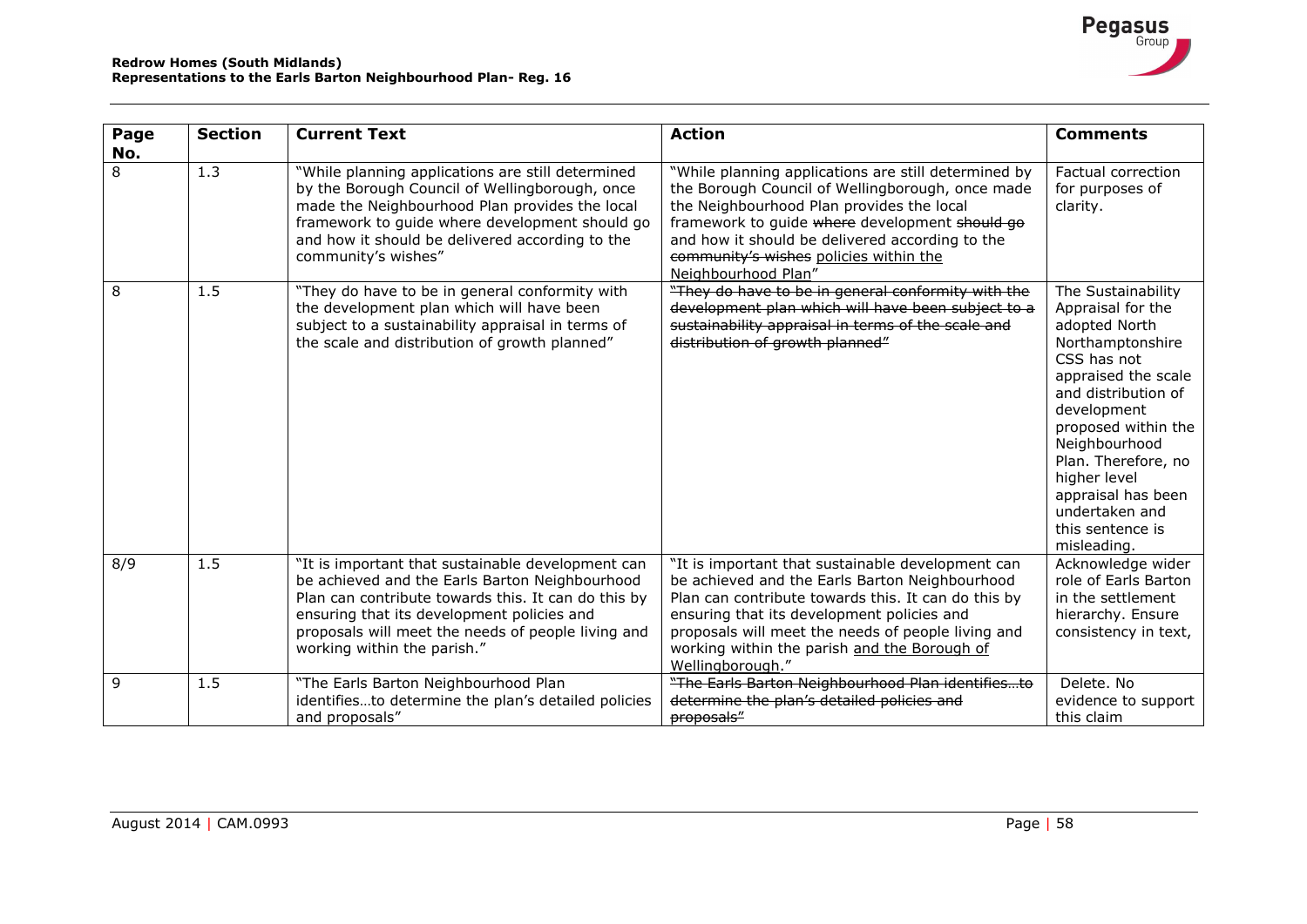| Page No. | Section | Current Text | Action | Comments |
|---|---|---|---|---|
| 8 | 1.3 | "While planning applications are still determined by the Borough Council of Wellingborough, once made the Neighbourhood Plan provides the local framework to guide where development should go and how it should be delivered according to the community's wishes" | "While planning applications are still determined by the Borough Council of Wellingborough, once made the Neighbourhood Plan provides the local framework to guide ~~where~~ development ~~should go~~ and how it should be delivered according to the ~~community's wishes~~ <u>policies within the Neighbourhood Plan</u>" | Factual correction for purposes of clarity. |
| 8 | 1.5 | "They do have to be in general conformity with the development plan which will have been subject to a sustainability appraisal in terms of the scale and distribution of growth planned" | ~~"They do have to be in general conformity with the development plan which will have been subject to a sustainability appraisal in terms of the scale and distribution of growth planned"~~ | The Sustainability Appraisal for the adopted North Northamptonshire CSS has not appraised the scale and distribution of development proposed within the Neighbourhood Plan. Therefore, no higher level appraisal has been undertaken and this sentence is misleading. |
| 8/9 | 1.5 | "It is important that sustainable development can be achieved and the Earls Barton Neighbourhood Plan can contribute towards this. It can do this by ensuring that its development policies and proposals will meet the needs of people living and working within the parish." | "It is important that sustainable development can be achieved and the Earls Barton Neighbourhood Plan can contribute towards this. It can do this by ensuring that its development policies and proposals will meet the needs of people living and working within the parish <u>and the Borough of Wellingborough</u>." | Acknowledge wider role of Earls Barton in the settlement hierarchy. Ensure consistency in text, |
| 9 | 1.5 | "The Earls Barton Neighbourhood Plan identifies…to determine the plan's detailed policies and proposals" | ~~"The Earls Barton Neighbourhood Plan identifies…to determine the plan's detailed policies and proposals"~~ | Delete. No evidence to support this claim |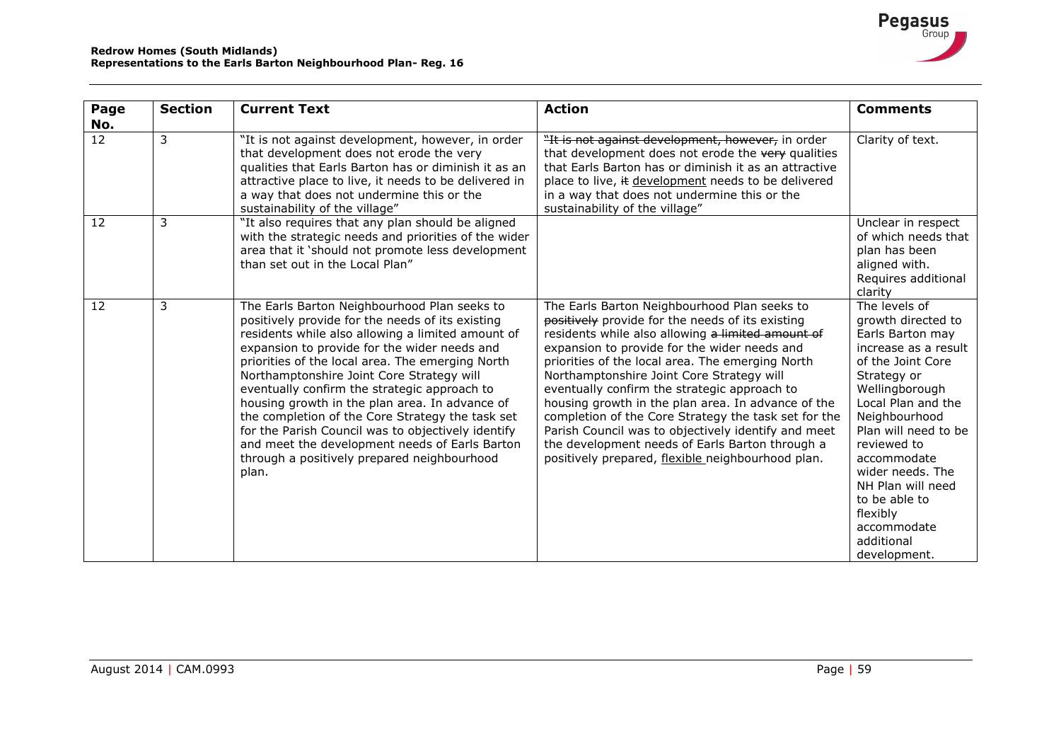| Page No. | Section | Current Text | Action | Comments |
|---|---|---|---|---|
| 12 | 3 | "It is not against development, however, in order that development does not erode the very qualities that Earls Barton has or diminish it as an attractive place to live, it needs to be delivered in a way that does not undermine this or the sustainability of the village" | ~~"It is not against development, however,~~ in order that development does not erode the ~~very~~ qualities that Earls Barton has or diminish it as an attractive place to live, ~~it~~ development needs to be delivered in a way that does not undermine this or the sustainability of the village" | Clarity of text. |
| 12 | 3 | "It also requires that any plan should be aligned with the strategic needs and priorities of the wider area that it 'should not promote less development than set out in the Local Plan" | | Unclear in respect of which needs that plan has been aligned with. Requires additional clarity |
| 12 | 3 | The Earls Barton Neighbourhood Plan seeks to positively provide for the needs of its existing residents while also allowing a limited amount of expansion to provide for the wider needs and priorities of the local area. The emerging North Northamptonshire Joint Core Strategy will eventually confirm the strategic approach to housing growth in the plan area. In advance of the completion of the Core Strategy the task set for the Parish Council was to objectively identify and meet the development needs of Earls Barton through a positively prepared neighbourhood plan. | The Earls Barton Neighbourhood Plan seeks to ~~positively~~ provide for the needs of its existing residents while also allowing ~~a limited amount of~~ expansion to provide for the wider needs and priorities of the local area. The emerging North Northamptonshire Joint Core Strategy will eventually confirm the strategic approach to housing growth in the plan area. In advance of the completion of the Core Strategy the task set for the Parish Council was to objectively identify and meet the development needs of Earls Barton through a positively prepared, flexible neighbourhood plan. | The levels of growth directed to Earls Barton may increase as a result of the Joint Core Strategy or Wellingborough Local Plan and the Neighbourhood Plan will need to be reviewed to accommodate wider needs. The NH Plan will need to be able to flexibly accommodate additional development. |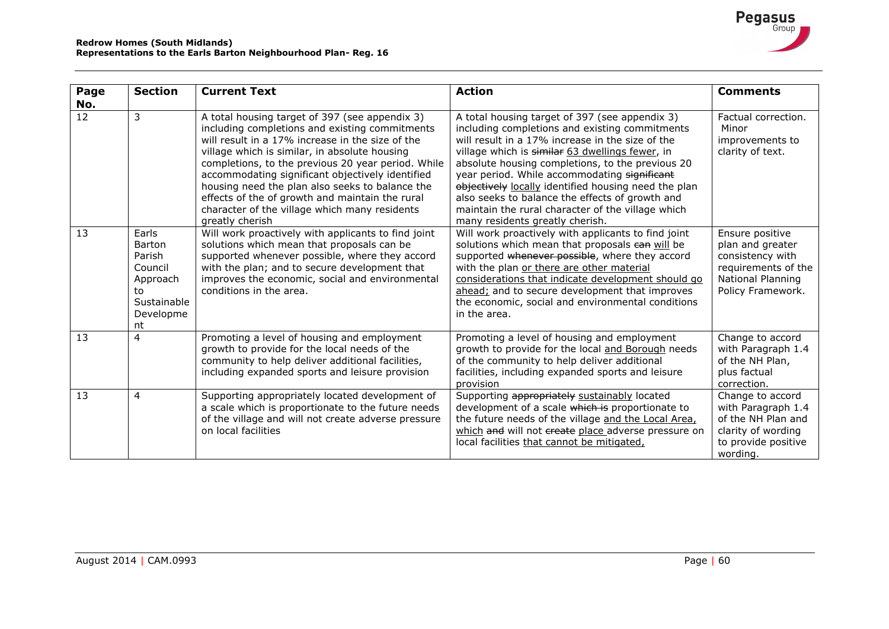| Page No. | Section | Current Text | Action | Comments |
|---|---|---|---|---|
| 12 | 3 | A total housing target of 397 (see appendix 3) including completions and existing commitments will result in a 17% increase in the size of the village which is similar, in absolute housing completions, to the previous 20 year period. While accommodating significant objectively identified housing need the plan also seeks to balance the effects of the of growth and maintain the rural character of the village which many residents greatly cherish | A total housing target of 397 (see appendix 3) including completions and existing commitments will result in a 17% increase in the size of the village which is ~~similar~~ <u>63 dwellings fewer</u>, in absolute housing completions, to the previous 20 year period. While accommodating ~~significant~~ ~~objectively~~ <u>locally</u> identified housing need the plan also seeks to balance the effects of growth and maintain the rural character of the village which many residents greatly cherish. | Factual correction. Minor improvements to clarity of text. |
| 13 | Earls Barton Parish Council Approach to Sustainable Development | Will work proactively with applicants to find joint solutions which mean that proposals can be supported whenever possible, where they accord with the plan; and to secure development that improves the economic, social and environmental conditions in the area. | Will work proactively with applicants to find joint solutions which mean that proposals ~~can~~ <u>will</u> be supported ~~whenever possible~~, where they accord with the plan <u>or there are other material considerations that indicate development should go ahead;</u> and to secure development that improves the economic, social and environmental conditions in the area. | Ensure positive plan and greater consistency with requirements of the National Planning Policy Framework. |
| 13 | 4 | Promoting a level of housing and employment growth to provide for the local needs of the community to help deliver additional facilities, including expanded sports and leisure provision | Promoting a level of housing and employment growth to provide for the local <u>and Borough</u> needs of the community to help deliver additional facilities, including expanded sports and leisure provision | Change to accord with Paragraph 1.4 of the NH Plan, plus factual correction. |
| 13 | 4 | Supporting appropriately located development of a scale which is proportionate to the future needs of the village and will not create adverse pressure on local facilities | Supporting ~~appropriately~~ <u>sustainably</u> located development of a scale ~~which is~~ proportionate to the future needs of the village <u>and the Local Area, which</u> ~~and~~ will not ~~create~~ <u>place</u> adverse pressure on local facilities <u>that cannot be mitigated,</u> | Change to accord with Paragraph 1.4 of the NH Plan and clarity of wording to provide positive wording. |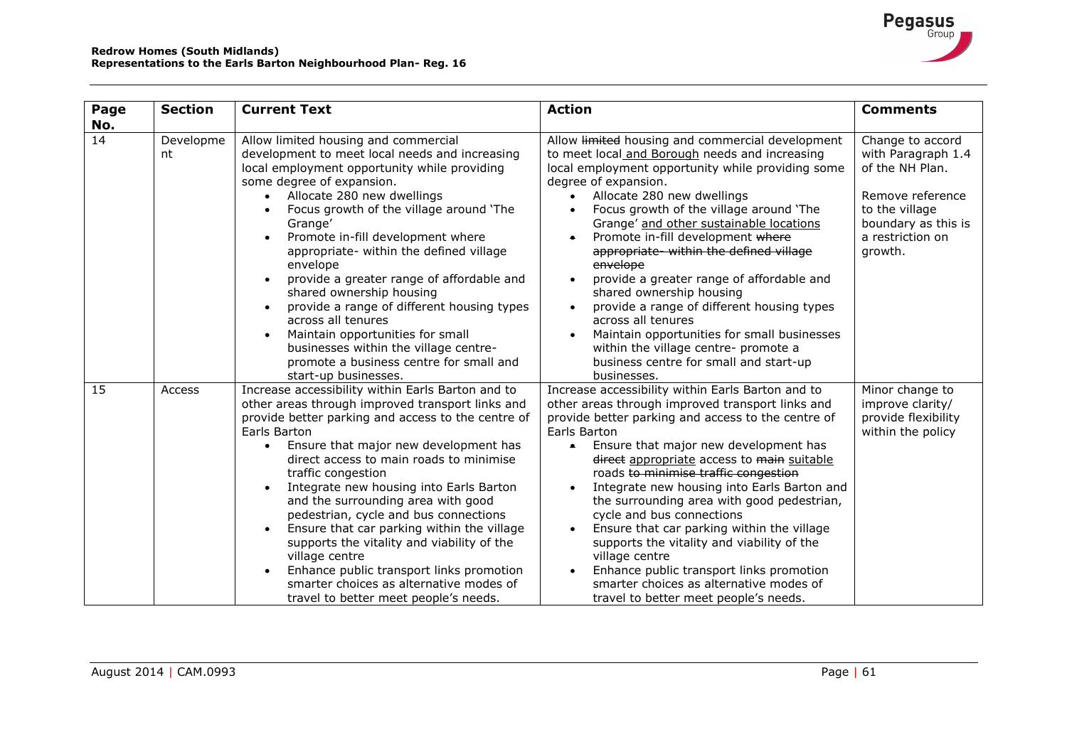| Page No. | Section | Current Text | Action | Comments |
|---|---|---|---|---|
| 14 | Development | Allow limited housing and commercial development to meet local needs and increasing local employment opportunity while providing some degree of expansion.<br>• Allocate 280 new dwellings<br>• Focus growth of the village around 'The Grange'<br>• Promote in-fill development where appropriate- within the defined village envelope<br>• provide a greater range of affordable and shared ownership housing<br>• provide a range of different housing types across all tenures<br>• Maintain opportunities for small businesses within the village centre- promote a business centre for small and start-up businesses. | Allow ~~limited~~ housing and commercial development to meet local <u>and Borough</u> needs and increasing local employment opportunity while providing some degree of expansion.<br>• Allocate 280 new dwellings<br>• Focus growth of the village around 'The Grange' <u>and other sustainable locations</u><br>• Promote in-fill development ~~where appropriate- within the defined village envelope~~<br>• provide a greater range of affordable and shared ownership housing<br>• provide a range of different housing types across all tenures<br>• Maintain opportunities for small businesses within the village centre- promote a business centre for small and start-up businesses. | Change to accord with Paragraph 1.4 of the NH Plan.<br><br>Remove reference to the village boundary as this is a restriction on growth. |
| 15 | Access | Increase accessibility within Earls Barton and to other areas through improved transport links and provide better parking and access to the centre of Earls Barton<br>• Ensure that major new development has direct access to main roads to minimise traffic congestion<br>• Integrate new housing into Earls Barton and the surrounding area with good pedestrian, cycle and bus connections<br>• Ensure that car parking within the village supports the vitality and viability of the village centre<br>• Enhance public transport links promotion smarter choices as alternative modes of travel to better meet people's needs. | Increase accessibility within Earls Barton and to other areas through improved transport links and provide better parking and access to the centre of Earls Barton<br>• Ensure that major new development has ~~direct~~ <u>appropriate</u> access to ~~main~~ <u>suitable</u> roads ~~to minimise traffic congestion~~<br>• Integrate new housing into Earls Barton and the surrounding area with good pedestrian, cycle and bus connections<br>• Ensure that car parking within the village supports the vitality and viability of the village centre<br>• Enhance public transport links promotion smarter choices as alternative modes of travel to better meet people's needs. | Minor change to improve clarity/ provide flexibility within the policy |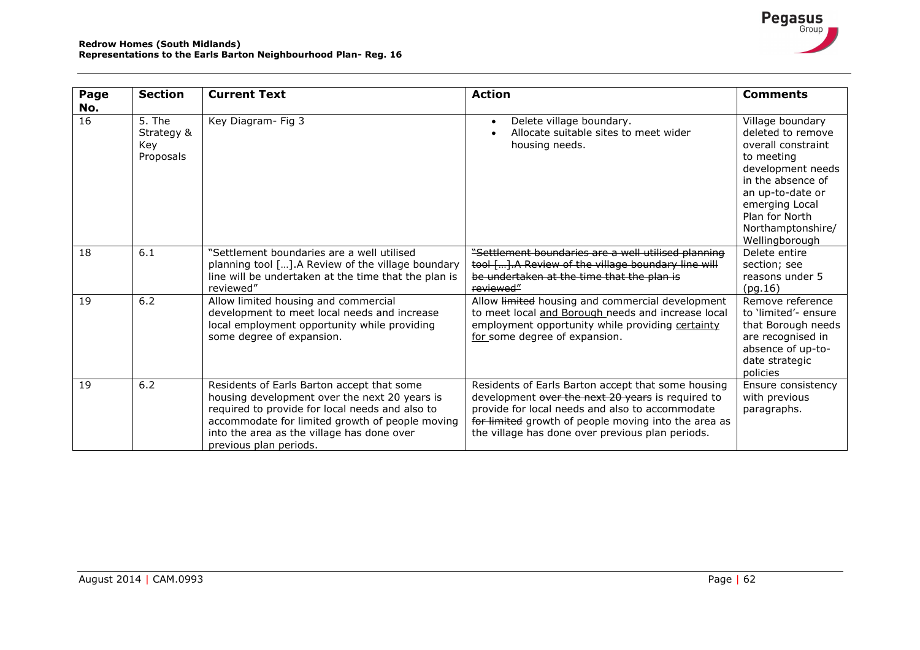| Page No. | Section | Current Text | Action | Comments |
|---|---|---|---|---|
| 16 | 5. The Strategy & Key Proposals | Key Diagram- Fig 3 | • Delete village boundary.<br>• Allocate suitable sites to meet wider housing needs. | Village boundary deleted to remove overall constraint to meeting development needs in the absence of an up-to-date or emerging Local Plan for North Northamptonshire/ Wellingborough |
| 18 | 6.1 | "Settlement boundaries are a well utilised planning tool […].A Review of the village boundary line will be undertaken at the time that the plan is reviewed" | ~~"Settlement boundaries are a well utilised planning tool […].A Review of the village boundary line will be undertaken at the time that the plan is reviewed"~~ | Delete entire section; see reasons under 5 (pg.16) |
| 19 | 6.2 | Allow limited housing and commercial development to meet local needs and increase local employment opportunity while providing some degree of expansion. | Allow ~~limited~~ housing and commercial development to meet local <u>and Borough</u> needs and increase local employment opportunity while providing <u>certainty for</u> some degree of expansion. | Remove reference to 'limited'- ensure that Borough needs are recognised in absence of up-to-date strategic policies |
| 19 | 6.2 | Residents of Earls Barton accept that some housing development over the next 20 years is required to provide for local needs and also to accommodate for limited growth of people moving into the area as the village has done over previous plan periods. | Residents of Earls Barton accept that some housing development ~~over the next 20 years~~ is required to provide for local needs and also to accommodate ~~for limited~~ growth of people moving into the area as the village has done over previous plan periods. | Ensure consistency with previous paragraphs. |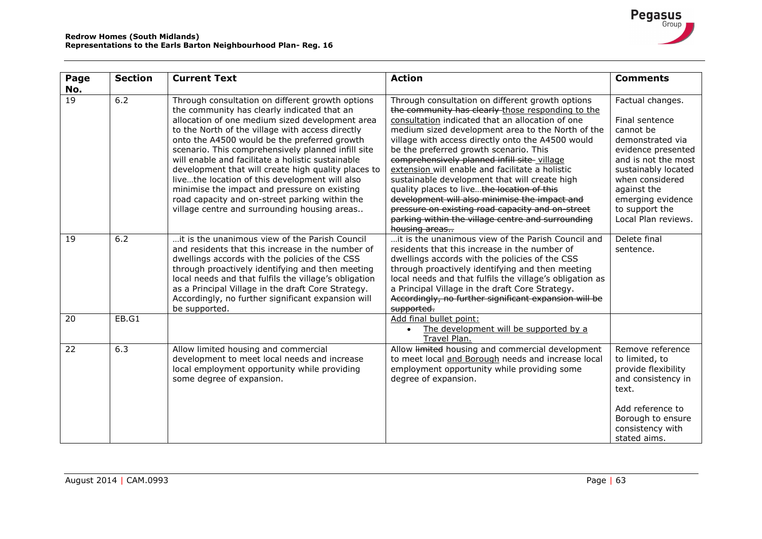| Page No. | Section | Current Text | Action | Comments |
|---|---|---|---|---|
| 19 | 6.2 | Through consultation on different growth options the community has clearly indicated that an allocation of one medium sized development area to the North of the village with access directly onto the A4500 would be the preferred growth scenario. This comprehensively planned infill site will enable and facilitate a holistic sustainable development that will create high quality places to live…the location of this development will also minimise the impact and pressure on existing road capacity and on-street parking within the village centre and surrounding housing areas.. | Through consultation on different growth options ~~the community has clearly~~ <u>those responding to the consultation</u> indicated that an allocation of one medium sized development area to the North of the village with access directly onto the A4500 would be the preferred growth scenario. This ~~comprehensively planned infill site~~ <u>village extension</u> will enable and facilitate a holistic sustainable development that will create high quality places to live…~~the location of this development will also minimise the impact and pressure on existing road capacity and on-street parking within the village centre and surrounding housing areas..~~ | Factual changes.<br><br>Final sentence cannot be demonstrated via evidence presented and is not the most sustainably located when considered against the emerging evidence to support the Local Plan reviews. |
| 19 | 6.2 | …it is the unanimous view of the Parish Council and residents that this increase in the number of dwellings accords with the policies of the CSS through proactively identifying and then meeting local needs and that fulfils the village's obligation as a Principal Village in the draft Core Strategy. Accordingly, no further significant expansion will be supported. | …it is the unanimous view of the Parish Council and residents that this increase in the number of dwellings accords with the policies of the CSS through proactively identifying and then meeting local needs and that fulfils the village's obligation as a Principal Village in the draft Core Strategy. ~~Accordingly, no further significant expansion will be supported.~~ | Delete final sentence. |
| 20 | EB.G1 | | <u>Add final bullet point:</u><br>• <u>The development will be supported by a Travel Plan.</u> | |
| 22 | 6.3 | Allow limited housing and commercial development to meet local needs and increase local employment opportunity while providing some degree of expansion. | Allow ~~limited~~ housing and commercial development to meet local <u>and Borough</u> needs and increase local employment opportunity while providing some degree of expansion. | Remove reference to limited, to provide flexibility and consistency in text.<br><br>Add reference to Borough to ensure consistency with stated aims. |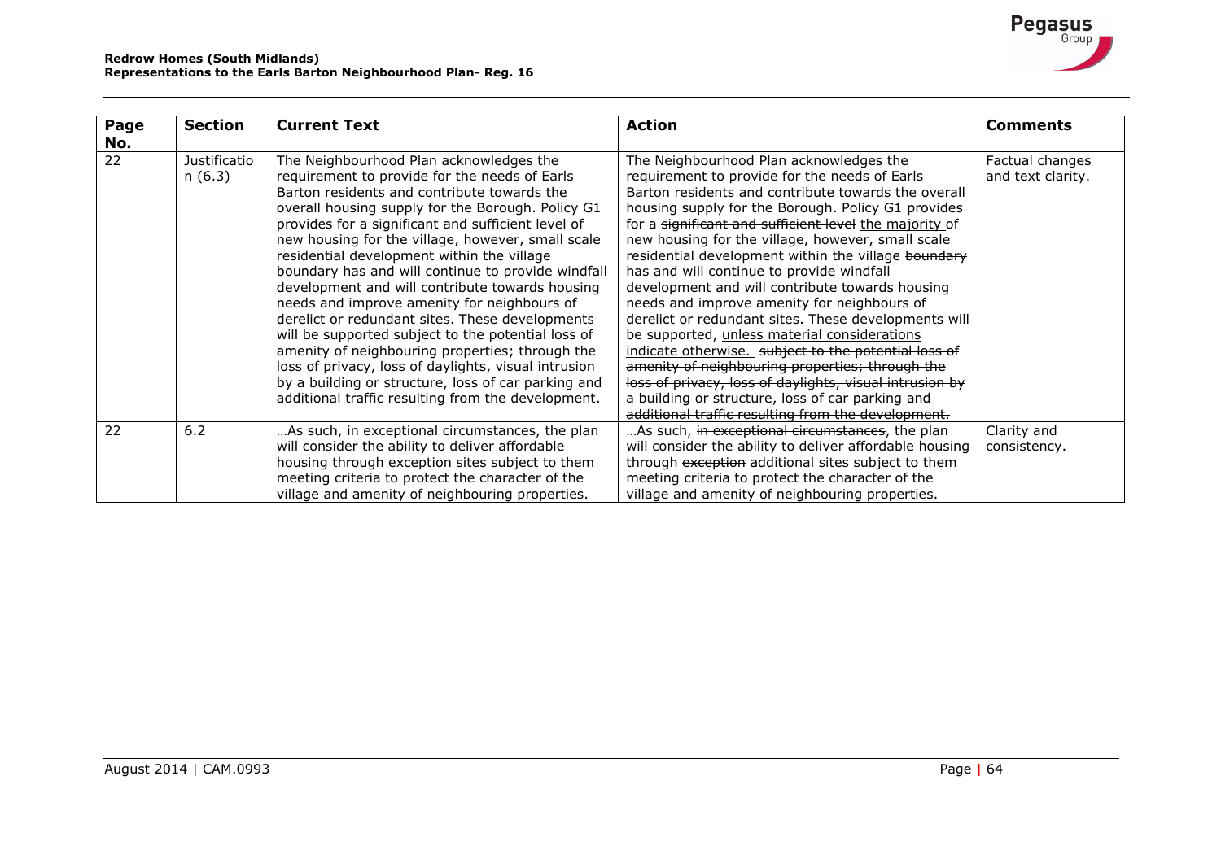| Page No. | Section | Current Text | Action | Comments |
|---|---|---|---|---|
| 22 | Justification (6.3) | The Neighbourhood Plan acknowledges the requirement to provide for the needs of Earls Barton residents and contribute towards the overall housing supply for the Borough. Policy G1 provides for a significant and sufficient level of new housing for the village, however, small scale residential development within the village boundary has and will continue to provide windfall development and will contribute towards housing needs and improve amenity for neighbours of derelict or redundant sites. These developments will be supported subject to the potential loss of amenity of neighbouring properties; through the loss of privacy, loss of daylights, visual intrusion by a building or structure, loss of car parking and additional traffic resulting from the development. | The Neighbourhood Plan acknowledges the requirement to provide for the needs of Earls Barton residents and contribute towards the overall housing supply for the Borough. Policy G1 provides for a ~~significant and sufficient level~~ <u>the majority</u> of new housing for the village, however, small scale residential development within the village ~~boundary~~ has and will continue to provide windfall development and will contribute towards housing needs and improve amenity for neighbours of derelict or redundant sites. These developments will be supported, <u>unless material considerations indicate otherwise.</u> ~~subject to the potential loss of amenity of neighbouring properties; through the loss of privacy, loss of daylights, visual intrusion by a building or structure, loss of car parking and additional traffic resulting from the development.~~ | Factual changes and text clarity. |
| 22 | 6.2 | …As such, in exceptional circumstances, the plan will consider the ability to deliver affordable housing through exception sites subject to them meeting criteria to protect the character of the village and amenity of neighbouring properties. | …As such, ~~in exceptional circumstances~~, the plan will consider the ability to deliver affordable housing through ~~exception~~ <u>additional</u> sites subject to them meeting criteria to protect the character of the village and amenity of neighbouring properties. | Clarity and consistency. |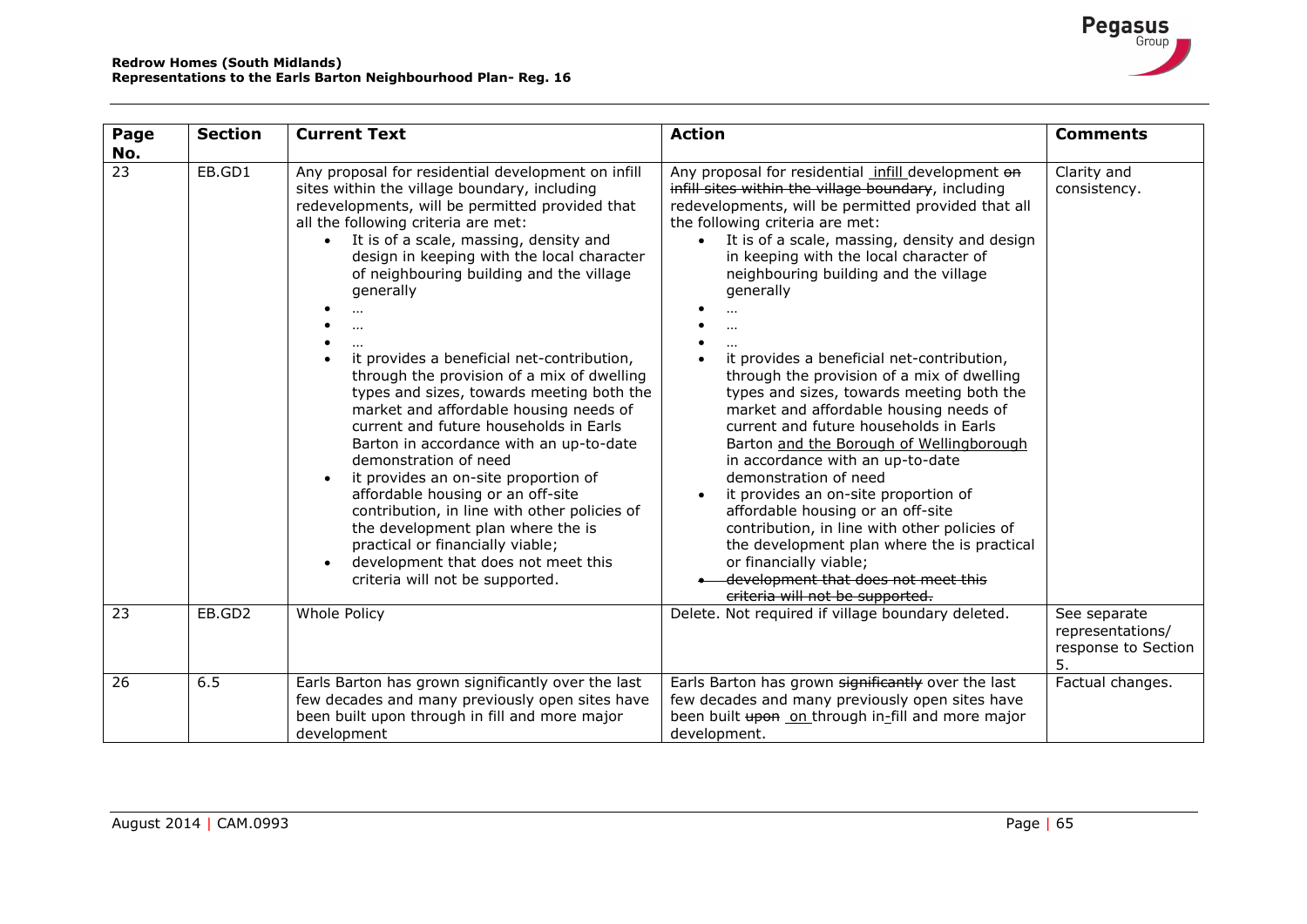| Page No. | Section | Current Text | Action | Comments |
|---|---|---|---|---|
| 23 | EB.GD1 | Any proposal for residential development on infill sites within the village boundary, including redevelopments, will be permitted provided that all the following criteria are met:<br>• It is of a scale, massing, density and design in keeping with the local character of neighbouring building and the village generally<br>• …<br>• …<br>• …<br>• it provides a beneficial net-contribution, through the provision of a mix of dwelling types and sizes, towards meeting both the market and affordable housing needs of current and future households in Earls Barton in accordance with an up-to-date demonstration of need<br>• it provides an on-site proportion of affordable housing or an off-site contribution, in line with other policies of the development plan where the is practical or financially viable;<br>• development that does not meet this criteria will not be supported. | Any proposal for residential infill development ~~on infill sites within the village boundary~~, including redevelopments, will be permitted provided that all the following criteria are met:<br>• It is of a scale, massing, density and design in keeping with the local character of neighbouring building and the village generally<br>• …<br>• …<br>• …<br>• it provides a beneficial net-contribution, through the provision of a mix of dwelling types and sizes, towards meeting both the market and affordable housing needs of current and future households in Earls Barton and the Borough of Wellingborough in accordance with an up-to-date demonstration of need<br>• it provides an on-site proportion of affordable housing or an off-site contribution, in line with other policies of the development plan where the is practical or financially viable;<br>• ~~development that does not meet this criteria will not be supported.~~ | Clarity and consistency. |
| 23 | EB.GD2 | Whole Policy | Delete. Not required if village boundary deleted. | See separate representations/ response to Section 5. |
| 26 | 6.5 | Earls Barton has grown significantly over the last few decades and many previously open sites have been built upon through in fill and more major development | Earls Barton has grown ~~significantly~~ over the last few decades and many previously open sites have been built ~~upon~~ on through in-fill and more major development. | Factual changes. |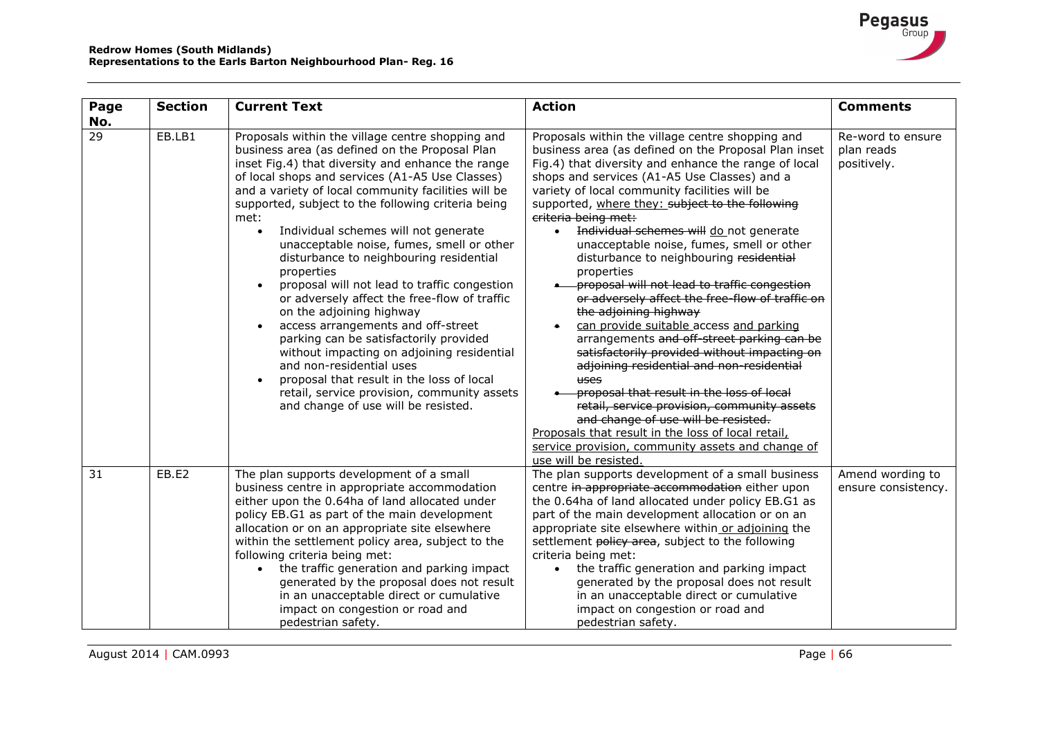| Page No. | Section | Current Text | Action | Comments |
|---|---|---|---|---|
| 29 | EB.LB1 | Proposals within the village centre shopping and business area (as defined on the Proposal Plan inset Fig.4) that diversity and enhance the range of local shops and services (A1-A5 Use Classes) and a variety of local community facilities will be supported, subject to the following criteria being met:<br>• Individual schemes will not generate unacceptable noise, fumes, smell or other disturbance to neighbouring residential properties<br>• proposal will not lead to traffic congestion or adversely affect the free-flow of traffic on the adjoining highway<br>• access arrangements and off-street parking can be satisfactorily provided without impacting on adjoining residential and non-residential uses<br>• proposal that result in the loss of local retail, service provision, community assets and change of use will be resisted. | Proposals within the village centre shopping and business area (as defined on the Proposal Plan inset Fig.4) that diversity and enhance the range of local shops and services (A1-A5 Use Classes) and a variety of local community facilities will be supported, <u>where they:</u> ~~subject to the following criteria being met:~~<br>• ~~Individual schemes will~~ <u>do</u> not generate unacceptable noise, fumes, smell or other disturbance to neighbouring ~~residential~~ properties<br>• ~~proposal will not lead to traffic congestion or adversely affect the free-flow of traffic on the adjoining highway~~<br>• <u>can provide suitable</u> access <u>and parking</u> arrangements ~~and off-street parking can be satisfactorily provided without impacting on adjoining residential and non-residential uses~~<br>• ~~proposal that result in the loss of local retail, service provision, community assets and change of use will be resisted.~~<br><u>Proposals that result in the loss of local retail, service provision, community assets and change of use will be resisted.</u> | Re-word to ensure plan reads positively. |
| 31 | EB.E2 | The plan supports development of a small business centre in appropriate accommodation either upon the 0.64ha of land allocated under policy EB.G1 as part of the main development allocation or on an appropriate site elsewhere within the settlement policy area, subject to the following criteria being met:<br>• the traffic generation and parking impact generated by the proposal does not result in an unacceptable direct or cumulative impact on congestion or road and pedestrian safety. | The plan supports development of a small business centre ~~in appropriate accommodation~~ either upon the 0.64ha of land allocated under policy EB.G1 as part of the main development allocation or on an appropriate site elsewhere within <u>or adjoining</u> the settlement ~~policy area~~, subject to the following criteria being met:<br>• the traffic generation and parking impact generated by the proposal does not result in an unacceptable direct or cumulative impact on congestion or road and pedestrian safety. | Amend wording to ensure consistency. |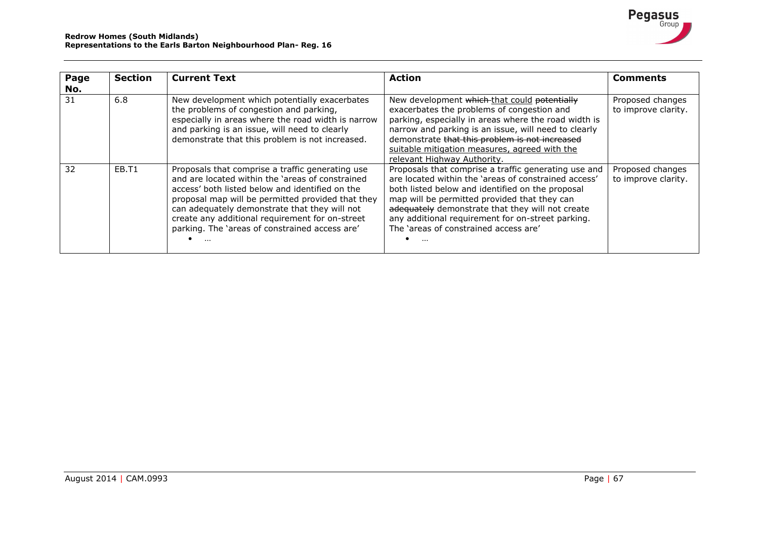| Page No. | Section | Current Text | Action | Comments |
|---|---|---|---|---|
| 31 | 6.8 | New development which potentially exacerbates the problems of congestion and parking, especially in areas where the road width is narrow and parking is an issue, will need to clearly demonstrate that this problem is not increased. | New development ~~which~~ <u>that could</u> ~~potentially~~ exacerbates the problems of congestion and parking, especially in areas where the road width is narrow and parking is an issue, will need to clearly demonstrate ~~that this problem is not increased~~ <u>suitable mitigation measures, agreed with the relevant Highway Authority</u>. | Proposed changes to improve clarity. |
| 32 | EB.T1 | Proposals that comprise a traffic generating use and are located within the 'areas of constrained access' both listed below and identified on the proposal map will be permitted provided that they can adequately demonstrate that they will not create any additional requirement for on-street parking. The 'areas of constrained access are' <br>• … | Proposals that comprise a traffic generating use and are located within the 'areas of constrained access' both listed below and identified on the proposal map will be permitted provided that they can ~~adequately~~ demonstrate that they will not create any additional requirement for on-street parking. The 'areas of constrained access are' <br>• … | Proposed changes to improve clarity. |